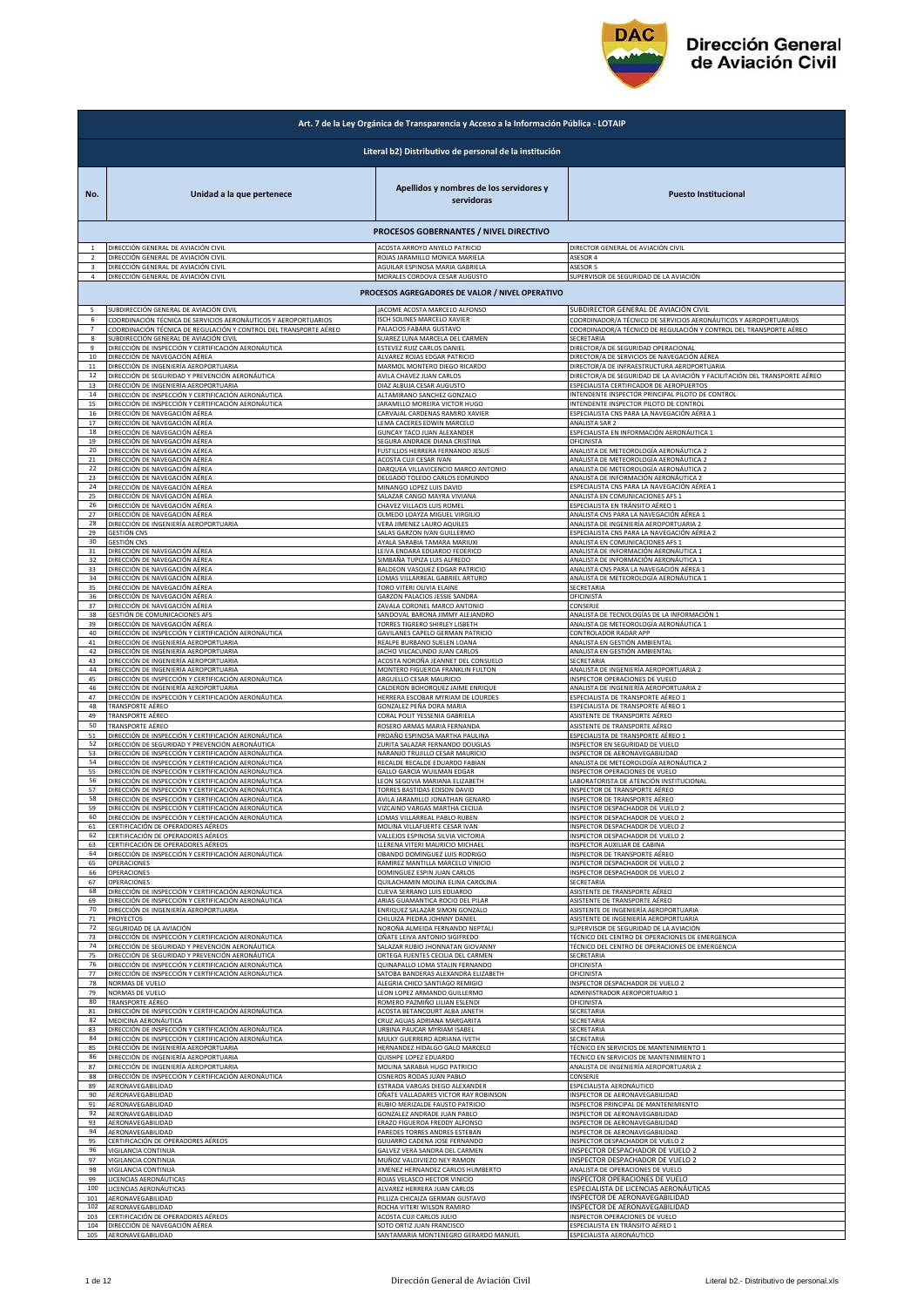# Dirección General de Aviación Civil

## Art. 7 de la Ley Orgánica de Transparencia y Acceso a la Información Pública - LOTAIP

### Literal b2) Distributivo de personal de la institución

| No. | Unidad a la que pertenece | Apellidos y nombres de los servidores y servidoras | Puesto Institucional |
|---|---|---|---|
| | **PROCESOS GOBERNANTES / NIVEL DIRECTIVO** | | |
| 1 | DIRECCIÓN GENERAL DE AVIACIÓN CIVIL | ACOSTA ARROYO ANYELO PATRICIO | DIRECTOR GENERAL DE AVIACIÓN CIVIL |
| 2 | DIRECCIÓN GENERAL DE AVIACIÓN CIVIL | ROJAS JARAMILLO MONICA MARIELA | ASESOR 4 |
| 3 | DIRECCIÓN GENERAL DE AVIACIÓN CIVIL | AGUILAR ESPINOSA MARIA GABRIELA | ASESOR 5 |
| 4 | DIRECCIÓN GENERAL DE AVIACIÓN CIVIL | MORALES CORDOVA CESAR AUGUSTO | SUPERVISOR DE SEGURIDAD DE LA AVIACIÓN |
| | **PROCESOS AGREGADORES DE VALOR / NIVEL OPERATIVO** | | |
| 5 | SUBDIRECCIÓN GENERAL DE AVIACIÓN CIVIL | JACOME ACOSTA MARCELO ALFONSO | SUBDIRECTOR GENERAL DE AVIACIÓN CIVIL |
| 6 | COORDINACIÓN TÉCNICA DE SERVICIOS AERONÁUTICOS Y AEROPORTUARIOS | ISCH SOLINES MARCELO XAVIER | COORDINADOR/A TÉCNICO DE SERVICIOS AERONÁUTICOS Y AEROPORTUARIOS |
| 7 | COORDINACIÓN TÉCNICA DE REGULACIÓN Y CONTROL DEL TRANSPORTE AÉREO | PALACIOS FABARA GUSTAVO | COORDINADOR/A TÉCNICO DE REGULACIÓN Y CONTROL DEL TRANSPORTE AÉREO |
| 8 | SUBDIRECCIÓN GENERAL DE AVIACIÓN CIVIL | SUAREZ LUNA MARCELA DEL CARMEN | SECRETARIA |
| 9 | DIRECCIÓN DE INSPECCIÓN Y CERTIFICACIÓN AERONÁUTICA | ESTEVEZ RUIZ CARLOS DANIEL | DIRECTOR/A DE SEGURIDAD OPERACIONAL |
| 10 | DIRECCIÓN DE NAVEGACIÓN AÉREA | ALVAREZ ROJAS EDGAR PATRICIO | DIRECTOR/A DE SERVICIOS DE NAVEGACIÓN AÉREA |
| 11 | DIRECCIÓN DE INGENIERÍA AEROPORTUARIA | MARMOL MONTERO DIEGO RICARDO | DIRECTOR/A DE INFRAESTRUCTURA AEROPORTUARIA |
| 12 | DIRECCIÓN DE SEGURIDAD Y PREVENCIÓN AERONÁUTICA | AVILA CHAVEZ JUAN CARLOS | DIRECTOR/A DE SEGURIDAD DE LA AVIACIÓN Y FACILITACIÓN DEL TRANSPORTE AÉREO |
| 13 | DIRECCIÓN DE INGENIERÍA AEROPORTUARIA | DIAZ ALBUJA CESAR AUGUSTO | ESPECIALISTA CERTIFICADOR DE AEROPUERTOS |
| 14 | DIRECCIÓN DE INSPECCIÓN Y CERTIFICACIÓN AERONÁUTICA | ALTAMIRANO SANCHEZ GONZALO | INTENDENTE INSPECTOR PRINCIPAL PILOTO DE CONTROL |
| 15 | DIRECCIÓN DE INSPECCIÓN Y CERTIFICACIÓN AERONÁUTICA | JARAMILLO MOREIRA VICTOR HUGO | INTENDENTE INSPECTOR PILOTO DE CONTROL |
| 16 | DIRECCIÓN DE NAVEGACIÓN AÉREA | CARVAJAL CARDENAS RAMIRO XAVIER | ESPECIALISTA CNS PARA LA NAVEGACIÓN AÉREA 1 |
| 17 | DIRECCIÓN DE NAVEGACIÓN AÉREA | LEMA CACERES EDWIN MARCELO | ANALISTA SAR 2 |
| 18 | DIRECCIÓN DE NAVEGACIÓN AÉREA | GUNCAY TACO JUAN ALEXANDER | ESPECIALISTA EN INFORMACIÓN AERONÁUTICA 1 |
| 19 | DIRECCIÓN DE NAVEGACIÓN AÉREA | SEGURA ANDRADE DIANA CRISTINA | OFICINISTA |
| 20 | DIRECCIÓN DE NAVEGACIÓN AÉREA | FUSTILLOS HERRERA FERNANDO JESUS | ANALISTA DE METEOROLOGÍA AERONÁUTICA 2 |
| 21 | DIRECCIÓN DE NAVEGACIÓN AÉREA | ACOSTA CUJI CESAR IVAN | ANALISTA DE METEOROLOGÍA AERONÁUTICA 2 |
| 22 | DIRECCIÓN DE NAVEGACIÓN AÉREA | DARQUEA VILLAVICENCIO MARCO ANTONIO | ANALISTA DE METEOROLOGÍA AERONÁUTICA 2 |
| 23 | DIRECCIÓN DE NAVEGACIÓN AÉREA | DELGADO TOLEDO CARLOS EDMUNDO | ANALISTA DE INFORMACIÓN AERONÁUTICA 2 |
| 24 | DIRECCIÓN DE NAVEGACIÓN AÉREA | MINANGO LOPEZ LUIS DAVID | ESPECIALISTA CNS PARA LA NAVEGACIÓN AÉREA 1 |
| 25 | DIRECCIÓN DE NAVEGACIÓN AÉREA | SALAZAR CANGO MAYRA VIVIANA | ANALISTA EN COMUNICACIONES AFS 1 |
| 26 | DIRECCIÓN DE NAVEGACIÓN AÉREA | CHAVEZ VILLACIS LUIS ROMEL | ESPECIALISTA EN TRÁNSITO AÉREO 1 |
| 27 | DIRECCIÓN DE NAVEGACIÓN AÉREA | OLMEDO LOAYZA MIGUEL VIRGILIO | ANALISTA CNS PARA LA NAVEGACIÓN AÉREA 1 |
| 28 | DIRECCIÓN DE INGENIERÍA AEROPORTUARIA | VERA JIMENEZ LAURO AQUILES | ANALISTA DE INGENIERÍA AEROPORTUARIA 2 |
| 29 | GESTIÓN CNS | SALAS GARZON IVAN GUILLERMO | ESPECIALISTA CNS PARA LA NAVEGACIÓN AÉREA 2 |
| 30 | GESTIÓN CNS | AYALA SARABIA TAMARA MARIUXI | ANALISTA EN COMUNICACIONES AFS 1 |
| 31 | DIRECCIÓN DE NAVEGACIÓN AÉREA | LEIVA ENDARA EDUARDO FEDERICO | ANALISTA DE INFORMACIÓN AERONÁUTICA 1 |
| 32 | DIRECCIÓN DE NAVEGACIÓN AÉREA | SIMBAÑA TUPIZA LUIS ALFREDO | ANALISTA DE INFORMACIÓN AERONÁUTICA 1 |
| 33 | DIRECCIÓN DE NAVEGACIÓN AÉREA | BALDEON VASQUEZ EDGAR PATRICIO | ANALISTA CNS PARA LA NAVEGACIÓN AÉREA 1 |
| 34 | DIRECCIÓN DE NAVEGACIÓN AÉREA | LOMAS VILLARREAL GABRIEL ARTURO | ANALISTA DE METEOROLOGÍA AERONÁUTICA 1 |
| 35 | DIRECCIÓN DE NAVEGACIÓN AÉREA | TORO VITERI OLIVIA ELAINE | SECRETARIA |
| 36 | DIRECCIÓN DE NAVEGACIÓN AÉREA | GARZON PALACIOS JESSIE SANDRA | OFICINISTA |
| 37 | DIRECCIÓN DE NAVEGACIÓN AÉREA | ZAVALA CORONEL MARCO ANTONIO | CONSERJE |
| 38 | GESTIÓN DE COMUNICACIONES AFS | SANDOVAL BARONA JIMMY ALEJANDRO | ANALISTA DE TECNOLOGÍAS DE LA INFORMACIÓN 1 |
| 39 | DIRECCIÓN DE NAVEGACIÓN AÉREA | TORRES TIGRERO SHIRLEY LISBETH | ANALISTA DE METEOROLOGÍA AERONÁUTICA 1 |
| 40 | DIRECCIÓN DE INSPECCIÓN Y CERTIFICACIÓN AERONÁUTICA | GAVILANES CAPELO GERMAN PATRICIO | CONTROLADOR RADAR APP |
| 41 | DIRECCIÓN DE INGENIERÍA AEROPORTUARIA | REALPE BURBANO SUELEN LOANA | ANALISTA EN GESTIÓN AMBIENTAL |
| 42 | DIRECCIÓN DE INGENIERÍA AEROPORTUARIA | JACHO VILCACUNDO JUAN CARLOS | ANALISTA EN GESTIÓN AMBIENTAL |
| 43 | DIRECCIÓN DE INGENIERÍA AEROPORTUARIA | ACOSTA NOROÑA JEANNET DEL CONSUELO | SECRETARIA |
| 44 | DIRECCIÓN DE INGENIERÍA AEROPORTUARIA | MONTERO FIGUEROA FRANKLIN FULTON | ANALISTA DE INGENIERÍA AEROPORTUARIA 2 |
| 45 | DIRECCIÓN DE INSPECCIÓN Y CERTIFICACIÓN AERONÁUTICA | ARGUELLO CESAR MAURICIO | INSPECTOR OPERACIONES DE VUELO |
| 46 | DIRECCIÓN DE INGENIERÍA AEROPORTUARIA | CALDERON BOHORQUEZ JAIME ENRIQUE | ANALISTA DE INGENIERÍA AEROPORTUARIA 2 |
| 47 | DIRECCIÓN DE INSPECCIÓN Y CERTIFICACIÓN AERONÁUTICA | HERRERA ESCOBAR MYRIAM DE LOURDES | ESPECIALISTA DE TRANSPORTE AÉREO 1 |
| 48 | TRANSPORTE AÉREO | GONZALEZ PEÑA DORA MARIA | ESPECIALISTA DE TRANSPORTE AÉREO 1 |
| 49 | TRANSPORTE AÉREO | CORAL POLIT YESSENIA GABRIELA | ASISTENTE DE TRANSPORTE AÉREO |
| 50 | TRANSPORTE AÉREO | ROSERO ARMAS MARIA FERNANDA | ASISTENTE DE TRANSPORTE AÉREO |
| 51 | DIRECCIÓN DE INSPECCIÓN Y CERTIFICACIÓN AERONÁUTICA | PROAÑO ESPINOSA MARTHA PAULINA | ESPECIALISTA DE TRANSPORTE AÉREO 1 |
| 52 | DIRECCIÓN DE SEGURIDAD Y PREVENCIÓN AERONÁUTICA | ZURITA SALAZAR FERNANDO DOUGLAS | INSPECTOR EN SEGURIDAD DE VUELO |
| 53 | DIRECCIÓN DE INSPECCIÓN Y CERTIFICACIÓN AERONÁUTICA | NARANJO TRUJILLO CESAR MAURICIO | INSPECTOR DE AERONAVEGABILIDAD |
| 54 | DIRECCIÓN DE INSPECCIÓN Y CERTIFICACIÓN AERONÁUTICA | RECALDE RECALDE EDUARDO FABIAN | ANALISTA DE METEOROLOGÍA AERONÁUTICA 2 |
| 55 | DIRECCIÓN DE INSPECCIÓN Y CERTIFICACIÓN AERONÁUTICA | GALLO GARCIA WUILMAN EDGAR | INSPECTOR OPERACIONES DE VUELO |
| 56 | DIRECCIÓN DE INSPECCIÓN Y CERTIFICACIÓN AERONÁUTICA | LEON SEGOVIA MARIANA ELIZABETH | LABORATORISTA DE ATENCIÓN INSTITUCIONAL |
| 57 | DIRECCIÓN DE INSPECCIÓN Y CERTIFICACIÓN AERONÁUTICA | TORRES BASTIDAS EDISON DAVID | INSPECTOR DE TRANSPORTE AÉREO |
| 58 | DIRECCIÓN DE INSPECCIÓN Y CERTIFICACIÓN AERONÁUTICA | AVILA JARAMILLO JONATHAN GENARO | INSPECTOR DE TRANSPORTE AÉREO |
| 59 | DIRECCIÓN DE INSPECCIÓN Y CERTIFICACIÓN AERONÁUTICA | VIZCAINO VARGAS MARTHA CECILIA | INSPECTOR DESPACHADOR DE VUELO 2 |
| 60 | DIRECCIÓN DE INSPECCIÓN Y CERTIFICACIÓN AERONÁUTICA | LOMAS VILLARREAL PABLO RUBEN | INSPECTOR DESPACHADOR DE VUELO 2 |
| 61 | CERTIFICACIÓN DE OPERADORES AÉREOS | MOLINA VILLAFUERTE CESAR IVAN | INSPECTOR DESPACHADOR DE VUELO 2 |
| 62 | CERTIFICACIÓN DE OPERADORES AÉREOS | VALLEJOS ESPINOSA SILVIA VICTORIA | INSPECTOR DESPACHADOR DE VUELO 2 |
| 63 | CERTIFICACIÓN DE OPERADORES AÉREOS | LLERENA VITERI MAURICIO MICHAEL | INSPECTOR AUXILIAR DE CABINA |
| 64 | DIRECCIÓN DE INSPECCIÓN Y CERTIFICACIÓN AERONÁUTICA | OBANDO DOMINGUEZ LUIS RODRIGO | INSPECTOR DE TRANSPORTE AÉREO |
| 65 | OPERACIONES | RAMIREZ MANTILLA MARCELO VINICIO | INSPECTOR DESPACHADOR DE VUELO 2 |
| 66 | OPERACIONES | DOMINGUEZ ESPIN JUAN CARLOS | INSPECTOR DESPACHADOR DE VUELO 2 |
| 67 | OPERACIONES | QUILACHAMIN MOLINA ELINA CAROLINA | SECRETARIA |
| 68 | DIRECCIÓN DE INSPECCIÓN Y CERTIFICACIÓN AERONÁUTICA | CUEVA SERRANO LUIS EDUARDO | ASISTENTE DE TRANSPORTE AÉREO |
| 69 | DIRECCIÓN DE INSPECCIÓN Y CERTIFICACIÓN AERONÁUTICA | ARIAS GUAMANTICA ROCIO DEL PILAR | ASISTENTE DE TRANSPORTE AÉREO |
| 70 | DIRECCIÓN DE INGENIERÍA AEROPORTUARIA | ENRIQUEZ SALAZAR SIMON GONZALO | ASISTENTE DE INGENIERÍA AEROPORTUARIA |
| 71 | PROYECTOS | CHILUIZA PIEDRA JOHNNY DANIEL | ASISTENTE DE INGENIERÍA AEROPORTUARIA |
| 72 | SEGURIDAD DE LA AVIACIÓN | NOROÑA ALMEIDA FERNANDO NEPTALI | SUPERVISOR DE SEGURIDAD DE LA AVIACIÓN |
| 73 | DIRECCIÓN DE INSPECCIÓN Y CERTIFICACIÓN AERONÁUTICA | OÑATE LEIVA ANTONIO SIGIFREDO | TÉCNICO DEL CENTRO DE OPERACIONES DE EMERGENCIA |
| 74 | DIRECCIÓN DE SEGURIDAD Y PREVENCIÓN AERONÁUTICA | SALAZAR RUBIO JHONNATAN GIOVANNY | TÉCNICO DEL CENTRO DE OPERACIONES DE EMERGENCIA |
| 75 | DIRECCIÓN DE SEGURIDAD Y PREVENCIÓN AERONÁUTICA | ORTEGA FUENTES CECILIA DEL CARMEN | SECRETARIA |
| 76 | DIRECCIÓN DE INSPECCIÓN Y CERTIFICACIÓN AERONÁUTICA | QUINAPALLO LOMA STALIN FERNANDO | OFICINISTA |
| 77 | DIRECCIÓN DE INSPECCIÓN Y CERTIFICACIÓN AERONÁUTICA | SATOBA BANDERAS ALEXANDRA ELIZABETH | OFICINISTA |
| 78 | NORMAS DE VUELO | ALEGRIA CHICO SANTIAGO REMIGIO | INSPECTOR DESPACHADOR DE VUELO 2 |
| 79 | NORMAS DE VUELO | LEON LOPEZ ARMANDO GUILLERMO | ADMINISTRADOR AEROPORTUARIO 1 |
| 80 | TRANSPORTE AÉREO | ROMERO PAZMIÑO LILIAN ESLENDI | OFICINISTA |
| 81 | DIRECCIÓN DE INSPECCIÓN Y CERTIFICACIÓN AERONÁUTICA | ACOSTA BETANCOURT ALBA JANETH | SECRETARIA |
| 82 | MEDICINA AERONÁUTICA | CRUZ AGUAS ADRIANA MARGARITA | SECRETARIA |
| 83 | DIRECCIÓN DE INSPECCIÓN Y CERTIFICACIÓN AERONÁUTICA | URBINA PAUCAR MYRIAM ISABEL | SECRETARIA |
| 84 | DIRECCIÓN DE INSPECCIÓN Y CERTIFICACIÓN AERONÁUTICA | MULKY GUERRERO ADRIANA IVETH | SECRETARIA |
| 85 | DIRECCIÓN DE INGENIERÍA AEROPORTUARIA | HERNANDEZ HIDALGO GALO MARCELO | TÉCNICO EN SERVICIOS DE MANTENIMIENTO 1 |
| 86 | DIRECCIÓN DE INGENIERÍA AEROPORTUARIA | QUISHPE LOPEZ EDUARDO | TÉCNICO EN SERVICIOS DE MANTENIMIENTO 1 |
| 87 | DIRECCIÓN DE INGENIERÍA AEROPORTUARIA | MOLINA SARABIA HUGO PATRICIO | ANALISTA DE INGENIERÍA AEROPORTUARIA 2 |
| 88 | DIRECCIÓN DE INSPECCIÓN Y CERTIFICACIÓN AERONÁUTICA | CISNEROS RODAS JUAN PABLO | CONSERJE |
| 89 | AERONAVEGABILIDAD | ESTRADA VARGAS DIEGO ALEXANDER | ESPECIALISTA AERONÁUTICO |
| 90 | AERONAVEGABILIDAD | OÑATE VALLADARES VICTOR RAY ROBINSON | INSPECTOR DE AERONAVEGABILIDAD |
| 91 | AERONAVEGABILIDAD | RUBIO MERIZALDE FAUSTO PATRICIO | INSPECTOR PRINCIPAL DE MANTENIMIENTO |
| 92 | AERONAVEGABILIDAD | GONZALEZ ANDRADE JUAN PABLO | INSPECTOR DE AERONAVEGABILIDAD |
| 93 | AERONAVEGABILIDAD | ERAZO FIGUEROA FREDDY ALFONSO | INSPECTOR DE AERONAVEGABILIDAD |
| 94 | AERONAVEGABILIDAD | PAREDES TORRES ANDRES ESTEBAN | INSPECTOR DE AERONAVEGABILIDAD |
| 95 | CERTIFICACIÓN DE OPERADORES AÉREOS | GUIJARRO CADENA JOSE FERNANDO | INSPECTOR DESPACHADOR DE VUELO 2 |
| 96 | VIGILANCIA CONTINUA | GALVEZ VERA SANDRA DEL CARMEN | INSPECTOR DESPACHADOR DE VUELO 2 |
| 97 | VIGILANCIA CONTINUA | MUÑOZ VALDIVIEZO NEY RAMON | INSPECTOR DESPACHADOR DE VUELO 2 |
| 98 | VIGILANCIA CONTINUA | JIMENEZ HERNANDEZ CARLOS HUMBERTO | ANALISTA DE OPERACIONES DE VUELO |
| 99 | LICENCIAS AERONÁUTICAS | ROJAS VELASCO HECTOR VINICIO | INSPECTOR OPERACIONES DE VUELO |
| 100 | LICENCIAS AERONÁUTICAS | ALVAREZ HERRERA JUAN CARLOS | ESPECIALISTA DE LICENCIAS AERONÁUTICAS |
| 101 | AERONAVEGABILIDAD | PILLIZA CHICAIZA GERMAN GUSTAVO | INSPECTOR DE AERONAVEGABILIDAD |
| 102 | AERONAVEGABILIDAD | ROCHA VITERI WILSON RAMIRO | INSPECTOR DE AERONAVEGABILIDAD |
| 103 | CERTIFICACIÓN DE OPERADORES AÉREOS | ACOSTA CUJI CARLOS JULIO | INSPECTOR OPERACIONES DE VUELO |
| 104 | DIRECCIÓN DE NAVEGACIÓN AÉREA | SOTO ORTIZ JUAN FRANCISCO | ESPECIALISTA EN TRÁNSITO AÉREO 1 |
| 105 | AERONAVEGABILIDAD | SANTAMARIA MONTENEGRO GERARDO MANUEL | ESPECIALISTA AERONÁUTICO |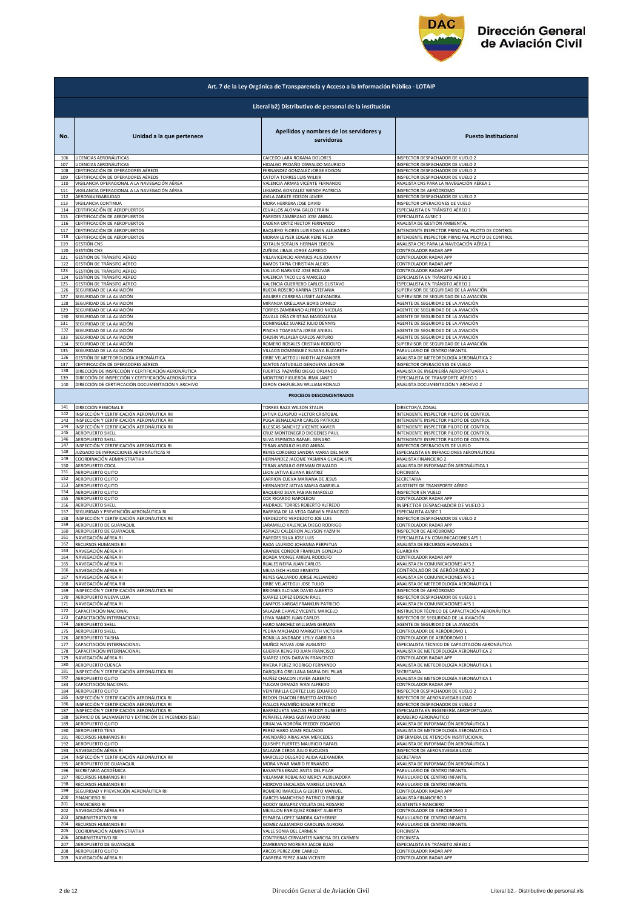# Dirección General de Aviación Civil

## Art. 7 de la Ley Orgánica de Transparencia y Acceso a la Información Pública - LOTAIP

### Literal b2) Distributivo de personal de la institución

| No. | Unidad a la que pertenece | Apellidos y nombres de los servidores y servidoras | Puesto Institucional |
|---|---|---|---|
| 106 | LICENCIAS AERONÁUTICAS | CAICEDO LARA ROXANA DOLORES | INSPECTOR DESPACHADOR DE VUELO 2 |
| 107 | LICENCIAS AERONÁUTICAS | HIDALGO PROAÑO OSWALDO MAURICIO | INSPECTOR DESPACHADOR DE VUELO 2 |
| 108 | CERTIFICACIÓN DE OPERADORES AÉREOS | FERNANDEZ GONZALEZ JORGE EDISON | INSPECTOR DESPACHADOR DE VUELO 2 |
| 109 | CERTIFICACIÓN DE OPERADORES AÉREOS | CATOTA TORRES LUIS WILKIR | INSPECTOR DESPACHADOR DE VUELO 2 |
| 110 | VIGILANCIA OPERACIONAL A LA NAVEGACIÓN AÉREA | VALENCIA ARMAS VICENTE FERNANDO | ANALISTA CNS PARA LA NAVEGACIÓN AÉREA 1 |
| 111 | VIGILANCIA OPERACIONAL A LA NAVEGACIÓN AÉREA | LEGARDA GONZALEZ WENDY PATRICIA | INSPECTOR DE AERÓDROMO |
| 112 | AERONAVEGABILIDAD | AVILA ZARATE EDISON JAVIER | INSPECTOR DESPACHADOR DE VUELO 2 |
| 113 | VIGILANCIA CONTINUA | MORA HERRERA JOSE DAVID | INSPECTOR OPERACIONES DE VUELO |
| 114 | CERTIFICACIÓN DE AEROPUERTOS | CEVALLOS ALOMIA GALO EFRAIN | ESPECIALISTA EN TRÁNSITO AÉREO 1 |
| 115 | CERTIFICACIÓN DE AEROPUERTOS | PAREDES ZAMBRANO JOSE ANIBAL | ESPECIALISTA AVSEC 1 |
| 116 | CERTIFICACIÓN DE AEROPUERTOS | CADENA ORTIZ HECTOR FERNANDO | ANALISTA DE GESTIÓN AMBIENTAL |
| 117 | CERTIFICACIÓN DE AEROPUERTOS | BAQUERO FLORES LUIS EDWIN ALEJANDRO | INTENDENTE INSPECTOR PRINCIPAL PILOTO DE CONTROL |
| 118 | CERTIFICACIÓN DE AEROPUERTOS | MORAN LEYSER EDGAR RENE FELIX | INTENDENTE INSPECTOR PRINCIPAL PILOTO DE CONTROL |
| 119 | GESTIÓN CNS | SOTALIN SOTALIN HERNAN EDISON | ANALISTA CNS PARA LA NAVEGACIÓN AÉREA 1 |
| 120 | GESTIÓN CNS | ZUÑIGA JIBAJA JORGE ALFREDO | CONTROLADOR RADAR APP |
| 121 | GESTIÓN DE TRÁNSITO AÉREO | VILLAVICENCIO ARMIJOS ALIS JOWANY | CONTROLADOR RADAR APP |
| 122 | GESTIÓN DE TRÁNSITO AÉREO | RAMOS TAPIA CHRISTIAN ALEXIS | CONTROLADOR RADAR APP |
| 123 | GESTIÓN DE TRÁNSITO AÉREO | VALLEJO NARVAEZ JOSE BOLIVAR | CONTROLADOR RADAR APP |
| 124 | GESTIÓN DE TRÁNSITO AÉREO | VALENCIA TACO LUIS MARCELO | ESPECIALISTA EN TRÁNSITO AÉREO 1 |
| 125 | GESTIÓN DE TRÁNSITO AÉREO | VALENCIA GUERRERO CARLOS GUSTAVO | ESPECIALISTA EN TRÁNSITO AÉREO 1 |
| 126 | SEGURIDAD DE LA AVIACIÓN | RUEDA ROSERO KARINA ESTEFANIA | SUPERVISOR DE SEGURIDAD DE LA AVIACIÓN |
| 127 | SEGURIDAD DE LA AVIACIÓN | AGUIRRE CARRERA LISSET ALEXANDRA | SUPERVISOR DE SEGURIDAD DE LA AVIACIÓN |
| 128 | SEGURIDAD DE LA AVIACIÓN | MIRANDA ORELLANA BORIS DANILO | AGENTE DE SEGURIDAD DE LA AVIACIÓN |
| 129 | SEGURIDAD DE LA AVIACIÓN | TORRES ZAMBRANO ALFREDO NICOLAS | AGENTE DE SEGURIDAD DE LA AVIACIÓN |
| 130 | SEGURIDAD DE LA AVIACIÓN | ZAVALA OÑA CRISTINA MAGDALENA | AGENTE DE SEGURIDAD DE LA AVIACIÓN |
| 131 | SEGURIDAD DE LA AVIACIÓN | DOMINGUEZ SUAREZ JULIO DENNYS | AGENTE DE SEGURIDAD DE LA AVIACIÓN |
| 132 | SEGURIDAD DE LA AVIACIÓN | PINCHA TOAPANTA JORGE ANIBAL | AGENTE DE SEGURIDAD DE LA AVIACIÓN |
| 133 | SEGURIDAD DE LA AVIACIÓN | CHUSIN VILLALBA CARLOS ARTURO | AGENTE DE SEGURIDAD DE LA AVIACIÓN |
| 134 | SEGURIDAD DE LA AVIACIÓN | ROMERO ROSALES CRISTIAN RODOLFO | SUPERVISOR DE SEGURIDAD DE LA AVIACIÓN |
| 135 | SEGURIDAD DE LA AVIACIÓN | VILLACIS DOMINGUEZ SUSANA ELIZABETH | PARVULARIO DE CENTRO INFANTIL |
| 136 | GESTIÓN DE METEOROLOGÍA AERONÁUTICA | ORBE VELASTEGUI NIKITH ALEXANDER | ANALISTA DE METEOROLOGÍA AERONÁUTICA 2 |
| 137 | CERTIFICACIÓN DE OPERADORES AÉREOS | SANTOS ASTUDILLO GENOVEVA LEONOR | INSPECTOR OPERACIONES DE VUELO |
| 138 | DIRECCIÓN DE INSPECCIÓN Y CERTIFICACIÓN AERONÁUTICA | FUERTES PAZMIÑO DIEGO ORLANDO | ANALISTA DE INGENIERÍA AEROPORTUARIA 1 |
| 139 | DIRECCIÓN DE INSPECCIÓN Y CERTIFICACIÓN AERONÁUTICA | MONTERO FIGUEROA IRMA JANET | ESPECIALISTA DE TRANSPORTE AÉREO 1 |
| 140 | DIRECCIÓN DE CERTIFICACIÓN DOCUMENTACIÓN Y ARCHIVO | CERON CHAFUELAN WILLIAM RONALD | ANALISTA DOCUMENTACIÓN Y ARCHIVO 2 |
| | **PROCESOS DESCONCENTRADOS** | | |
| 141 | DIRECCIÓN REGIONAL II | TORRES RAZA WILSON STALIN | DIRECTOR/A ZONAL |
| 142 | INSPECCIÓN Y CERTIFICACIÓN AERONÁUTICA RII | JATIVA CUASPUD HECTOR CRISTOBAL | INTENDENTE INSPECTOR PILOTO DE CONTROL |
| 143 | INSPECCIÓN Y CERTIFICACIÓN AERONÁUTICA RII | PUGA BENALCAZAR CARLOS PATRICIO | INTENDENTE INSPECTOR PILOTO DE CONTROL |
| 144 | INSPECCIÓN Y CERTIFICACIÓN AERONÁUTICA RII | ILLESCAS SANCHEZ VICENTE XAVIER | INTENDENTE INSPECTOR PILOTO DE CONTROL |
| 145 | AEROPUERTO SHELL | CRUZ MONTENEGRO DIOGENES PAUL | INTENDENTE INSPECTOR PILOTO DE CONTROL |
| 146 | AEROPUERTO SHELL | SILVA ESPINOSA RAFAEL GENARO | INTENDENTE INSPECTOR PILOTO DE CONTROL |
| 147 | INSPECCIÓN Y CERTIFICACIÓN AERONÁUTICA RI | TERAN ANGULO HUGO ANIBAL | INSPECTOR OPERACIONES DE VUELO |
| 148 | JUZGADO DE INFRACCIONES AERONÁUTICAS RI | REYES CORDERO SANDRA MARIA DEL MAR | ESPECIALISTA EN INFRACCIONES AERONÁUTICAS |
| 149 | COORDINACIÓN ADMINISTRATIVA | HERNANDEZ JACOME YASMINA GUADALUPE | ANALISTA FINANCIERO 2 |
| 150 | AEROPUERTO COCA | TERAN ANGULO GERMAN OSWALDO | ANALISTA DE INFORMACIÓN AERONÁUTICA 1 |
| 151 | AEROPUERTO QUITO | LEON JATIVA ELIANA BEATRIZ | OFICINISTA |
| 152 | AEROPUERTO QUITO | CARRION CUEVA MARIANA DE JESUS | SECRETARIA |
| 153 | AEROPUERTO QUITO | HERNANDEZ JATIVA MARIA GABRIELA | ASISTENTE DE TRANSPORTE AÉREO |
| 154 | AEROPUERTO QUITO | BAQUERO SILVA FABIAN MARCELO | INSPECTOR EN VUELO |
| 155 | AEROPUERTO QUITO | COX RICARDO NAPOLEON | CONTROLADOR RADAR APP |
| 156 | AEROPUERTO SHELL | ANDRADE TORRES ROBERTO ALFREDO | INSPECTOR DESPACHADOR DE VUELO 2 |
| 157 | SEGURIDAD Y PREVENCIÓN AERONÁUTICA RI | BARRIGA DE LA VEGA DARWIN FRANCISCO | ESPECIALISTA AVSEC 1 |
| 158 | INSPECCIÓN Y CERTIFICACIÓN AERONÁUTICA RII | VERDEZOTO VERDEZOTO JOE LUIS | INSPECTOR DESPACHADOR DE VUELO 2 |
| 159 | AEROPUERTO DE GUAYAQUIL | JARAMILLO VALENCIA DIEGO RODRIGO | CONTROLADOR RADAR APP |
| 160 | AEROPUERTO DE GUAYAQUIL | ASPIAZU CALDERON ALLYSON YAZMIN | INSPECTOR DE AERÓDROMO |
| 161 | NAVEGACIÓN AÉREA RI | PAREDES SILVA JOSE LUIS | ESPECIALISTA EN COMUNICACIONES AFS 1 |
| 162 | RECURSOS HUMANOS RII | RADA LAURIDO JOHANNA PERPETUA | ANALISTA DE RECURSOS HUMANOS 1 |
| 163 | NAVEGACIÓN AÉREA RI | GRANDE CONDOR FRANKLIN GONZALO | GUARDIÁN |
| 164 | NAVEGACIÓN AÉREA RI | BOADA MONGE ANIBAL RODOLFO | CONTROLADOR RADAR APP |
| 165 | NAVEGACIÓN AÉREA RI | RUALES NEIRA JUAN CARLOS | ANALISTA EN COMUNICACIONES AFS 2 |
| 166 | NAVEGACIÓN AÉREA RI | MEJIA ISCH HUGO ERNESTO | CONTROLADOR DE AERÓDROMO 2 |
| 167 | NAVEGACIÓN AÉREA RI | REYES GALLARDO JORGE ALEJANDRO | ANALISTA EN COMUNICACIONES AFS 1 |
| 168 | NAVEGACIÓN AÉREA RIII | ORBE VELASTEGUI JOSE TULIO | ANALISTA DE METEOROLOGÍA AERONÁUTICA 1 |
| 169 | INSPECCIÓN Y CERTIFICACIÓN AERONÁUTICA RII | BRIONES ALCIVAR DAVID ALBERTO | INSPECTOR DE AERÓDROMO |
| 170 | AEROPUERTO NUEVA LOJA | SUAREZ LOPEZ EDISON RAUL | INSPECTOR DESPACHADOR DE VUELO 1 |
| 171 | NAVEGACIÓN AÉREA RI | CAMPOS VARGAS FRANKLIN PATRICIO | ANALISTA EN COMUNICACIONES AFS 1 |
| 172 | CAPACITACIÓN NACIONAL | SALAZAR CHAVEZ VICENTE MARCELO | INSTRUCTOR TÉCNICO DE CAPACITACIÓN AERONÁUTICA |
| 173 | CAPACITACIÓN INTERNACIONAL | LEIVA RAMOS JUAN CARLOS | INSPECTOR DE SEGURIDAD DE LA AVIACIÓN |
| 174 | AEROPUERTO SHELL | HARO SANCHEZ WILLIAMS GERMAN | AGENTE DE SEGURIDAD DE LA AVIACIÓN |
| 175 | AEROPUERTO SHELL | YEDRA MACHADO MARGOTH VICTORIA | CONTROLADOR DE AERÓDROMO 1 |
| 176 | AEROPUERTO TAISHA | BONILLA ANDRADE LESLY GABRIELA | CONTROLADOR DE AERÓDROMO 1 |
| 177 | CAPACITACIÓN INTERNACIONAL | MUÑOZ NAVAS JOSE AUGUSTO | ESPECIALISTA TÉCNICO DE CAPACITACIÓN AERONÁUTICA |
| 178 | CAPACITACIÓN INTERNACIONAL | GUERRA RENGIFO JUAN FRANCISCO | ANALISTA DE METEOROLOGÍA AERONÁUTICA 2 |
| 179 | NAVEGACIÓN AÉREA RI | SUAREZ LEON DARWIN FRANCISCO | CONTROLADOR RADAR APP |
| 180 | AEROPUERTO CUENCA | RIVERA PEREZ RODRIGO FERNANDO | ANALISTA DE METEOROLOGÍA AERONÁUTICA 1 |
| 181 | INSPECCIÓN Y CERTIFICACIÓN AERONÁUTICA RII | DARQUEA ORELLANA MARIA DEL PILAR | SECRETARIA |
| 182 | AEROPUERTO QUITO | NUÑEZ CHACON JAVIER ALBERTO | ANALISTA DE METEOROLOGÍA AERONÁUTICA 1 |
| 183 | CAPACITACIÓN NACIONAL | TULCAN ORMAZA IVAN ALFREDO | CONTROLADOR RADAR APP |
| 184 | AEROPUERTO QUITO | VEINTIMILLA CORTEZ LUIS EDUARDO | INSPECTOR DESPACHADOR DE VUELO 2 |
| 185 | INSPECCIÓN Y CERTIFICACIÓN AERONÁUTICA RI | BEDON CHACON ERNESTO ANTONIO | INSPECTOR DE AERONAVEGABILIDAD |
| 186 | INSPECCIÓN Y CERTIFICACIÓN AERONÁUTICA RI | FIALLOS PAZMIÑO EDGAR PATRICIO | INSPECTOR DESPACHADOR DE VUELO 2 |
| 187 | INSPECCIÓN Y CERTIFICACIÓN AERONÁUTICA RI | BARREZUETA MACIAS FREDDY AUSBERTO | ESPECIALISTA EN INGENIERÍA AEROPORTUARIA |
| 188 | SERVICIO DE SALVAMENTO Y EXTINCIÓN DE INCENDIOS (SSEI) | PEÑAFIEL ARIAS GUSTAVO DARIO | BOMBERO AERONÁUTICO |
| 189 | AEROPUERTO QUITO | GRIJALVA NOROÑA FREDDY EDGARDO | ANALISTA DE INFORMACIÓN AERONÁUTICA 1 |
| 190 | AEROPUERTO TENA | PEREZ HARO JAIME ROLANDO | ANALISTA DE METEOROLOGÍA AERONÁUTICA 1 |
| 191 | RECURSOS HUMANOS RII | AVENDAÑO ARIAS ANA MERCEDES | ENFERMERA DE ATENCIÓN INSTITUCIONAL |
| 192 | AEROPUERTO QUITO | QUISHPE FUERTES MAURICIO RAFAEL | ANALISTA DE INFORMACIÓN AERONÁUTICA 1 |
| 193 | NAVEGACIÓN AÉREA RI | SALAZAR CERDA JULIO EUCLIDES | INSPECTOR DE AERONAVEGABILIDAD |
| 194 | INSPECCIÓN Y CERTIFICACIÓN AERONÁUTICA RII | MARCILLO DELGADO ALIDA ALEXANDRA | SECRETARIA |
| 195 | AEROPUERTO DE GUAYAQUIL | MORA VIVAR MARIO FERNANDO | ANALISTA DE INFORMACIÓN AERONÁUTICA 1 |
| 196 | SECRETARIA ACADÉMICA | BASANTES ERAZO ANITA DEL PILAR | PARVULARIO DE CENTRO INFANTIL |
| 197 | RECURSOS HUMANOS RII | VILLAMAR ROBALINO MERCY AUXILIADORA | PARVULARIO DE CENTRO INFANTIL |
| 198 | RECURSOS HUMANOS RII | HIDROVO ENCALADA MARIELA LINDMILA | PARVULARIO DE CENTRO INFANTIL |
| 199 | SEGURIDAD Y PREVENCIÓN AERONÁUTICA RII | ROMERO IMAICELA GILBERTO MANUEL | CONTROLADOR RADAR APP |
| 200 | FINANCIERO RI | GARCES MANCHENO PATRICIO ENRIQUE | ANALISTA FINANCIERO 3 |
| 201 | FINANCIERO RI | GODOY GUALPAZ VIOLETA DEL ROSARIO | ASISTENTE FINANCIERO |
| 202 | NAVEGACIÓN AÉREA RII | MEJILLON ENRIQUEZ ROBERT ALBERTO | CONTROLADOR DE AERÓDROMO 2 |
| 203 | ADMINISTRATIVO RII | ESPARZA LOPEZ SANDRA KATHERINE | PARVULARIO DE CENTRO INFANTIL |
| 204 | RECURSOS HUMANOS RII | GOMEZ ALEJANDRO CAROLINA AURORA | PARVULARIO DE CENTRO INFANTIL |
| 205 | COORDINACIÓN ADMINISTRATIVA | VALLE SONIA DEL CARMEN | OFICINISTA |
| 206 | ADMINISTRATIVO RII | CONTRERAS CERVANTES NARCISA DEL CARMEN | OFICINISTA |
| 207 | AEROPUERTO DE GUAYAQUIL | ZAMBRANO MOREIRA JACOB ELIAS | ESPECIALISTA EN TRÁNSITO AÉREO 1 |
| 208 | AEROPUERTO QUITO | ARCOS PEREZ JONI CAMILO | CONTROLADOR RADAR APP |
| 209 | NAVEGACIÓN AÉREA RI | CABRERA YEPEZ JUAN VICENTE | CONTROLADOR RADAR APP |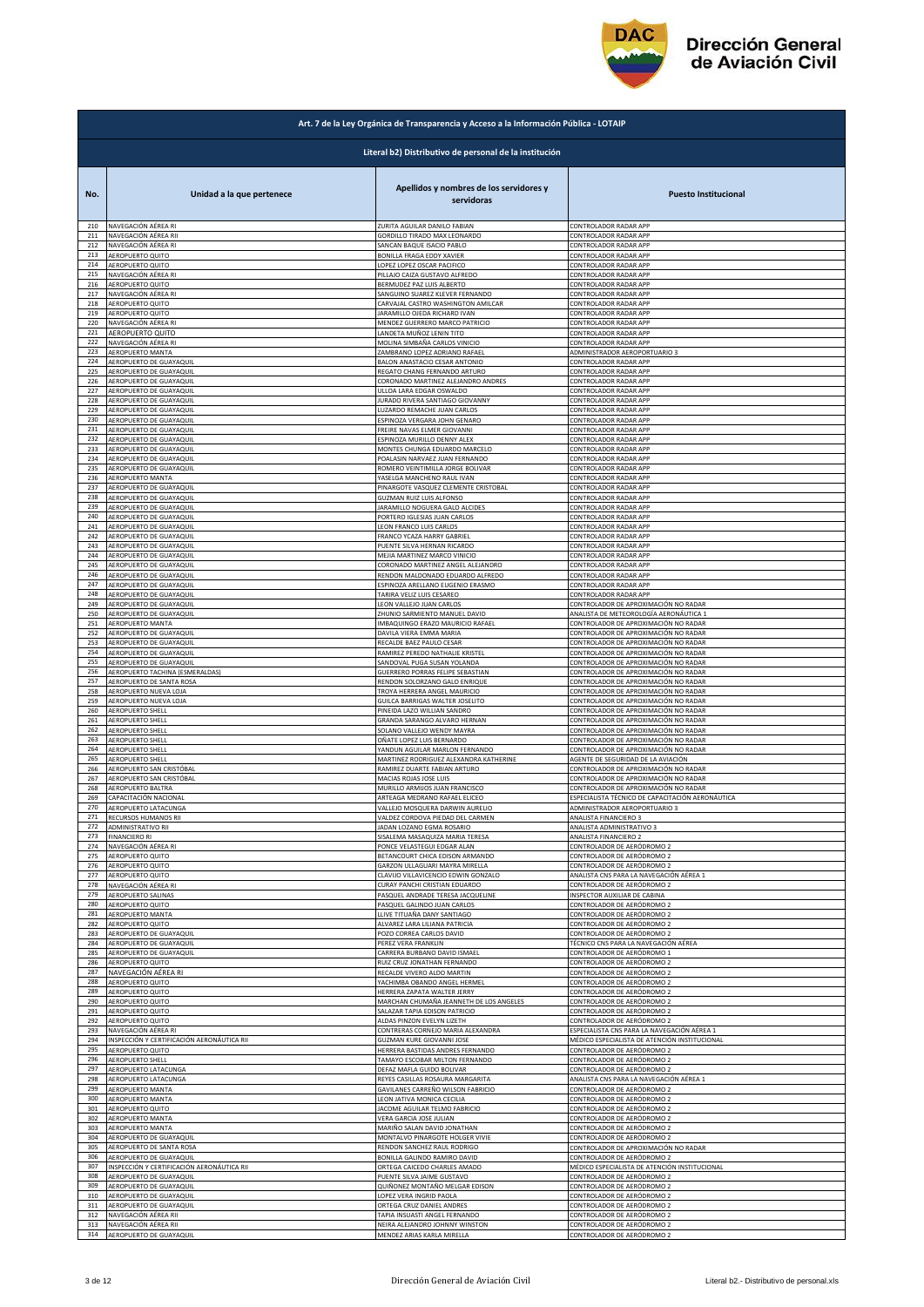## Art. 7 de la Ley Orgánica de Transparencia y Acceso a la Información Pública - LOTAIP

### Literal b2) Distributivo de personal de la institución

| No. | Unidad a la que pertenece | Apellidos y nombres de los servidores y servidoras | Puesto Institucional |
|---|---|---|---|
| 210 | NAVEGACIÓN AÉREA RI | ZURITA AGUILAR DANILO FABIAN | CONTROLADOR RADAR APP |
| 211 | NAVEGACIÓN AÉREA RII | GORDILLO TIRADO MAX LEONARDO | CONTROLADOR RADAR APP |
| 212 | NAVEGACIÓN AÉREA RI | SANCAN BAQUE ISACIO PABLO | CONTROLADOR RADAR APP |
| 213 | AEROPUERTO QUITO | BONILLA FRAGA EDDY XAVIER | CONTROLADOR RADAR APP |
| 214 | AEROPUERTO QUITO | LOPEZ LOPEZ OSCAR PACIFICO | CONTROLADOR RADAR APP |
| 215 | NAVEGACIÓN AÉREA RI | PILLAJO CAIZA GUSTAVO ALFREDO | CONTROLADOR RADAR APP |
| 216 | AEROPUERTO QUITO | BERMUDEZ PAZ LUIS ALBERTO | CONTROLADOR RADAR APP |
| 217 | NAVEGACIÓN AÉREA RI | SANGUINO SUAREZ KLEVER FERNANDO | CONTROLADOR RADAR APP |
| 218 | AEROPUERTO QUITO | CARVAJAL CASTRO WASHINGTON AMILCAR | CONTROLADOR RADAR APP |
| 219 | AEROPUERTO QUITO | JARAMILLO OJEDA RICHARD IVAN | CONTROLADOR RADAR APP |
| 220 | NAVEGACIÓN AÉREA RI | MENDEZ GUERRERO MARCO PATRICIO | CONTROLADOR RADAR APP |
| 221 | AEROPUERTO QUITO | LANDETA MUÑOZ LENIN TITO | CONTROLADOR RADAR APP |
| 222 | NAVEGACIÓN AÉREA RI | MOLINA SIMBAÑA CARLOS VINICIO | CONTROLADOR RADAR APP |
| 223 | AEROPUERTO MANTA | ZAMBRANO LOPEZ ADRIANO RAFAEL | ADMINISTRADOR AEROPORTUARIO 3 |
| 224 | AEROPUERTO DE GUAYAQUIL | BALON ANASTACIO CESAR ANTONIO | CONTROLADOR RADAR APP |
| 225 | AEROPUERTO DE GUAYAQUIL | REGATO CHANG FERNANDO ARTURO | CONTROLADOR RADAR APP |
| 226 | AEROPUERTO DE GUAYAQUIL | CORONADO MARTINEZ ALEJANDRO ANDRES | CONTROLADOR RADAR APP |
| 227 | AEROPUERTO DE GUAYAQUIL | ULLOA LARA EDGAR OSWALDO | CONTROLADOR RADAR APP |
| 228 | AEROPUERTO DE GUAYAQUIL | JURADO RIVERA SANTIAGO GIOVANNY | CONTROLADOR RADAR APP |
| 229 | AEROPUERTO DE GUAYAQUIL | LUZARDO REMACHE JUAN CARLOS | CONTROLADOR RADAR APP |
| 230 | AEROPUERTO DE GUAYAQUIL | ESPINOZA VERGARA JOHN GENARO | CONTROLADOR RADAR APP |
| 231 | AEROPUERTO DE GUAYAQUIL | FREIRE NAVAS ELMER GIOVANNI | CONTROLADOR RADAR APP |
| 232 | AEROPUERTO DE GUAYAQUIL | ESPINOZA MURILLO DENNY ALEX | CONTROLADOR RADAR APP |
| 233 | AEROPUERTO DE GUAYAQUIL | MONTES CHUNGA EDUARDO MARCELO | CONTROLADOR RADAR APP |
| 234 | AEROPUERTO DE GUAYAQUIL | POALASIN NARVAEZ JUAN FERNANDO | CONTROLADOR RADAR APP |
| 235 | AEROPUERTO DE GUAYAQUIL | ROMERO VEINTIMILLA JORGE BOLIVAR | CONTROLADOR RADAR APP |
| 236 | AEROPUERTO MANTA | YASELGA MANCHENO RAUL IVAN | CONTROLADOR RADAR APP |
| 237 | AEROPUERTO DE GUAYAQUIL | PINARGOTE VASQUEZ CLEMENTE CRISTOBAL | CONTROLADOR RADAR APP |
| 238 | AEROPUERTO DE GUAYAQUIL | GUZMAN RUIZ LUIS ALFONSO | CONTROLADOR RADAR APP |
| 239 | AEROPUERTO DE GUAYAQUIL | JARAMILLO NOGUERA GALO ALCIDES | CONTROLADOR RADAR APP |
| 240 | AEROPUERTO DE GUAYAQUIL | PORTERO IGLESIAS JUAN CARLOS | CONTROLADOR RADAR APP |
| 241 | AEROPUERTO DE GUAYAQUIL | LEON FRANCO LUIS CARLOS | CONTROLADOR RADAR APP |
| 242 | AEROPUERTO DE GUAYAQUIL | FRANCO YCAZA HARRY GABRIEL | CONTROLADOR RADAR APP |
| 243 | AEROPUERTO DE GUAYAQUIL | PUENTE SILVA HERNAN RICARDO | CONTROLADOR RADAR APP |
| 244 | AEROPUERTO DE GUAYAQUIL | MEJIA MARTINEZ MARCO VINICIO | CONTROLADOR RADAR APP |
| 245 | AEROPUERTO DE GUAYAQUIL | CORONADO MARTINEZ ANGEL ALEJANDRO | CONTROLADOR RADAR APP |
| 246 | AEROPUERTO DE GUAYAQUIL | RENDON MALDONADO EDUARDO ALFREDO | CONTROLADOR RADAR APP |
| 247 | AEROPUERTO DE GUAYAQUIL | ESPINOZA ARELLANO EUGENIO ERASMO | CONTROLADOR RADAR APP |
| 248 | AEROPUERTO DE GUAYAQUIL | TARIRA VELIZ LUIS CESAREO | CONTROLADOR RADAR APP |
| 249 | AEROPUERTO DE GUAYAQUIL | LEON VALLEJO JUAN CARLOS | CONTROLADOR DE APROXIMACIÓN NO RADAR |
| 250 | AEROPUERTO DE GUAYAQUIL | ZHUNIO SARMIENTO MANUEL DAVID | ANALISTA DE METEOROLOGÍA AERONÁUTICA 1 |
| 251 | AEROPUERTO MANTA | IMBAQUINGO ERAZO MAURICIO RAFAEL | CONTROLADOR DE APROXIMACIÓN NO RADAR |
| 252 | AEROPUERTO DE GUAYAQUIL | DAVILA VIERA EMMA MARIA | CONTROLADOR DE APROXIMACIÓN NO RADAR |
| 253 | AEROPUERTO DE GUAYAQUIL | RECALDE BAEZ PAULO CESAR | CONTROLADOR DE APROXIMACIÓN NO RADAR |
| 254 | AEROPUERTO DE GUAYAQUIL | RAMIREZ PEREDO NATHALIE KRISTEL | CONTROLADOR DE APROXIMACIÓN NO RADAR |
| 255 | AEROPUERTO DE GUAYAQUIL | SANDOVAL PUGA SUSAN YOLANDA | CONTROLADOR DE APROXIMACIÓN NO RADAR |
| 256 | AEROPUERTO TACHINA (ESMERALDAS) | GUERRERO PORRAS FELIPE SEBASTIAN | CONTROLADOR DE APROXIMACIÓN NO RADAR |
| 257 | AEROPUERTO DE SANTA ROSA | RENDON SOLORZANO GALO ENRIQUE | CONTROLADOR DE APROXIMACIÓN NO RADAR |
| 258 | AEROPUERTO NUEVA LOJA | TROYA HERRERA ANGEL MAURICIO | CONTROLADOR DE APROXIMACIÓN NO RADAR |
| 259 | AEROPUERTO NUEVA LOJA | GUILCA BARRIGAS WALTER JOSELITO | CONTROLADOR DE APROXIMACIÓN NO RADAR |
| 260 | AEROPUERTO SHELL | PINEIDA LAZO WILLIAN SANDRO | CONTROLADOR DE APROXIMACIÓN NO RADAR |
| 261 | AEROPUERTO SHELL | GRANDA SARANGO ALVARO HERNAN | CONTROLADOR DE APROXIMACIÓN NO RADAR |
| 262 | AEROPUERTO SHELL | SOLANO VALLEJO WENDY MAYRA | CONTROLADOR DE APROXIMACIÓN NO RADAR |
| 263 | AEROPUERTO SHELL | OÑATE LOPEZ LUIS BERNARDO | CONTROLADOR DE APROXIMACIÓN NO RADAR |
| 264 | AEROPUERTO SHELL | YANDUN AGUILAR MARLON FERNANDO | CONTROLADOR DE APROXIMACIÓN NO RADAR |
| 265 | AEROPUERTO SHELL | MARTINEZ RODRIGUEZ ALEXANDRA KATHERINE | AGENTE DE SEGURIDAD DE LA AVIACIÓN |
| 266 | AEROPUERTO SAN CRISTÓBAL | RAMIREZ DUARTE FABIAN ARTURO | CONTROLADOR DE APROXIMACIÓN NO RADAR |
| 267 | AEROPUERTO SAN CRISTÓBAL | MACIAS ROJAS JOSE LUIS | CONTROLADOR DE APROXIMACIÓN NO RADAR |
| 268 | AEROPUERTO BALTRA | MURILLO ARMIJOS JUAN FRANCISCO | CONTROLADOR DE APROXIMACIÓN NO RADAR |
| 269 | CAPACITACIÓN NACIONAL | ARTEAGA MEDRANO RAFAEL ELICEO | ESPECIALISTA TÉCNICO DE CAPACITACIÓN AERONÁUTICA |
| 270 | AEROPUERTO LATACUNGA | VALLEJO MOSQUERA DARWIN AURELIO | ADMINISTRADOR AEROPORTUARIO 3 |
| 271 | RECURSOS HUMANOS RII | VALDEZ CORDOVA PIEDAD DEL CARMEN | ANALISTA FINANCIERO 3 |
| 272 | ADMINISTRATIVO RII | JADAN LOZANO EGMA ROSARIO | ANALISTA ADMINISTRATIVO 3 |
| 273 | FINANCIERO RI | SISALEMA MASAQUIZA MARIA TERESA | ANALISTA FINANCIERO 2 |
| 274 | NAVEGACIÓN AÉREA RI | PONCE VELASTEGUI EDGAR ALAN | CONTROLADOR DE AERÓDROMO 2 |
| 275 | AEROPUERTO QUITO | BETANCOURT CHICA EDISON ARMANDO | CONTROLADOR DE AERÓDROMO 2 |
| 276 | AEROPUERTO QUITO | GARZON ULLAGUARI MAYRA MIRELLA | CONTROLADOR DE AERÓDROMO 2 |
| 277 | AEROPUERTO QUITO | CLAVIJO VILLAVICENCIO EDWIN GONZALO | ANALISTA CNS PARA LA NAVEGACIÓN AÉREA 1 |
| 278 | NAVEGACIÓN AÉREA RI | CURAY PANCHI CRISTIAN EDUARDO | CONTROLADOR DE AERÓDROMO 2 |
| 279 | AEROPUERTO SALINAS | PASQUEL ANDRADE TERESA JACQUELINE | INSPECTOR AUXILIAR DE CABINA |
| 280 | AEROPUERTO QUITO | PASQUEL GALINDO JUAN CARLOS | CONTROLADOR DE AERÓDROMO 2 |
| 281 | AEROPUERTO MANTA | LLIVE TITUAÑA DANY SANTIAGO | CONTROLADOR DE AERÓDROMO 2 |
| 282 | AEROPUERTO QUITO | ALVAREZ LARA LILIANA PATRICIA | CONTROLADOR DE AERÓDROMO 2 |
| 283 | AEROPUERTO DE GUAYAQUIL | POZO CORREA CARLOS DAVID | CONTROLADOR DE AERÓDROMO 2 |
| 284 | AEROPUERTO DE GUAYAQUIL | PEREZ VERA FRANKLIN | TÉCNICO CNS PARA LA NAVEGACIÓN AÉREA |
| 285 | AEROPUERTO DE GUAYAQUIL | CARRERA BURBANO DAVID ISMAEL | CONTROLADOR DE AERÓDROMO 1 |
| 286 | AEROPUERTO QUITO | RUIZ CRUZ JONATHAN FERNANDO | CONTROLADOR DE AERÓDROMO 2 |
| 287 | NAVEGACIÓN AÉREA RI | RECALDE VIVERO ALDO MARTIN | CONTROLADOR DE AERÓDROMO 2 |
| 288 | AEROPUERTO QUITO | YACHIMBA OBANDO ANGEL HERMEL | CONTROLADOR DE AERÓDROMO 2 |
| 289 | AEROPUERTO QUITO | HERRERA ZAPATA WALTER JERRY | CONTROLADOR DE AERÓDROMO 2 |
| 290 | AEROPUERTO QUITO | MARCHAN CHUMAÑA JEANNETH DE LOS ANGELES | CONTROLADOR DE AERÓDROMO 2 |
| 291 | AEROPUERTO QUITO | SALAZAR TAPIA EDISON PATRICIO | CONTROLADOR DE AERÓDROMO 2 |
| 292 | AEROPUERTO QUITO | ALDAS PINZON EVELYN LIZETH | CONTROLADOR DE AERÓDROMO 2 |
| 293 | NAVEGACIÓN AÉREA RI | CONTRERAS CORNEJO MARIA ALEXANDRA | ESPECIALISTA CNS PARA LA NAVEGACIÓN AÉREA 1 |
| 294 | INSPECCIÓN Y CERTIFICACIÓN AERONÁUTICA RII | GUZMAN KURE GIOVANNI JOSE | MÉDICO ESPECIALISTA DE ATENCIÓN INSTITUCIONAL |
| 295 | AEROPUERTO QUITO | HERRERA BASTIDAS ANDRES FERNANDO | CONTROLADOR DE AERÓDROMO 2 |
| 296 | AEROPUERTO SHELL | TAMAYO ESCOBAR MILTON FERNANDO | CONTROLADOR DE AERÓDROMO 2 |
| 297 | AEROPUERTO LATACUNGA | DEFAZ MAFLA GUIDO BOLIVAR | CONTROLADOR DE AERÓDROMO 2 |
| 298 | AEROPUERTO LATACUNGA | REYES CASILLAS ROSAURA MARGARITA | ANALISTA CNS PARA LA NAVEGACIÓN AÉREA 1 |
| 299 | AEROPUERTO MANTA | GAVILANES CARREÑO WILSON FABRICIO | CONTROLADOR DE AERÓDROMO 2 |
| 300 | AEROPUERTO MANTA | LEON JATIVA MONICA CECILIA | CONTROLADOR DE AERÓDROMO 2 |
| 301 | AEROPUERTO QUITO | JACOME AGUILAR TELMO FABRICIO | CONTROLADOR DE AERÓDROMO 2 |
| 302 | AEROPUERTO MANTA | VERA GARCIA JOSE JULIAN | CONTROLADOR DE AERÓDROMO 2 |
| 303 | AEROPUERTO MANTA | MARIÑO SALAN DAVID JONATHAN | CONTROLADOR DE AERÓDROMO 2 |
| 304 | AEROPUERTO DE GUAYAQUIL | MONTALVO PINARGOTE HOLGER VIVIE | CONTROLADOR DE AERÓDROMO 2 |
| 305 | AEROPUERTO DE SANTA ROSA | RENDON SANCHEZ RAUL RODRIGO | CONTROLADOR DE APROXIMACIÓN NO RADAR |
| 306 | AEROPUERTO DE GUAYAQUIL | BONILLA GALINDO RAMIRO DAVID | CONTROLADOR DE AERÓDROMO 2 |
| 307 | INSPECCIÓN Y CERTIFICACIÓN AERONÁUTICA RII | ORTEGA CAICEDO CHARLES AMADO | MÉDICO ESPECIALISTA DE ATENCIÓN INSTITUCIONAL |
| 308 | AEROPUERTO DE GUAYAQUIL | PUENTE SILVA JAIME GUSTAVO | CONTROLADOR DE AERÓDROMO 2 |
| 309 | AEROPUERTO DE GUAYAQUIL | QUIÑONEZ MONTAÑO MELGAR EDISON | CONTROLADOR DE AERÓDROMO 2 |
| 310 | AEROPUERTO DE GUAYAQUIL | LOPEZ VERA INGRID PAOLA | CONTROLADOR DE AERÓDROMO 2 |
| 311 | AEROPUERTO DE GUAYAQUIL | ORTEGA CRUZ DANIEL ANDRES | CONTROLADOR DE AERÓDROMO 2 |
| 312 | NAVEGACIÓN AÉREA RII | TAPIA INSUASTI ANGEL FERNANDO | CONTROLADOR DE AERÓDROMO 2 |
| 313 | NAVEGACIÓN AÉREA RII | NEIRA ALEJANDRO JOHNNY WINSTON | CONTROLADOR DE AERÓDROMO 2 |
| 314 | AEROPUERTO DE GUAYAQUIL | MENDEZ ARIAS KARLA MIRELLA | CONTROLADOR DE AERÓDROMO 2 |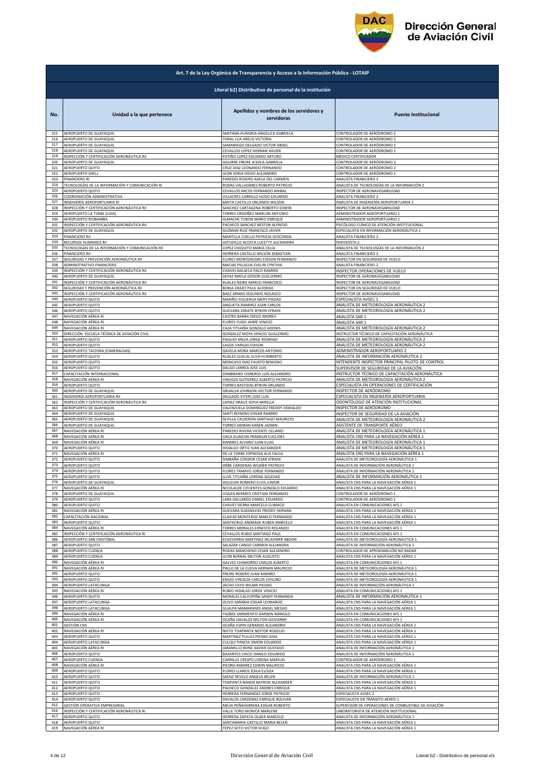| Art. 7 de la Ley Orgánica de Transparencia y Acceso a la Información Pública - LOTAIP | | | |
|---|---|---|---|
| Literal b2) Distributivo de personal de la institución | | | |
| **No.** | **Unidad a la que pertenece** | **Apellidos y nombres de los servidores y servidoras** | **Puesto Institucional** |
| 315 | AEROPUERTO DE GUAYAQUIL | SANTANA HUNGRIA ANGELICA GABRIELA | CONTROLADOR DE AERÓDROMO 2 |
| 316 | AEROPUERTO DE GUAYAQUIL | TORAL LUA ARELIS VICTORIA | CONTROLADOR DE AERÓDROMO 2 |
| 317 | AEROPUERTO DE GUAYAQUIL | SAMANIEGO DELGADO VICTOR ISRAEL | CONTROLADOR DE AERÓDROMO 2 |
| 318 | AEROPUERTO DE GUAYAQUIL | CEVALLOS LOPEZ HERNAN XAVIER | CONTROLADOR DE AERÓDROMO 2 |
| 319 | INSPECCIÓN Y CERTIFICACIÓN AERONÁUTICA RII | PATIÑO LOPEZ EDUARDO ARTURO | MÉDICO CERTIFICADOR |
| 320 | AEROPUERTO DE GUAYAQUIL | AGUIRRE FREIRE JESSICA GABRIELA | CONTROLADOR DE AERÓDROMO 2 |
| 321 | AEROPUERTO QUITO | CRUZ DIAZ LEONARDO FERNANDO | CONTROLADOR DE AERÓDROMO 2 |
| 322 | AEROPUERTO SHELL | LEON SORIA DIEGO ALEJANDRO | CONTROLADOR DE AERÓDROMO 2 |
| 323 | FINANCIERO RI | PAREDES ROSERO ADELA DEL CARMEN | ANALISTA FINANCIERO 2 |
| 324 | TECNOLOGÍAS DE LA INFORMACIÓN Y COMUNICACIÓN RI | RODAS VALLADARES ROBERTO PATRICIO | ANALISTA DE TECNOLOGÍAS DE LA INFORMACIÓN 2 |
| 325 | AEROPUERTO QUITO | CEVALLOS ARCOS FERNANDO ANIBAL | INSPECTOR DE AERONAVEGABILIDAD |
| 326 | COORDINACIÓN ADMINISTRATIVA | VILLACRES CARRILLO HUGO EDUARDO | ANALISTA FINANCIERO 2 |
| 327 | INGENIERÍA AEROPORTUARIA RI | MAITA CASTILLO ORLANDO WILSON | ANALISTA DE INGENIERÍA AEROPORTUARIA 2 |
| 328 | INSPECCIÓN Y CERTIFICACIÓN AERONÁUTICA RII | SANCHEZ CARTAGENA ROBERTO EDWIN | INSPECTOR DE AERONAVEGABILIDAD |
| 329 | AEROPUERTO LA TOMA (LOJA) | TORRES ORDOÑEZ MARLON ANTONIO | ADMINISTRADOR AEROPORTUARIO 1 |
| 330 | AEROPUERTO RIOBAMBA | ALMACHE TUBON MARIO ENRIQUE | ADMINISTRADOR AEROPORTUARIO 1 |
| 331 | INSPECCIÓN Y CERTIFICACIÓN AERONÁUTICA RII | PACHECO SANCHEZ NESTOR ALFREDO | PSICÓLOGO CLÍNICO DE ATENCIÓN INSTITUCIONAL |
| 332 | AEROPUERTO DE GUAYAQUIL | GUZMAN RUIZ FRANCISCO JAVIER | ESPECIALISTA EN INFORMACIÓN AERONÁUTICA 1 |
| 333 | FINANCIERO RII | MANTILLA COELLO PATRICIA GIOCONDA | ANALISTA FINANCIERO 2 |
| 334 | RECURSOS HUMANOS RII | ASTUDILLO ACOSTA LUCETTY ALEXANDRA | PERIODISTA 2 |
| 335 | TECNOLOGÍAS DE LA INFORMACIÓN Y COMUNICACIÓN RII | LOPEZ CHIQUITO MARIA CELIA | ANALISTA DE TECNOLOGÍAS DE LA INFORMACIÓN 2 |
| 336 | FINANCIERO RII | HERRERA CASTILLO WILSON SEBASTIAN | ANALISTA FINANCIERO 2 |
| 337 | SEGURIDAD Y PREVENCIÓN AERONÁUTICA RII | FLORES MONTENEGRO EDISON FERNANDO | INSPECTOR EN SEGURIDAD DE VUELO |
| 338 | ADMINISTRATIVO FINANCIERO | MACIAS PILLIGUA EVELIN CYNTHIA | ANALISTA FINANCIERO 2 |
| 339 | INSPECCIÓN Y CERTIFICACIÓN AERONÁUTICA RII | CHAVES BALSECA PACO RAMIRO | INSPECTOR OPERACIONES DE VUELO |
| 340 | AEROPUERTO DE GUAYAQUIL | DEFAZ MAFLA EDISON GUILLERMO | INSPECTOR DE AERONAVEGABILIDAD |
| 341 | INSPECCIÓN Y CERTIFICACIÓN AERONÁUTICA RII | RUALES NEIRA MARCO FRANCISCO | INSPECTOR DE AERONAVEGABILIDAD |
| 342 | SEGURIDAD Y PREVENCIÓN AERONÁUTICA RII | BORJA ERAZO PAUL ALFONSO | INSPECTOR EN SEGURIDAD DE VUELO |
| 343 | INSPECCIÓN Y CERTIFICACIÓN AERONÁUTICA RII | BAEZ ARMAS SEGUNDO NOLASCO | INSPECTOR DE AERONAVEGABILIDAD |
| 344 | AEROPUERTO QUITO | MARIÑO FIGUEROA MERY PIEDAD | ESPECIALISTA AVSEC 1 |
| 345 | AEROPUERTO QUITO | ANGUETA RAMIREZ JUAN CARLOS | ANALISTA DE METEOROLOGÍA AERONÁUTICA 2 |
| 346 | AEROPUERTO QUITO | GUEVARA ZARATE BYRON EFRAIN | ANALISTA DE METEOROLOGÍA AERONÁUTICA 2 |
| 347 | NAVEGACIÓN AÉREA RI | CASTRO BARBA DIEGO ANDRES | ANALISTA SAR 1 |
| 348 | NAVEGACIÓN AÉREA RI | FLORES YUGSI JAIME VINICIO | ANALISTA SAR 1 |
| 349 | NAVEGACIÓN AÉREA RI | CAZA TITUAÑA GONZALO ADONIS | ANALISTA DE METEOROLOGÍA AERONÁUTICA 2 |
| 350 | DIRECCIÓN ESCUELA TÉCNICA DE AVIACIÓN CIVIL | GONZALEZ MOYA VINICIO GUILLERMO | INSTRUCTOR TÉCNICO DE CAPACITACIÓN AERONÁUTICA |
| 351 | AEROPUERTO QUITO | PAGUAY MEJIA JORGE RODRIGO | ANALISTA DE METEOROLOGÍA AERONÁUTICA 2 |
| 352 | AEROPUERTO QUITO | LAGOS VARGAS EDISON | ANALISTA DE METEOROLOGÍA AERONÁUTICA 2 |
| 353 | AEROPUERTO TACHINA (ESMERALDAS) | GAVELA MORA MARCOS ANTONIO | ADMINISTRADOR AEROPORTUARIO 2 |
| 354 | AEROPUERTO QUITO | RUALES QUELAL ELVIS HUMBERTO | ANALISTA DE INFORMACIÓN AERONÁUTICA 2 |
| 355 | AEROPUERTO QUITO | MONCAYO DIAZ FAUSTO BENIGNO | INTENDENTE INSPECTOR PRINCIPAL PILOTO DE CONTROL |
| 356 | AEROPUERTO QUITO | DALGO LARREA JOSE LUIS | SUPERVISOR DE SEGURIDAD DE LA AVIACIÓN |
| 357 | CAPACITACIÓN INTERNACIONAL | ZAMBRANO CISNEROS LUIS ALEJANDRO | INSTRUCTOR TÉCNICO DE CAPACITACIÓN AERONÁUTICA |
| 358 | NAVEGACIÓN AÉREA RI | VINUEZA GUTIERREZ ALBERTO PATRICIO | ANALISTA DE METEOROLOGÍA AERONÁUTICA 2 |
| 359 | AEROPUERTO QUITO | TORRES BASTIDAS BYRON ORLANDO | ESPECIALISTA EN OPERACIONES DE CERTIFICACIÓN |
| 360 | AEROPUERTO DE GUAYAQUIL | GRIJALVA JOHNSON HECTOR FERNANDO | INSPECTOR DE AERÓDROMO |
| 361 | INGENIERÍA AEROPORTUARIA RII | DELGADO VITERI JOSE LUIS | ESPECIALISTA EN INGENIERÍA AEROPORTUARIA |
| 362 | INSPECCIÓN Y CERTIFICACIÓN AERONÁUTICA RII | LAINEZ ARAUZ SOFIA MIRELLA | ODONTÓLOGO DE ATENCIÓN INSTITUCIONAL |
| 363 | AEROPUERTO DE GUAYAQUIL | VALENZUELA DOMINGUEZ FREDDY OSWALDO | INSPECTOR DE AERÓDROMO |
| 364 | AEROPUERTO DE GUAYAQUIL | SANTI REINOSO EDGAR RAMIRO | INSPECTOR DE SEGURIDAD DE LA AVIACIÓN |
| 365 | AEROPUERTO DE GUAYAQUIL | SEVILLA CALDERON SANTIAGO MAURICIO | ANALISTA DE METEOROLOGÍA AERONÁUTICA 2 |
| 366 | AEROPUERTO DE GUAYAQUIL | TORRES MORAN KAREN JAZMIN | ASISTENTE DE TRANSPORTE AÉREO |
| 367 | NAVEGACIÓN AÉREA RI | PAREDES RIVERA VICENTE CELIANO | ANALISTA DE METEOROLOGÍA AERONÁUTICA 1 |
| 368 | NAVEGACIÓN AÉREA RI | VACA GUAICHA FRANKLIN EUCLIDES | ANALISTA CNS PARA LA NAVEGACIÓN AÉREA 1 |
| 369 | NAVEGACIÓN AÉREA RI | RAMIREZ ALVARO JUAN ELIAS | ANALISTA DE METEOROLOGÍA AERONÁUTICA 1 |
| 370 | AEROPUERTO QUITO | HIDALGO ORTIZ IVAN ALEXANDER | ANALISTA DE METEOROLOGÍA AERONÁUTICA 1 |
| 371 | NAVEGACIÓN AÉREA RI | DE LA TORRE ESPINOSA ALIS YALILE | ANALISTA CNS PARA LA NAVEGACIÓN AÉREA 1 |
| 372 | AEROPUERTO QUITO | SIMBAÑA CONDOR CESAR EFRAIN | ANALISTA DE METEOROLOGÍA AERONÁUTICA 1 |
| 373 | AEROPUERTO QUITO | ORBE CARDENAS WILMER PATRICIO | ANALISTA DE INFORMACIÓN AERONÁUTICA 1 |
| 374 | AEROPUERTO QUITO | FLORES TAMAYO JORGE FERNANDO | ANALISTA DE INFORMACIÓN AERONÁUTICA 1 |
| 375 | AEROPUERTO QUITO | LLIVE TITUAÑA LORENA SOLEDAD | ANALISTA DE INFORMACIÓN AERONÁUTICA 1 |
| 376 | AEROPUERTO DE GUAYAQUIL | HOLGUIN ROMERO ELVIS JUNIOR | ANALISTA CNS PARA LA NAVEGACIÓN AÉREA 1 |
| 377 | NAVEGACIÓN AÉREA RI | NICOLALDE CIFUENTES GONZALO EDUARDO | ANALISTA CNS PARA LA NAVEGACIÓN AÉREA 1 |
| 378 | AEROPUERTO DE GUAYAQUIL | LOAIZA BERMEO CRISTIAN FERNANDO | CONTROLADOR DE AERÓDROMO 1 |
| 379 | AEROPUERTO QUITO | LARA GALLARDO DANIEL EDUARDO | CONTROLADOR DE AERÓDROMO 1 |
| 380 | AEROPUERTO QUITO | CHAVEZ SIERRA MARCELO CLIMACO | ANALISTA EN COMUNICACIONES AFS 1 |
| 381 | NAVEGACIÓN AÉREA RI | GUEVARA SUASNAVAS FREDDY HERNAN | ANALISTA CNS PARA LA NAVEGACIÓN AÉREA 1 |
| 382 | CAPACITACIÓN NACIONAL | CLAVIJO MONTEROS MARCO FERNANDO | ANALISTA CNS PARA LA NAVEGACIÓN AÉREA 1 |
| 383 | AEROPUERTO QUITO | SANTACRUZ ANDRADE RUBEN MARCELO | ANALISTA CNS PARA LA NAVEGACIÓN AÉREA 1 |
| 384 | NAVEGACIÓN AÉREA RI | TORRES MORALES ERNESTO ROLANDO | ANALISTA EN COMUNICACIONES AFS 1 |
| 385 | INSPECCIÓN Y CERTIFICACIÓN AERONÁUTICA RI | CEVALLOS RUBIO SANTIAGO PAUL | ANALISTA EN COMUNICACIONES AFS 1 |
| 386 | AEROPUERTO SAN CRISTÓBAL | ECHEVERRIA MARTINEZ WLADIMIR ABDON | ANALISTA DE METEOROLOGÍA AERONÁUTICA 1 |
| 387 | AEROPUERTO QUITO | SALAZAR CANGO CARMEN ALEJANDRA | ANALISTA DE INFORMACIÓN AERONÁUTICA 1 |
| 388 | AEROPUERTO CUENCA | RODAS MANCHENO CESAR ALEJANDRO | CONTROLADOR DE APROXIMACIÓN NO RADAR |
| 389 | AEROPUERTO CUENCA | LEON BERNAL MILTON AUGUSTO | ANALISTA CNS PARA LA NAVEGACIÓN AÉREA 1 |
| 390 | NAVEGACIÓN AÉREA RI | GALVEZ CHAMORRO CARLOS ALBERTO | ANALISTA EN COMUNICACIONES AFS 1 |
| 391 | NAVEGACIÓN AÉREA RI | PALLO DE LA CUEVA HERNAN MAURICIO | ANALISTA CNS PARA LA NAVEGACIÓN AÉREA 1 |
| 392 | AEROPUERTO QUITO | FREIRE ROSERO JUAN RAMIRO | ANALISTA DE METEOROLOGÍA AERONÁUTICA 1 |
| 393 | AEROPUERTO QUITO | ERAZO VINUEZA CARLOS CIVILINO | ANALISTA DE METEOROLOGÍA AERONÁUTICA 1 |
| 394 | AEROPUERTO LATACUNGA | JACHO CAYO WILMA PIEDAD | ANALISTA DE INFORMACIÓN AERONÁUTICA 1 |
| 395 | NAVEGACIÓN AÉREA RI | RUBIO HIDALGO JORGE VINICIO | ANALISTA EN COMUNICACIONES AFS 1 |
| 396 | AEROPUERTO QUITO | MORALES CALVOPIÑA SANDY FERNANDA | ANALISTA DE INFORMACIÓN AERONÁUTICA 1 |
| 397 | AEROPUERTO LATACUNGA | OLIVO SARABIA EDGAR LEONARDO | ANALISTA CNS PARA LA NAVEGACIÓN AÉREA 1 |
| 398 | AEROPUERTO LATACUNGA | GUALPA MAMARANDI ANGEL MESIAS | ANALISTA CNS PARA LA NAVEGACIÓN AÉREA 1 |
| 399 | NAVEGACIÓN AÉREA RI | YAZBEK SARMIENTO DARWIN MANOLO | ANALISTA EN COMUNICACIONES AFS 1 |
| 400 | NAVEGACIÓN AÉREA RI | OCAÑA DAVALOS MILTON GIOVANNY | ANALISTA EN COMUNICACIONES AFS 1 |
| 401 | GESTIÓN CNS | OCAÑA ESPIN GERARDO ALEJANDRO | ANALISTA CNS PARA LA NAVEGACIÓN AÉREA 1 |
| 402 | NAVEGACIÓN AÉREA RI | NIETO TOAPANTA NESTOR ROGELIO | ANALISTA CNS PARA LA NAVEGACIÓN AÉREA 1 |
| 403 | AEROPUERTO QUITO | MARTINEZ PULLES PIEDAD AIDA | ANALISTA CNS PARA LA NAVEGACIÓN AÉREA 1 |
| 404 | AEROPUERTO LATACUNGA | CULQUI PANCHI SIMON EDUARDO | ANALISTA CNS PARA LA NAVEGACIÓN AÉREA 1 |
| 405 | NAVEGACIÓN AÉREA RI | JARAMILLO BONE XAVIER GUSTAVO | ANALISTA DE INFORMACIÓN AERONÁUTICA 1 |
| 406 | AEROPUERTO QUITO | BAZANTES CHICO DANILO EDUARDO | ANALISTA DE INFORMACIÓN AERONÁUTICA 1 |
| 407 | AEROPUERTO CUENCA | CARRILLO CRESPO LORENA MARIUXI | CONTROLADOR DE AERÓDROMO 1 |
| 408 | NAVEGACIÓN AÉREA RI | PIEDRA RAMIREZ EDWIN MAURICIO | ANALISTA CNS PARA LA NAVEGACIÓN AÉREA 1 |
| 409 | AEROPUERTO QUITO | FLORES LLANOS ZOILA ELOIZA | ANALISTA CNS PARA LA NAVEGACIÓN AÉREA 1 |
| 410 | AEROPUERTO QUITO | SAENZ REVELO ANGELA BELEN | ANALISTA DE INFORMACIÓN AERONÁUTICA 1 |
| 411 | AEROPUERTO QUITO | TOAPANTA BANDA BAYRON ALEXANDER | ANALISTA CNS PARA LA NAVEGACIÓN AÉREA 1 |
| 412 | AEROPUERTO QUITO | PACHECO GONZALEZ ANDRES ENRIQUE | ANALISTA CNS PARA LA NAVEGACIÓN AÉREA 1 |
| 413 | AEROPUERTO QUITO | HERRERA FERNANDEZ JORGE PATRICIO | ESPECIALISTA AVSEC 2 |
| 414 | AEROPUERTO QUITO | DAVALOS CARDENAS ENRIQUE BOLIVAR | ESPECIALISTA EN TRÁNSITO AÉREO 1 |
| 415 | GESTIÓN OPERATIVA EMPRESARIAL | MEJIA PEÑAHERRERA EDGAR ROBERTO | SUPERVISOR DE OPERACIONES DE COMBUSTIBLE DE AVIACIÓN |
| 416 | INSPECCIÓN Y CERTIFICACIÓN AERONÁUTICA RI | VALLE TORO MONICA MARLENE | LABORATORISTA DE ATENCIÓN INSTITUCIONAL |
| 417 | AEROPUERTO QUITO | HERRERA ZAPATA OLGER MARCELO | ANALISTA DE INFORMACIÓN AERONÁUTICA 1 |
| 418 | AEROPUERTO QUITO | SANTAMARIA CASTILLO MARIA BELEN | ANALISTA CNS PARA LA NAVEGACIÓN AÉREA 1 |
| 419 | NAVEGACIÓN AÉREA RI | YEPEZ SOTO VICTOR HUGO | ANALISTA CNS PARA LA NAVEGACIÓN AÉREA 1 |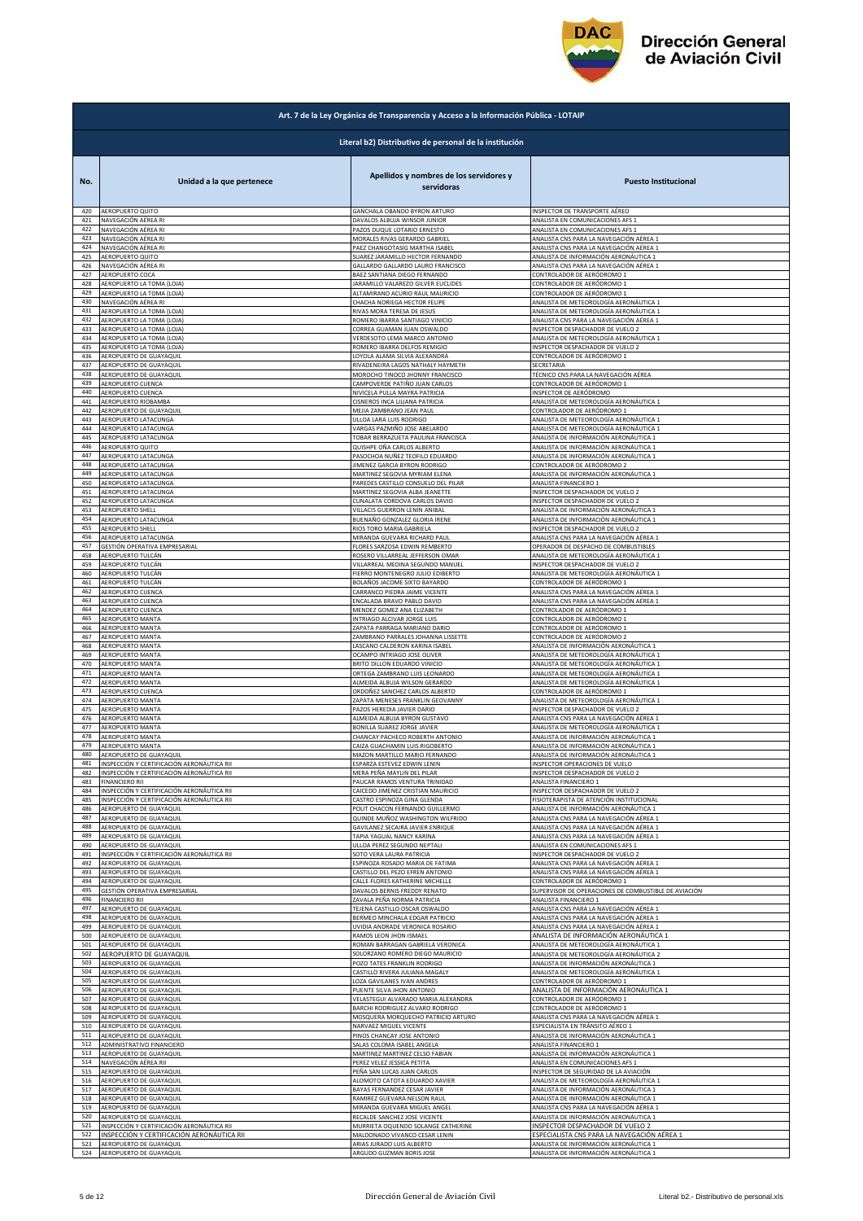## Art. 7 de la Ley Orgánica de Transparencia y Acceso a la Información Pública - LOTAIP

### Literal b2) Distributivo de personal de la institución

| No. | Unidad a la que pertenece | Apellidos y nombres de los servidores y servidoras | Puesto Institucional |
|---|---|---|---|
| 420 | AEROPUERTO QUITO | GANCHALA OBANDO BYRON ARTURO | INSPECTOR DE TRANSPORTE AÉREO |
| 421 | NAVEGACIÓN AÉREA RI | DAVALOS ALBUJA WINSOR JUNIOR | ANALISTA EN COMUNICACIONES AFS 1 |
| 422 | NAVEGACIÓN AÉREA RI | PAZOS DUQUE LOTARIO ERNESTO | ANALISTA EN COMUNICACIONES AFS 1 |
| 423 | NAVEGACIÓN AÉREA RI | MORALES RIVAS GERARDO GABRIEL | ANALISTA CNS PARA LA NAVEGACIÓN AÉREA 1 |
| 424 | NAVEGACIÓN AÉREA RI | PAEZ CHANGOTASIG MARTHA ISABEL | ANALISTA CNS PARA LA NAVEGACIÓN AÉREA 1 |
| 425 | AEROPUERTO QUITO | SUAREZ JARAMILLO HECTOR FERNANDO | ANALISTA DE INFORMACIÓN AERONÁUTICA 1 |
| 426 | NAVEGACIÓN AÉREA RI | GALLARDO GALLARDO LAURO FRANCISCO | ANALISTA CNS PARA LA NAVEGACIÓN AÉREA 1 |
| 427 | AEROPUERTO COCA | BAEZ SANTIANA DIEGO FERNANDO | CONTROLADOR DE AERÓDROMO 1 |
| 428 | AEROPUERTO LA TOMA (LOJA) | JARAMILLO VALAREZO GILVER EUCLIDES | CONTROLADOR DE AERÓDROMO 1 |
| 429 | AEROPUERTO LA TOMA (LOJA) | ALTAMIRANO ACURIO RAUL MAURICIO | CONTROLADOR DE AERÓDROMO 1 |
| 430 | NAVEGACIÓN AÉREA RI | CHACHA NORIEGA HECTOR FELIPE | ANALISTA DE METEOROLOGÍA AERONÁUTICA 1 |
| 431 | AEROPUERTO LA TOMA (LOJA) | RIVAS MORA TERESA DE JESUS | ANALISTA DE METEOROLOGÍA AERONÁUTICA 1 |
| 432 | AEROPUERTO LA TOMA (LOJA) | ROMERO IBARRA SANTIAGO VINICIO | ANALISTA CNS PARA LA NAVEGACIÓN AÉREA 1 |
| 433 | AEROPUERTO LA TOMA (LOJA) | CORREA GUAMAN JUAN OSWALDO | INSPECTOR DESPACHADOR DE VUELO 2 |
| 434 | AEROPUERTO LA TOMA (LOJA) | VERDESOTO LEMA MARCO ANTONIO | ANALISTA DE METEOROLOGÍA AERONÁUTICA 1 |
| 435 | AEROPUERTO LA TOMA (LOJA) | ROMERO IBARRA DELFOS REMIGIO | INSPECTOR DESPACHADOR DE VUELO 2 |
| 436 | AEROPUERTO DE GUAYAQUIL | LOYOLA ALAMA SILVIA ALEXANDRA | CONTROLADOR DE AERÓDROMO 1 |
| 437 | AEROPUERTO DE GUAYAQUIL | RIVADENEIRA LAGOS NATHALY HAYMETH | SECRETARIA |
| 438 | AEROPUERTO DE GUAYAQUIL | MOROCHO TINOCO JHONNY FRANCISCO | TÉCNICO CNS PARA LA NAVEGACIÓN AÉREA |
| 439 | AEROPUERTO CUENCA | CAMPOVERDE PATIÑO JUAN CARLOS | CONTROLADOR DE AERÓDROMO 1 |
| 440 | AEROPUERTO CUENCA | NIVICELA PULLA MAYRA PATRICIA | INSPECTOR DE AERÓDROMO |
| 441 | AEROPUERTO RIOBAMBA | CISNEROS INCA LILIANA PATRICIA | ANALISTA DE METEOROLOGÍA AERONÁUTICA 1 |
| 442 | AEROPUERTO DE GUAYAQUIL | MEJIA ZAMBRANO JEAN PAUL | CONTROLADOR DE AERÓDROMO 1 |
| 443 | AEROPUERTO LATACUNGA | ULLOA LARA LUIS RODRIGO | ANALISTA DE METEOROLOGÍA AERONÁUTICA 1 |
| 444 | AEROPUERTO LATACUNGA | VARGAS PAZMIÑO JOSE ABELARDO | ANALISTA DE METEOROLOGÍA AERONÁUTICA 1 |
| 445 | AEROPUERTO LATACUNGA | TOBAR BERRAZUETA PAULINA FRANCISCA | ANALISTA DE INFORMACIÓN AERONÁUTICA 1 |
| 446 | AEROPUERTO QUITO | QUISHPE OÑA CARLOS ALBERTO | ANALISTA DE INFORMACIÓN AERONÁUTICA 1 |
| 447 | AEROPUERTO LATACUNGA | PASOCHOA NUÑEZ TEOFILO EDUARDO | ANALISTA DE INFORMACIÓN AERONÁUTICA 1 |
| 448 | AEROPUERTO LATACUNGA | JIMENEZ GARCIA BYRON RODRIGO | CONTROLADOR DE AERÓDROMO 2 |
| 449 | AEROPUERTO LATACUNGA | MARTINEZ SEGOVIA MYRIAM ELENA | ANALISTA DE INFORMACIÓN AERONÁUTICA 1 |
| 450 | AEROPUERTO LATACUNGA | PAREDES CASTILLO CONSUELO DEL PILAR | ANALISTA FINANCIERO 1 |
| 451 | AEROPUERTO LATACUNGA | MARTINEZ SEGOVIA ALBA JEANETTE | INSPECTOR DESPACHADOR DE VUELO 2 |
| 452 | AEROPUERTO LATACUNGA | CUNALATA CORDOVA CARLOS DAVID | INSPECTOR DESPACHADOR DE VUELO 2 |
| 453 | AEROPUERTO SHELL | VILLACIS GUERRON LENIN ANIBAL | ANALISTA DE INFORMACIÓN AERONÁUTICA 1 |
| 454 | AEROPUERTO LATACUNGA | BUENAÑO GONZALEZ GLORIA IRENE | ANALISTA DE INFORMACIÓN AERONÁUTICA 1 |
| 455 | AEROPUERTO SHELL | RIOS TORO MARIA GABRIELA | INSPECTOR DESPACHADOR DE VUELO 2 |
| 456 | AEROPUERTO LATACUNGA | MIRANDA GUEVARA RICHARD PAUL | ANALISTA CNS PARA LA NAVEGACIÓN AÉREA 1 |
| 457 | GESTIÓN OPERATIVA EMPRESARIAL | FLORES SARZOSA EDWIN REMBERTO | OPERADOR DE DESPACHO DE COMBUSTIBLES |
| 458 | AEROPUERTO TULCÁN | ROSERO VILLARREAL JEFFERSON OMAR | ANALISTA DE METEOROLOGÍA AERONÁUTICA 1 |
| 459 | AEROPUERTO TULCÁN | VILLARREAL MEDINA SEGUNDO MANUEL | INSPECTOR DESPACHADOR DE VUELO 2 |
| 460 | AEROPUERTO TULCÁN | FIERRO MONTENEGRO JULIO EDIBERTO | ANALISTA DE METEOROLOGÍA AERONÁUTICA 1 |
| 461 | AEROPUERTO TULCÁN | BOLAÑOS JACOME SIXTO BAYARDO | CONTROLADOR DE AERÓDROMO 1 |
| 462 | AEROPUERTO CUENCA | CARRANCO PIEDRA JAIME VICENTE | ANALISTA CNS PARA LA NAVEGACIÓN AÉREA 1 |
| 463 | AEROPUERTO CUENCA | ENCALADA BRAVO PABLO DAVID | ANALISTA CNS PARA LA NAVEGACIÓN AÉREA 1 |
| 464 | AEROPUERTO CUENCA | MENDEZ GOMEZ ANA ELIZABETH | CONTROLADOR DE AERÓDROMO 1 |
| 465 | AEROPUERTO MANTA | INTRIAGO ALCIVAR JORGE LUIS | CONTROLADOR DE AERÓDROMO 1 |
| 466 | AEROPUERTO MANTA | ZAPATA PARRAGA MARIANO DARIO | CONTROLADOR DE AERÓDROMO 1 |
| 467 | AEROPUERTO MANTA | ZAMBRANO PARRALES JOHANNA LISSETTE | CONTROLADOR DE AERÓDROMO 2 |
| 468 | AEROPUERTO MANTA | LASCANO CALDERON KARINA ISABEL | ANALISTA DE INFORMACIÓN AERONÁUTICA 1 |
| 469 | AEROPUERTO MANTA | OCAMPO INTRIAGO JOSE OLIVER | ANALISTA DE METEOROLOGÍA AERONÁUTICA 1 |
| 470 | AEROPUERTO MANTA | BRITO DILLON EDUARDO VINICIO | ANALISTA DE METEOROLOGÍA AERONÁUTICA 1 |
| 471 | AEROPUERTO MANTA | ORTEGA ZAMBRANO LUIS LEONARDO | ANALISTA DE METEOROLOGÍA AERONÁUTICA 1 |
| 472 | AEROPUERTO MANTA | ALMEIDA ALBUJA WILSON GERARDO | ANALISTA DE METEOROLOGÍA AERONÁUTICA 1 |
| 473 | AEROPUERTO CUENCA | ORDOÑEZ SANCHEZ CARLOS ALBERTO | CONTROLADOR DE AERÓDROMO 1 |
| 474 | AEROPUERTO MANTA | ZAPATA MENESES FRANKLIN GEOVANNY | ANALISTA DE METEOROLOGÍA AERONÁUTICA 1 |
| 475 | AEROPUERTO MANTA | PAZOS HEREDIA JAVIER DARIO | INSPECTOR DESPACHADOR DE VUELO 2 |
| 476 | AEROPUERTO MANTA | ALMEIDA ALBUJA BYRON GUSTAVO | ANALISTA CNS PARA LA NAVEGACIÓN AÉREA 1 |
| 477 | AEROPUERTO MANTA | BONILLA SUAREZ JORGE JAVIER | ANALISTA DE METEOROLOGÍA AERONÁUTICA 1 |
| 478 | AEROPUERTO MANTA | CHANCAY PACHECO ROBERTH ANTONIO | ANALISTA DE INFORMACIÓN AERONÁUTICA 1 |
| 479 | AEROPUERTO MANTA | CAIZA GUACHAMIN LUIS RIGOBERTO | ANALISTA DE INFORMACIÓN AERONÁUTICA 1 |
| 480 | AEROPUERTO DE GUAYAQUIL | MAZON MARTILLO MARIO FERNANDO | ANALISTA DE INFORMACIÓN AERONÁUTICA 1 |
| 481 | INSPECCIÓN Y CERTIFICACIÓN AERONÁUTICA RII | ESPARZA ESTEVEZ EDWIN LENIN | INSPECTOR OPERACIONES DE VUELO |
| 482 | INSPECCIÓN Y CERTIFICACIÓN AERONÁUTICA RII | MERA PEÑA MAYLIN DEL PILAR | INSPECTOR DESPACHADOR DE VUELO 2 |
| 483 | FINANCIERO RII | PAUCAR RAMOS VENTURA TRINIDAD | ANALISTA FINANCIERO 1 |
| 484 | INSPECCIÓN Y CERTIFICACIÓN AERONÁUTICA RII | CAICEDO JIMENEZ CRISTIAN MAURICIO | INSPECTOR DESPACHADOR DE VUELO 2 |
| 485 | INSPECCIÓN Y CERTIFICACIÓN AERONÁUTICA RII | CASTRO ESPINOZA GINA GLENDA | FISIOTERAPISTA DE ATENCIÓN INSTITUCIONAL |
| 486 | AEROPUERTO DE GUAYAQUIL | POLIT CHACON FERNANDO GUILLERMO | ANALISTA DE INFORMACIÓN AERONÁUTICA 1 |
| 487 | AEROPUERTO DE GUAYAQUIL | QUINDE MUÑOZ WASHINGTON WILFRIDO | ANALISTA CNS PARA LA NAVEGACIÓN AÉREA 1 |
| 488 | AEROPUERTO DE GUAYAQUIL | GAVILANEZ SECAIRA JAVIER ENRIQUE | ANALISTA CNS PARA LA NAVEGACIÓN AÉREA 1 |
| 489 | AEROPUERTO DE GUAYAQUIL | TAPIA YAGUAL NANCY KARINA | ANALISTA CNS PARA LA NAVEGACIÓN AÉREA 1 |
| 490 | AEROPUERTO DE GUAYAQUIL | ULLOA PEREZ SEGUNDO NEPTALI | ANALISTA EN COMUNICACIONES AFS 1 |
| 491 | INSPECCIÓN Y CERTIFICACIÓN AERONÁUTICA RII | SOTO VERA LAURA PATRICIA | INSPECTOR DESPACHADOR DE VUELO 2 |
| 492 | AEROPUERTO DE GUAYAQUIL | ESPINOZA ROSADO MARIA DE FATIMA | ANALISTA CNS PARA LA NAVEGACIÓN AÉREA 1 |
| 493 | AEROPUERTO DE GUAYAQUIL | CASTILLO DEL PEZO EFREN ANTONIO | ANALISTA CNS PARA LA NAVEGACIÓN AÉREA 1 |
| 494 | AEROPUERTO DE GUAYAQUIL | CALLE FLORES KATHERINE MICHELLE | CONTROLADOR DE AERÓDROMO 1 |
| 495 | GESTIÓN OPERATIVA EMPRESARIAL | DAVALOS BERNIS FREDDY RENATO | SUPERVISOR DE OPERACIONES DE COMBUSTIBLE DE AVIACIÓN |
| 496 | FINANCIERO RII | ZAVALA PEÑA NORMA PATRICIA | ANALISTA FINANCIERO 1 |
| 497 | AEROPUERTO DE GUAYAQUIL | TEJENA CASTILLO OSCAR OSWALDO | ANALISTA CNS PARA LA NAVEGACIÓN AÉREA 1 |
| 498 | AEROPUERTO DE GUAYAQUIL | BERMEO MINCHALA EDGAR PATRICIO | ANALISTA CNS PARA LA NAVEGACIÓN AÉREA 1 |
| 499 | AEROPUERTO DE GUAYAQUIL | UVIDIA ANDRADE VERONICA ROSARIO | ANALISTA CNS PARA LA NAVEGACIÓN AÉREA 1 |
| 500 | AEROPUERTO DE GUAYAQUIL | RAMOS LEON JHON ISMAEL | ANALISTA DE INFORMACIÓN AERONÁUTICA 1 |
| 501 | AEROPUERTO DE GUAYAQUIL | ROMAN BARRAGAN GABRIELA VERONICA | ANALISTA DE METEOROLOGÍA AERONÁUTICA 1 |
| 502 | AEROPUERTO DE GUAYAQUIL | SOLORZANO ROMERO DIEGO MAURICIO | ANALISTA DE METEOROLOGÍA AERONÁUTICA 2 |
| 503 | AEROPUERTO DE GUAYAQUIL | POZO TATES FRANKLIN RODRIGO | ANALISTA DE INFORMACIÓN AERONÁUTICA 1 |
| 504 | AEROPUERTO DE GUAYAQUIL | CASTILLO RIVERA JULIANA MAGALY | ANALISTA DE METEOROLOGÍA AERONÁUTICA 1 |
| 505 | AEROPUERTO DE GUAYAQUIL | LOZA GAVILANES IVAN ANDRES | CONTROLADOR DE AERÓDROMO 1 |
| 506 | AEROPUERTO DE GUAYAQUIL | PUENTE SILVA JHON ANTONIO | ANALISTA DE INFORMACIÓN AERONÁUTICA 1 |
| 507 | AEROPUERTO DE GUAYAQUIL | VELASTEGUI ALVARADO MARIA ALEXANDRA | CONTROLADOR DE AERÓDROMO 1 |
| 508 | AEROPUERTO DE GUAYAQUIL | BARCHI RODRIGUEZ ALVARO RODRIGO | CONTROLADOR DE AERÓDROMO 1 |
| 509 | AEROPUERTO DE GUAYAQUIL | MOSQUERA MORQUECHO PATRICIO ARTURO | ANALISTA CNS PARA LA NAVEGACIÓN AÉREA 1 |
| 510 | AEROPUERTO DE GUAYAQUIL | NARVAEZ MIGUEL VICENTE | ESPECIALISTA EN TRÁNSITO AÉREO 1 |
| 511 | AEROPUERTO DE GUAYAQUIL | PINOS CHANCAY JOSE ANTONIO | ANALISTA DE INFORMACIÓN AERONÁUTICA 1 |
| 512 | ADMINISTRATIVO FINANCIERO | SALAS COLOMA ISABEL ANGELA | ANALISTA FINANCIERO 1 |
| 513 | AEROPUERTO DE GUAYAQUIL | MARTINEZ MARTINEZ CELSO FABIAN | ANALISTA DE INFORMACIÓN AERONÁUTICA 1 |
| 514 | NAVEGACIÓN AÉREA RII | PEREZ VELEZ JESSICA PETITA | ANALISTA EN COMUNICACIONES AFS 1 |
| 515 | AEROPUERTO DE GUAYAQUIL | PEÑA SAN LUCAS JUAN CARLOS | INSPECTOR DE SEGURIDAD DE LA AVIACIÓN |
| 516 | AEROPUERTO DE GUAYAQUIL | ALOMOTO CATOTA EDUARDO XAVIER | ANALISTA DE METEOROLOGÍA AERONÁUTICA 1 |
| 517 | AEROPUERTO DE GUAYAQUIL | BAYAS FERNANDEZ CESAR JAVIER | ANALISTA DE INFORMACIÓN AERONÁUTICA 1 |
| 518 | AEROPUERTO DE GUAYAQUIL | RAMIREZ GUEVARA NELSON RAUL | ANALISTA DE INFORMACIÓN AERONÁUTICA 1 |
| 519 | AEROPUERTO DE GUAYAQUIL | MIRANDA GUEVARA MIGUEL ANGEL | ANALISTA CNS PARA LA NAVEGACIÓN AÉREA 1 |
| 520 | AEROPUERTO DE GUAYAQUIL | RECALDE SANCHEZ JOSE VICENTE | ANALISTA DE INFORMACIÓN AERONÁUTICA 1 |
| 521 | INSPECCIÓN Y CERTIFICACIÓN AERONÁUTICA RII | MURRIETA OQUENDO SOLANGE CATHERINE | INSPECTOR DESPACHADOR DE VUELO 2 |
| 522 | INSPECCIÓN Y CERTIFICACIÓN AERONÁUTICA RII | MALDONADO VIVANCO CESAR LENIN | ESPECIALISTA CNS PARA LA NAVEGACIÓN AÉREA 1 |
| 523 | AEROPUERTO DE GUAYAQUIL | ARIAS JURADO LUIS ALBERTO | ANALISTA DE INFORMACIÓN AERONÁUTICA 1 |
| 524 | AEROPUERTO DE GUAYAQUIL | ARGUDO GUZMAN BORIS JOSE | ANALISTA DE INFORMACIÓN AERONÁUTICA 1 |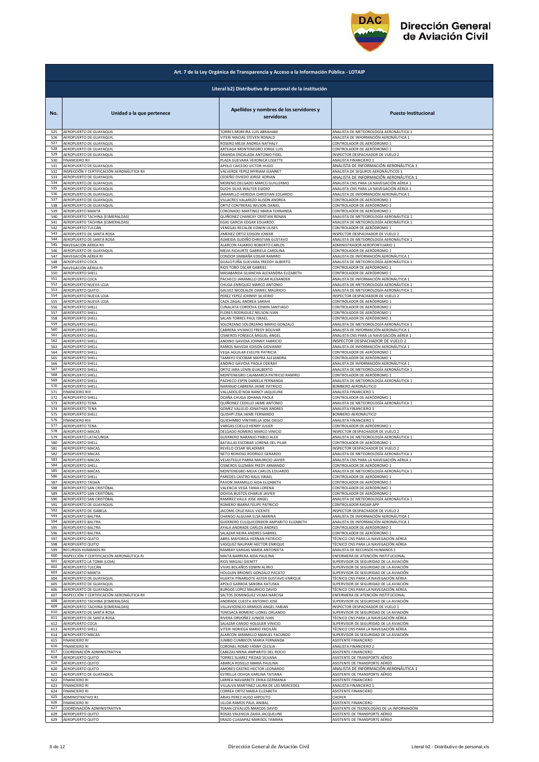## Art. 7 de la Ley Orgánica de Transparencia y Acceso a la Información Pública - LOTAIP

### Literal b2) Distributivo de personal de la institución

| No. | Unidad a la que pertenece | Apellidos y nombres de los servidores y servidoras | Puesto Institucional |
|---|---|---|---|
| 525 | AEROPUERTO DE GUAYAQUIL | TORRES MOREIRA LUIS ABRAHAM | ANALISTA DE METEOROLOGÍA AERONÁUTICA 1 |
| 526 | AEROPUERTO DE GUAYAQUIL | VITERI MACIAS STEVEN RONALD | ANALISTA DE INFORMACIÓN AERONÁUTICA 1 |
| 527 | AEROPUERTO DE GUAYAQUIL | ROSERO MEJIA ANDREA NATHALY | CONTROLADOR DE AERÓDROMO 1 |
| 528 | AEROPUERTO DE GUAYAQUIL | ARTEAGA MONTENEGRO JORGE LUIS | CONTROLADOR DE AERÓDROMO 1 |
| 529 | AEROPUERTO DE GUAYAQUIL | GRANDA ENCALADA ANTONIO FIDEL | INSPECTOR DESPACHADOR DE VUELO 2 |
| 530 | FINANCIERO RII | PLAZA GUEVARA VERONICA LISSETTE | ANALISTA FINANCIERO 1 |
| 531 | AEROPUERTO DE GUAYAQUIL | APOLO CAICEDO VICTOR HUGO | ANALISTA DE INFORMACIÓN AERONÁUTICA 1 |
| 532 | INSPECCIÓN Y CERTIFICACIÓN AERONÁUTICA RII | VALVERDE YEPEZ MYRIAM JEANNET | ANALISTA DE SEGUROS AERONÁUTICOS 1 |
| 533 | AEROPUERTO DE GUAYAQUIL | CEDEÑO OVIEDO JORGE ADRIAN | ANALISTA DE INFORMACIÓN AERONÁUTICA 1 |
| 534 | AEROPUERTO DE GUAYAQUIL | MORENO DELGADO MARCO GUILLERMO | ANALISTA CNS PARA LA NAVEGACIÓN AÉREA 1 |
| 535 | AEROPUERTO DE GUAYAQUIL | DUCHI SILVA WALTER EGIDIO | ANALISTA CNS PARA LA NAVEGACIÓN AÉREA 1 |
| 536 | AEROPUERTO DE GUAYAQUIL | JARAMILLO HEREDIA CHRISTIAN EDUARDO | ANALISTA DE INFORMACIÓN AERONÁUTICA 1 |
| 537 | AEROPUERTO DE GUAYAQUIL | VILLACRES VALAREZO ALISON ANDREA | CONTROLADOR DE AERÓDROMO 1 |
| 538 | AEROPUERTO DE GUAYAQUIL | ORTIZ CONTRERAS WILSON DANIEL | CONTROLADOR DE AERÓDROMO 1 |
| 539 | AEROPUERTO MANTA | CORONADO MARTINEZ MARIA FERNANDA | CONTROLADOR DE AERÓDROMO 1 |
| 540 | AEROPUERTO TACHINA (ESMERALDAS) | QUIÑONEZ CHANCAY CRISTIAN RENAN | ANALISTA DE METEOROLOGÍA AERONÁUTICA 1 |
| 541 | AEROPUERTO TACHINA (ESMERALDAS) | EGAS GARCIA EDGAR EDUARDO | ANALISTA DE METEOROLOGÍA AERONÁUTICA 1 |
| 542 | AEROPUERTO TULCÁN | VENEGAS RECALDE EDWIN ULISES | CONTROLADOR DE AERÓDROMO 1 |
| 543 | AEROPUERTO DE SANTA ROSA | JIMENEZ ORTIZ EDISON JOWAR | INSPECTOR DESPACHADOR DE VUELO 2 |
| 544 | AEROPUERTO DE SANTA ROSA | ALMEIDA GUDIÑO CHRISTIAN GUSTAVO | ANALISTA DE METEOROLOGÍA AERONÁUTICA 1 |
| 545 | NAVEGACIÓN AÉREA RII | ALARCON FAJARDO ROBERTO CARLOS | ADMINISTRADOR AEROPORTUARIO 1 |
| 546 | AEROPUERTO DE GUAYAQUIL | MEJIA RICAURTE GABRIELA CAROLINA | CONTROLADOR DE AERÓDROMO 1 |
| 547 | NAVEGACIÓN AÉREA RI | CONDOR SIMBAÑA EDGAR RAMIRO | ANALISTA DE INFORMACIÓN AERONÁUTICA 1 |
| 548 | AEROPUERTO COCA | GUALOTUÑA GUEVARA FREDDY ALBERTO | ANALISTA DE METEOROLOGÍA AERONÁUTICA 1 |
| 549 | NAVEGACIÓN AÉREA RI | RIOS TORO OSCAR GABRIEL | CONTROLADOR DE AERÓDROMO 1 |
| 550 | AEROPUERTO SHELL | MASABANDA GUANCHA ALEXANDRA ELIZABETH | CONTROLADOR DE AERÓDROMO 1 |
| 551 | AEROPUERTO COCA | PACHECO JARAMILLO OSCAR ALEXANDER | ANALISTA DE INFORMACIÓN AERONÁUTICA 1 |
| 552 | AEROPUERTO NUEVA LOJA | CHUGA ENRIQUEZ MARCO ANTONIO | ANALISTA DE METEOROLOGÍA AERONÁUTICA 1 |
| 553 | AEROPUERTO QUITO | GALVEZ NICOLALDE DANIEL MAURICIO | ANALISTA DE METEOROLOGÍA AERONÁUTICA 1 |
| 554 | AEROPUERTO NUEVA LOJA | PEREZ YEPEZ JOHNNY SILVERIO | INSPECTOR DESPACHADOR DE VUELO 2 |
| 555 | AEROPUERTO NUEVA LOJA | CAZA ZAGAL ANDREA SARAHI | CONTROLADOR DE AERÓDROMO 1 |
| 556 | AEROPUERTO SHELL | CUNALATA CORDOVA EDWIN SANTIAGO | CONTROLADOR DE AERÓDROMO 1 |
| 557 | AEROPUERTO SHELL | FLORES RODRIGUEZ NELSON IVAN | CONTROLADOR DE AERÓDROMO 1 |
| 558 | AEROPUERTO SHELL | SALAN TORRES PAUL ISRAEL | CONTROLADOR DE AERÓDROMO 1 |
| 559 | AEROPUERTO SHELL | SOLORZANO SOLORZANO MARIO GONZALO | ANALISTA DE METEOROLOGÍA AERONÁUTICA 1 |
| 560 | AEROPUERTO SHELL | CABRERA VIVANCO FREDY BOLIVAR | ANALISTA DE INFORMACIÓN AERONÁUTICA 1 |
| 561 | AEROPUERTO SHELL | CISNEROS FONSECA MIGUEL ANGEL | ANALISTA CNS PARA LA NAVEGACIÓN AÉREA 1 |
| 562 | AEROPUERTO SHELL | ANDINO GAVIDIA JOHNNY FABRICIO | INSPECTOR DESPACHADOR DE VUELO 2 |
| 563 | AEROPUERTO SHELL | RAMOS NAVEDA EDISON GIOVANNY | ANALISTA DE INFORMACIÓN AERONÁUTICA 1 |
| 564 | AEROPUERTO SHELL | VEGA AGUILAR EVELYN PATRICIA | CONTROLADOR DE AERÓDROMO 1 |
| 565 | AEROPUERTO SHELL | TAMAYO ESCOBAR MAYRA ALEJANDRA | CONTROLADOR DE AERÓDROMO 1 |
| 566 | AEROPUERTO SHELL | ANDINO GAVIDIA PAOLA ODERAY | ANALISTA DE INFORMACIÓN AERONÁUTICA 1 |
| 567 | AEROPUERTO SHELL | ORTIZ JARA LENIN GUALBERTO | ANALISTA DE METEOROLOGÍA AERONÁUTICA 1 |
| 568 | AEROPUERTO SHELL | MONTENEGRO CAJAMARCA PATRICIO RAMIRO | CONTROLADOR DE AERÓDROMO 1 |
| 569 | AEROPUERTO SHELL | PACHECO ESPIN DANIELA FERNANDA | ANALISTA DE METEOROLOGÍA AERONÁUTICA 1 |
| 570 | AEROPUERTO SHELL | NARANJO CABRERA JAIME PATRICIO | BOMBERO AERONÁUTICO |
| 571 | FINANCIERO RIII | VALLADOLID NOA NANCY JAQUELINE | ANALISTA FINANCIERO 1 |
| 572 | AEROPUERTO SHELL | OCAÑA CHUGA JOHANA PAOLA | CONTROLADOR DE AERÓDROMO 1 |
| 573 | AEROPUERTO TENA | QUIÑONEZ CEDILLO JAIME ANTONIO | ANALISTA DE METEOROLOGÍA AERONÁUTICA 1 |
| 574 | AEROPUERTO TENA | GOMEZ VALLEJO JONATHAN ANDRES | ANALISTA FINANCIERO 1 |
| 575 | AEROPUERTO SHELL | QUISHPI ZISA JAIME FERNANDO | BOMBERO AERONÁUTICO |
| 576 | FINANCIERO RIII | QUICHIMBO VINTIMILLA JOSE DIEGO | ANALISTA FINANCIERO 1 |
| 577 | AEROPUERTO TENA | VARGAS COELLO HENRY JULIER | CONTROLADOR DE AERÓDROMO 1 |
| 578 | AEROPUERTO MACAS | DELGADO ROMERO MARCO VINICIO | INSPECTOR DESPACHADOR DE VUELO 2 |
| 579 | AEROPUERTO LATACUNGA | GUERRERO NARANJO PABLO ALEX | ANALISTA DE METEOROLOGÍA AERONÁUTICA 1 |
| 580 | AEROPUERTO SHELL | BATALLAS ESCOBAR LORENA DEL PILAR | CONTROLADOR DE AERÓDROMO 1 |
| 581 | AEROPUERTO MACAS | REVELO CESAR WLADIMIR | INSPECTOR DESPACHADOR DE VUELO 2 |
| 582 | AEROPUERTO MACAS | NETO REINOSO RODRIGO GERARDO | ANALISTA DE METEOROLOGÍA AERONÁUTICA 1 |
| 583 | AEROPUERTO MACAS | VELASTEGUI PARRA MAURICIO JAVIER | ANALISTA CNS PARA LA NAVEGACIÓN AÉREA 1 |
| 584 | AEROPUERTO SHELL | CISNEROS GUZMAN FREDY ARMANDO | CONTROLADOR DE AERÓDROMO 1 |
| 585 | AEROPUERTO MACAS | MONTENEGRO MEJIA CARLOS EDUARDO | ANALISTA DE METEOROLOGÍA AERONÁUTICA 1 |
| 586 | AEROPUERTO SHELL | PAREDES CASTRO RAUL ISRAEL | CONTROLADOR DE AERÓDROMO 1 |
| 587 | AEROPUERTO TAISHA | PAVON JARAMILLO AIDA ELIZABETH | CONTROLADOR DE AERÓDROMO 1 |
| 588 | AEROPUERTO SAN CRISTÓBAL | VALENCIA VEGA TANIA LORENA | CONTROLADOR DE AERÓDROMO 1 |
| 589 | AEROPUERTO SAN CRISTÓBAL | OCHOA BUSTOS CHARLIE JAVIER | CONTROLADOR DE AERÓDROMO 1 |
| 590 | AEROPUERTO SAN CRISTÓBAL | RAMIREZ VALLE JOSE ANGEL | ANALISTA DE METEOROLOGÍA AERONÁUTICA 1 |
| 591 | AEROPUERTO DE GUAYAQUIL | ROMERO IBARRA FELIPE PATRICIO | CONTROLADOR RADAR APP |
| 592 | AEROPUERTO DE ISABELA | JACOME CRUZ RAUL VICENTE | INSPECTOR DESPACHADOR DE VUELO 2 |
| 593 | AEROPUERTO BALTRA | CHANGO ALGUIAR ELSA MARINA | ANALISTA DE INFORMACIÓN AERONÁUTICA 1 |
| 594 | AEROPUERTO BALTRA | GUERRERO CULQUICONDOR AMPARITO ELIZABETH | ANALISTA DE INFORMACIÓN AERONÁUTICA 1 |
| 595 | AEROPUERTO BALTRA | AYALA ANDRADE CARLOS ANDRES | CONTROLADOR DE AERÓDROMO 1 |
| 596 | AEROPUERTO BALTRA | SALAZAR NEIRA ANDRES GABRIEL | CONTROLADOR DE AERÓDROMO 1 |
| 597 | AEROPUERTO QUITO | ABRIL MAYORGA HERNAN PATRICIO | TÉCNICO CNS PARA LA NAVEGACIÓN AÉREA |
| 598 | AEROPUERTO QUITO | VASQUEZ NAUPARI HECTOR ENRIQUE | TÉCNICO CNS PARA LA NAVEGACIÓN AÉREA |
| 599 | RECURSOS HUMANOS RII | RAMBAY VARGAS MARIA ANTONIETA | ANALISTA DE RECURSOS HUMANOS 1 |
| 600 | INSPECCIÓN Y CERTIFICACIÓN AERONÁUTICA RI | MAITA BARRERA AIDA PAULINA | ENFERMERA DE ATENCIÓN INSTITUCIONAL |
| 601 | AEROPUERTO LA TOMA (LOJA) | RIOS MAGALI GIENITT | SUPERVISOR DE SEGURIDAD DE LA AVIACIÓN |
| 602 | AEROPUERTO TULCÁN | VIVAS BOLAÑOS EDWIN ALIRIO | SUPERVISOR DE SEGURIDAD DE LA AVIACIÓN |
| 603 | AEROPUERTO MANTA | HOLGUIN BRIONES GONZALO PACATO | SUPERVISOR DE SEGURIDAD DE LA AVIACIÓN |
| 604 | AEROPUERTO DE GUAYAQUIL | HUERTA PINARGOTE ASTER GUSTAVO ENRIQUE | TÉCNICO CNS PARA LA NAVEGACIÓN AÉREA |
| 605 | AEROPUERTO DE GUAYAQUIL | APOLO GARBOA SANDRA KATUSKA | SUPERVISOR DE SEGURIDAD DE LA AVIACIÓN |
| 606 | AEROPUERTO DE GUAYAQUIL | BURGOS LOPEZ MAURICIO DAVID | TÉCNICO CNS PARA LA NAVEGACIÓN AÉREA |
| 607 | INSPECCIÓN Y CERTIFICACIÓN AERONÁUTICA RII | SALTOS DOMINGUEZ VILMA NARCISA | ENFERMERA DE ATENCIÓN INSTITUCIONAL |
| 608 | AEROPUERTO TACHINA (ESMERALDAS) | ANDRADE CUESTA ANTONIO JOSE | SUPERVISOR DE SEGURIDAD DE LA AVIACIÓN |
| 609 | AEROPUERTO TACHINA (ESMERALDAS) | VILLAVICENCIO ARMIJOS ANGEL FABIAN | INSPECTOR DESPACHADOR DE VUELO 1 |
| 610 | AEROPUERTO DE SANTA ROSA | TENESACA ROMERO LIONEL ORLANDO | SUPERVISOR DE SEGURIDAD DE LA AVIACIÓN |
| 611 | AEROPUERTO DE SANTA ROSA | RIVERA ORDOÑEZ JUNIOR IVAN | TÉCNICO CNS PARA LA NAVEGACIÓN AÉREA |
| 612 | AEROPUERTO COCA | SALAZAR CANDO HOLGUER VINICIO | SUPERVISOR DE SEGURIDAD DE LA AVIACIÓN |
| 613 | AEROPUERTO SHELL | VITERI NORIEGA MARIO FROILAN | TÉCNICO CNS PARA LA NAVEGACIÓN AÉREA |
| 614 | AEROPUERTO MACAS | ALARCON JARAMILLO MANUEL FACUNDO | SUPERVISOR DE SEGURIDAD DE LA AVIACIÓN |
| 615 | FINANCIERO RI | JUMBO CUMBICOS MARIA FERNANDA | ASISTENTE FINANCIERO |
| 616 | FINANCIERO RI | CORONEL ROMO FANNY CECILIA | ANALISTA FINANCIERO 2 |
| 617 | COORDINACIÓN ADMINISTRATIVA | CABEZAS MENA AMPARITO DEL ROCIO | ASISTENTE FINANCIERO |
| 618 | AEROPUERTO QUITO | TORRES SUAREZ PIEDAD SILVANA | ASISTENTE DE TRANSPORTE AÉREO |
| 619 | AEROPUERTO QUITO | ABARCA ROSILLO MARIA PAULINA | ASISTENTE DE TRANSPORTE AÉREO |
| 620 | AEROPUERTO QUITO | AMORES CASTRO HECTOR LEONARDO | ANALISTA DE INFORMACIÓN AERONÁUTICA 1 |
| 621 | AEROPUERTO DE GUAYAQUIL | ESTRELLA OCHOA KARLINA TATIANA | ASISTENTE DE TRANSPORTE AÉREO |
| 622 | FINANCIERO RI | LARREA NAVARRETE ERIKA GERMANIA | ASISTENTE FINANCIERO |
| 623 | FINANCIERO RI | VILLALVA MARTINEZ LAURA DE LAS MERCEDES | ANALISTA FINANCIERO 1 |
| 624 | FINANCIERO RI | CORREA ORTIZ MARIA ELIZABETH | ASISTENTE FINANCIERO |
| 625 | ADMINISTRATIVO R1 | ARIAS PEREZ HUGO HIPOLITO | CHOFER |
| 626 | FINANCIERO RI | ULLOA RAMOS PAUL ANIBAL | ASISTENTE FINANCIERO |
| 627 | COORDINACIÓN ADMINISTRATIVA | TERAN CEVALLOS MARCOS DAVID | ASISTENTE DE TECNOLOGÍAS DE LA INFORMACIÓN |
| 628 | AEROPUERTO QUITO | ROSAS VALENCIA ZAIDA JACQUELINE | ASISTENTE DE TRANSPORTE AÉREO |
| 629 | AEROPUERTO QUITO | ERAZO CUASAPAZ MARISOL TAMARA | ASISTENTE DE TRANSPORTE AÉREO |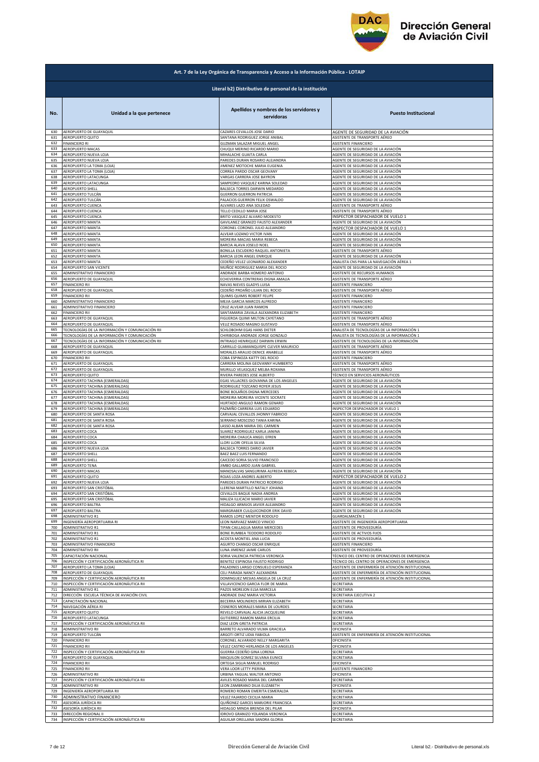## Art. 7 de la Ley Orgánica de Transparencia y Acceso a la Información Pública - LOTAIP

### Literal b2) Distributivo de personal de la institución

| No. | Unidad a la que pertenece | Apellidos y nombres de los servidores y servidoras | Puesto Institucional |
|---|---|---|---|
| 630 | AEROPUERTO DE GUAYAQUIL | CAZARES CEVALLOS JOSE DARIO | AGENTE DE SEGURIDAD DE LA AVIACIÓN |
| 631 | AEROPUERTO QUITO | SANTANA RODRIGUEZ JORGE ANIBAL | ASISTENTE DE TRANSPORTE AÉREO |
| 632 | FINANCIERO RI | GUZMAN SALAZAR MIGUEL ANGEL | ASISTENTE FINANCIERO |
| 633 | AEROPUERTO MACAS | CHUQUI MERINO RICARDO MARIO | AGENTE DE SEGURIDAD DE LA AVIACIÓN |
| 634 | AEROPUERTO NUEVA LOJA | MIHALACHE GUAITA CARLA | AGENTE DE SEGURIDAD DE LA AVIACIÓN |
| 635 | AEROPUERTO NUEVA LOJA | PAREDES DURAN ROSARIO ALEJANDRA | AGENTE DE SEGURIDAD DE LA AVIACIÓN |
| 636 | AEROPUERTO LA TOMA (LOJA) | JIMENEZ MOTOCHE MARIA EUGENIA | AGENTE DE SEGURIDAD DE LA AVIACIÓN |
| 637 | AEROPUERTO LA TOMA (LOJA) | CORREA PARDO OSCAR GEOVANY | AGENTE DE SEGURIDAD DE LA AVIACIÓN |
| 638 | AEROPUERTO LATACUNGA | VARGAS CARRERA JOSE BAYRON | AGENTE DE SEGURIDAD DE LA AVIACIÓN |
| 639 | AEROPUERTO LATACUNGA | SAMPEDRO VASQUEZ KARINA SOLEDAD | AGENTE DE SEGURIDAD DE LA AVIACIÓN |
| 640 | AEROPUERTO SHELL | BALSECA TORRES DARWIN MEDARDO | AGENTE DE SEGURIDAD DE LA AVIACIÓN |
| 641 | AEROPUERTO TULCÁN | GUERRON GUERRON PATRICIA | AGENTE DE SEGURIDAD DE LA AVIACIÓN |
| 642 | AEROPUERTO TULCÁN | PALACIOS GUERRON FELIX OSWALDO | AGENTE DE SEGURIDAD DE LA AVIACIÓN |
| 643 | AEROPUERTO CUENCA | ALVARES LAZO ANA SOLEDAD | ASISTENTE DE TRANSPORTE AÉREO |
| 644 | AEROPUERTO CUENCA | TELLO CEDILLO MARIA JOSE | ASISTENTE DE TRANSPORTE AÉREO |
| 645 | AEROPUERTO CUENCA | BRITO VASQUEZ ALVARO MODESTO | INSPECTOR DESPACHADOR DE VUELO 1 |
| 646 | AEROPUERTO MANTA | GAVILANEZ GRANIZO FAUSTO ALEXANDER | AGENTE DE SEGURIDAD DE LA AVIACIÓN |
| 647 | AEROPUERTO MANTA | CORONEL CORONEL JULIO ALEJANDRO | INSPECTOR DESPACHADOR DE VUELO 1 |
| 648 | AEROPUERTO MANTA | ALVEAR LOZANO VICTOR IVAN | AGENTE DE SEGURIDAD DE LA AVIACIÓN |
| 649 | AEROPUERTO MANTA | MOREIRA MACIAS MARIA REBECA | AGENTE DE SEGURIDAD DE LA AVIACIÓN |
| 650 | AEROPUERTO MANTA | BARCIA ALAVA JOSELO NOEL | AGENTE DE SEGURIDAD DE LA AVIACIÓN |
| 651 | AEROPUERTO MANTA | BONILLA ESCUDERO RAQUEL ANTONIETA | ASISTENTE DE TRANSPORTE AÉREO |
| 652 | AEROPUERTO MANTA | BARCIA LEON ANGEL ENRIQUE | AGENTE DE SEGURIDAD DE LA AVIACIÓN |
| 653 | AEROPUERTO MANTA | CEDEÑO VELEZ LEONARDO ALEXANDER | ANALISTA CNS PARA LA NAVEGACIÓN AÉREA 1 |
| 654 | AEROPUERTO SAN VICENTE | MUÑOZ RODRIGUEZ MARIA DEL ROCIO | AGENTE DE SEGURIDAD DE LA AVIACIÓN |
| 655 | ADMINISTRATIVO FINANCIERO | ANDRADE BARBA HOMERO ANTONIO | ASISTENTE DE RECURSOS HUMANOS |
| 656 | AEROPUERTO DE GUAYAQUIL | ECHEVERRIA CONTRERAS DIGNA AMALIA | ASISTENTE DE TRANSPORTE AÉREO |
| 657 | FINANCIERO RII | NAVAS NIEVES GLADYS LUISA | ASISTENTE FINANCIERO |
| 658 | AEROPUERTO DE GUAYAQUIL | CEDEÑO PROAÑO LILIAN DEL ROCIO | ASISTENTE DE TRANSPORTE AÉREO |
| 659 | FINANCIERO RII | QUIMIS QUIMIS ROBERT FELIPE | ASISTENTE FINANCIERO |
| 660 | ADMINISTRATIVO FINANCIERO | MEJIA GARCIA MARCOS ALFREDO | ASISTENTE FINANCIERO |
| 661 | ADMINISTRATIVO FINANCIERO | CRUZ ALVEAR JUAN RAMON | ASISTENTE FINANCIERO |
| 662 | FINANCIERO RII | SANTAMARIA ZAVALA ALEXANDRA ELIZABETH | ASISTENTE FINANCIERO |
| 663 | AEROPUERTO DE GUAYAQUIL | FIGUEROA QUIMI MILTON CAYETANO | ASISTENTE DE TRANSPORTE AÉREO |
| 664 | AEROPUERTO DE GUAYAQUIL | VELIZ ROSADO MAGNO GUSTAVO | ASISTENTE DE TRANSPORTE AÉREO |
| 665 | TECNOLOGÍAS DE LA INFORMACIÓN Y COMUNICACIÓN RII | SCHLOBOHM EGAS HANS DIETER | ANALISTA DE TECNOLOGÍAS DE LA INFORMACIÓN 1 |
| 666 | TECNOLOGÍAS DE LA INFORMACIÓN Y COMUNICACIÓN | CHIRIBOGA ANDRADE JORGE GONZALO | ANALISTA DE TECNOLOGÍAS DE LA INFORMACIÓN 1 |
| 667 | TECNOLOGÍAS DE LA INFORMACIÓN Y COMUNICACIÓN RII | INTRIAGO HENRIQUEZ DARWIN ERWIN | ASISTENTE DE TECNOLOGÍAS DE LA INFORMACIÓN |
| 668 | AEROPUERTO DE GUAYAQUIL | CARRILLO GUAMANQUISPE CLEVER MAURICIO | ASISTENTE DE TRANSPORTE AÉREO |
| 669 | AEROPUERTO DE GUAYAQUIL | MORALES ARAUJO DENICE ANABELLE | ASISTENTE DE TRANSPORTE AÉREO |
| 670 | FINANCIERO RII | COBA ESPINOZA KATTY DEL ROCIO | ASISTENTE FINANCIERO |
| 671 | AEROPUERTO DE GUAYAQUIL | CARRERA MOLINA GEOVANNY HUMBERTO | ASISTENTE DE TRANSPORTE AÉREO |
| 672 | AEROPUERTO DE GUAYAQUIL | MURILLO VELASQUEZ MELBA ROXANA | ASISTENTE DE TRANSPORTE AÉREO |
| 673 | AEROPUERTO QUITO | RIVERA PAREDES JOSE ALBERTO | TÉCNICO EN SERVICIOS AERONÁUTICOS |
| 674 | AEROPUERTO TACHINA (ESMERALDAS) | EGAS VILLACRES GIOVANNA DE LOS ANGELES | AGENTE DE SEGURIDAD DE LA AVIACIÓN |
| 675 | AEROPUERTO TACHINA (ESMERALDAS) | RODRIGUEZ TOZCANO ROYER JESUS | AGENTE DE SEGURIDAD DE LA AVIACIÓN |
| 676 | AEROPUERTO TACHINA (ESMERALDAS) | BONE BOLAÑOS DIGNA MERCEDES | AGENTE DE SEGURIDAD DE LA AVIACIÓN |
| 677 | AEROPUERTO TACHINA (ESMERALDAS) | MOREIRA MOREIRA VICENTE SOCRATE | AGENTE DE SEGURIDAD DE LA AVIACIÓN |
| 678 | AEROPUERTO TACHINA (ESMERALDAS) | HURTADO ANGULO RAMON GENARO | AGENTE DE SEGURIDAD DE LA AVIACIÓN |
| 679 | AEROPUERTO TACHINA (ESMERALDAS) | PAZMIÑO CARRERA LUIS EDUARDO | INSPECTOR DESPACHADOR DE VUELO 1 |
| 680 | AEROPUERTO DE SANTA ROSA | CARVAJAL CEVALLOS JHONNY FABRICIO | AGENTE DE SEGURIDAD DE LA AVIACIÓN |
| 681 | AEROPUERTO DE SANTA ROSA | SERRANO MOSCOSO TANIA KARINA | AGENTE DE SEGURIDAD DE LA AVIACIÓN |
| 682 | AEROPUERTO DE SANTA ROSA | LASSO ALBAN MARIA DEL CARMEN | AGENTE DE SEGURIDAD DE LA AVIACIÓN |
| 683 | AEROPUERTO COCA | SUAREZ RODRIGUEZ KARLA JANINA | AGENTE DE SEGURIDAD DE LA AVIACIÓN |
| 684 | AEROPUERTO COCA | MOREIRA CHAUCA ANGEL EFREN | AGENTE DE SEGURIDAD DE LA AVIACIÓN |
| 685 | AEROPUERTO COCA | LLORI LLORI OFELIA SILVIA | AGENTE DE SEGURIDAD DE LA AVIACIÓN |
| 686 | AEROPUERTO NUEVA LOJA | BALSECA TORRES DARIO JAVIER | AGENTE DE SEGURIDAD DE LA AVIACIÓN |
| 687 | AEROPUERTO SHELL | BAEZ BAEZ LUIS FERNANDO | AGENTE DE SEGURIDAD DE LA AVIACIÓN |
| 688 | AEROPUERTO SHELL | CAICEDO SORIA SILVIO FRANCISCO | AGENTE DE SEGURIDAD DE LA AVIACIÓN |
| 689 | AEROPUERTO TENA | JIMBO GALLARDO JUAN GABRIEL | AGENTE DE SEGURIDAD DE LA AVIACIÓN |
| 690 | AEROPUERTO MACAS | MANOSALVAS SANGURIMA ALFREDA REBECA | AGENTE DE SEGURIDAD DE LA AVIACIÓN |
| 691 | AEROPUERTO QUITO | ROJAS LOZA ANDRES ALBERTO | INSPECTOR DESPACHADOR DE VUELO 2 |
| 692 | AEROPUERTO NUEVA LOJA | PAREDES DURAN PATRICIO RODRIGO | AGENTE DE SEGURIDAD DE LA AVIACIÓN |
| 693 | AEROPUERTO SAN CRISTÓBAL | LLERENA MARTILLO NATALY JOHANA | AGENTE DE SEGURIDAD DE LA AVIACIÓN |
| 694 | AEROPUERTO SAN CRISTÓBAL | CEVALLOS BAQUE NADIA ANDREA | AGENTE DE SEGURIDAD DE LA AVIACIÓN |
| 695 | AEROPUERTO SAN CRISTÓBAL | MALIZA ILLICACHI MARIO JAVIER | AGENTE DE SEGURIDAD DE LA AVIACIÓN |
| 696 | AEROPUERTO BALTRA | HIDALGO ARMIJOS JAVIER ALEJANDRO | AGENTE DE SEGURIDAD DE LA AVIACIÓN |
| 697 | AEROPUERTO BALTRA | MARGRABER CULQUICONDOR ERIK DAVID | AGENTE DE SEGURIDAD DE LA AVIACIÓN |
| 698 | ADMINISTRATIVO R1 | RAMOS LOPEZ MENTOR RODOLFO | GUARDALMACÉN 1 |
| 699 | INGENIERÍA AEROPORTUARIA RI | LEON NARVAEZ MARCO VINICIO | ASISTENTE DE INGENIERÍA AEROPORTUARIA |
| 700 | ADMINISTRATIVO R1 | TIPAN CAILLAGUA MARIA MERCEDES | ASISTENTE DE PROVEEDURÍA |
| 701 | ADMINISTRATIVO R1 | BONE RUMBEA TEODORO RODOLFO | ASISTENTE DE ACTIVOS FIJOS |
| 702 | ADMINISTRATIVO R1 | ACOSTA MONTIEL ANA LUCIA | ASISTENTE DE PROVEEDURÍA |
| 703 | ADMINISTRATIVO FINANCIERO | AGURTO CHANGO OSCAR ENRIQUE | ASISTENTE FINANCIERO |
| 704 | ADMINISTRATIVO RII | LUNA JIMENEZ JAIME CARLOS | ASISTENTE DE PROVEEDURÍA |
| 705 | CAPACITACIÓN NACIONAL | SORIA VALENCIA PATRICIA VERONICA | TÉCNICO DEL CENTRO DE OPERACIONES DE EMERGENCIA |
| 706 | INSPECCIÓN Y CERTIFICACIÓN AERONÁUTICA RI | BENITEZ ESPINOSA FAUSTO RODRIGO | TÉCNICO DEL CENTRO DE OPERACIONES DE EMERGENCIA |
| 707 | AEROPUERTO LA TOMA (LOJA) | PALADINES LARGO CONSUELO ESPERANZA | ASISTENTE DE ENFERMERÍA DE ATENCIÓN INSTITUCIONAL |
| 708 | AEROPUERTO DE GUAYAQUIL | CELI PARADA NANCY ALEXANDRA | ASISTENTE DE ENFERMERÍA DE ATENCIÓN INSTITUCIONAL |
| 709 | INSPECCIÓN Y CERTIFICACIÓN AERONÁUTICA RII | DOMINGUEZ MESIAS ANGELA DE LA CRUZ | ASISTENTE DE ENFERMERÍA DE ATENCIÓN INSTITUCIONAL |
| 710 | INSPECCIÓN Y CERTIFICACIÓN AERONÁUTICA RII | VILLAVICENCIO GARCIA FLOR DE MARIA | SECRETARIA |
| 711 | ADMINISTRATIVO R1 | PAZOS MOREJON ELSA MARCELA | SECRETARIA |
| 712 | DIRECCIÓN ESCUELA TÉCNICA DE AVIACIÓN CIVIL | ANDRADE DIAZ MARIA VICTORIA | SECRETARIA EJECUTIVA 2 |
| 713 | CAPACITACIÓN NACIONAL | BECERRA MOLINEROS MIRIAN ELIZABETH | SECRETARIA |
| 714 | NAVEGACIÓN AÉREA RI | CISNEROS MORALES MARIA DE LOURDES | SECRETARIA |
| 715 | AEROPUERTO QUITO | REVELO CARVAJAL ALICIA JACQUELINE | SECRETARIA |
| 716 | AEROPUERTO LATACUNGA | GUTIERREZ RAMON MARIA ERCILIA | SECRETARIA |
| 717 | INSPECCIÓN Y CERTIFICACIÓN AERONÁUTICA RII | DIAZ LEON GRETA PATRICIA | SECRETARIA |
| 718 | ADMINISTRATIVO RII | BARRETO ALVARADO VILMA GRACIELA | OFICINISTA |
| 719 | AEROPUERTO TULCÁN | ARGOTI ORTIZ LIDIA FABIOLA | ASISTENTE DE ENFERMERÍA DE ATENCIÓN INSTITUCIONAL |
| 720 | FINANCIERO RII | CORONEL ALVARADO NELLY MARGARITA | OFICINISTA |
| 721 | FINANCIERO RII | VELEZ CASTRO HERLANDA DE LOS ANGELES | OFICINISTA |
| 722 | INSPECCIÓN Y CERTIFICACIÓN AERONÁUTICA RII | GUERRA CEDEÑO GINA LORENA | SECRETARIA |
| 723 | AEROPUERTO DE GUAYAQUIL | MAQUILON GOMEZ SILVANA EUNICE | SECRETARIA |
| 724 | FINANCIERO RII | ORTEGA SIGUA MANUEL RODRIGO | OFICINISTA |
| 725 | FINANCIERO RII | VERA LOOR LETTY PIERINA | ASISTENTE FINANCIERO |
| 726 | ADMINISTRATIVO RII | URBINA YAGUAL WALTER ANTONIO | OFICINISTA |
| 727 | INSPECCIÓN Y CERTIFICACIÓN AERONÁUTICA RII | AVILES ROSADO MARIA DEL CARMEN | SECRETARIA |
| 728 | ADMINISTRATIVO RII | LEON ZAMBRANO DILIA ELIZABETH | OFICINISTA |
| 729 | INGENIERÍA AEROPORTUARIA RII | ROMERO ROMAN EMERITA ESMERALDA | SECRETARIA |
| 730 | ADMINISTRATIVO FINANCIERO | VELEZ FAJARDO CECILIA MARIA | SECRETARIA |
| 731 | ASESORÍA JURÍDICA RII | QUIÑONEZ GARCES MARJORIE FRANCISCA | SECRETARIA |
| 732 | ASESORÍA JURÍDICA RII | HIDALGO MINDA BRENDA DEL PILAR | OFICINISTA |
| 733 | DIRECCIÓN REGIONAL II | IDROVO GRANIZO YOLANDA VERONICA | SECRETARIA |
| 734 | INSPECCIÓN Y CERTIFICACIÓN AERONÁUTICA RII | AGUILAR ORELLANA SANDRA GLORIA | SECRETARIA |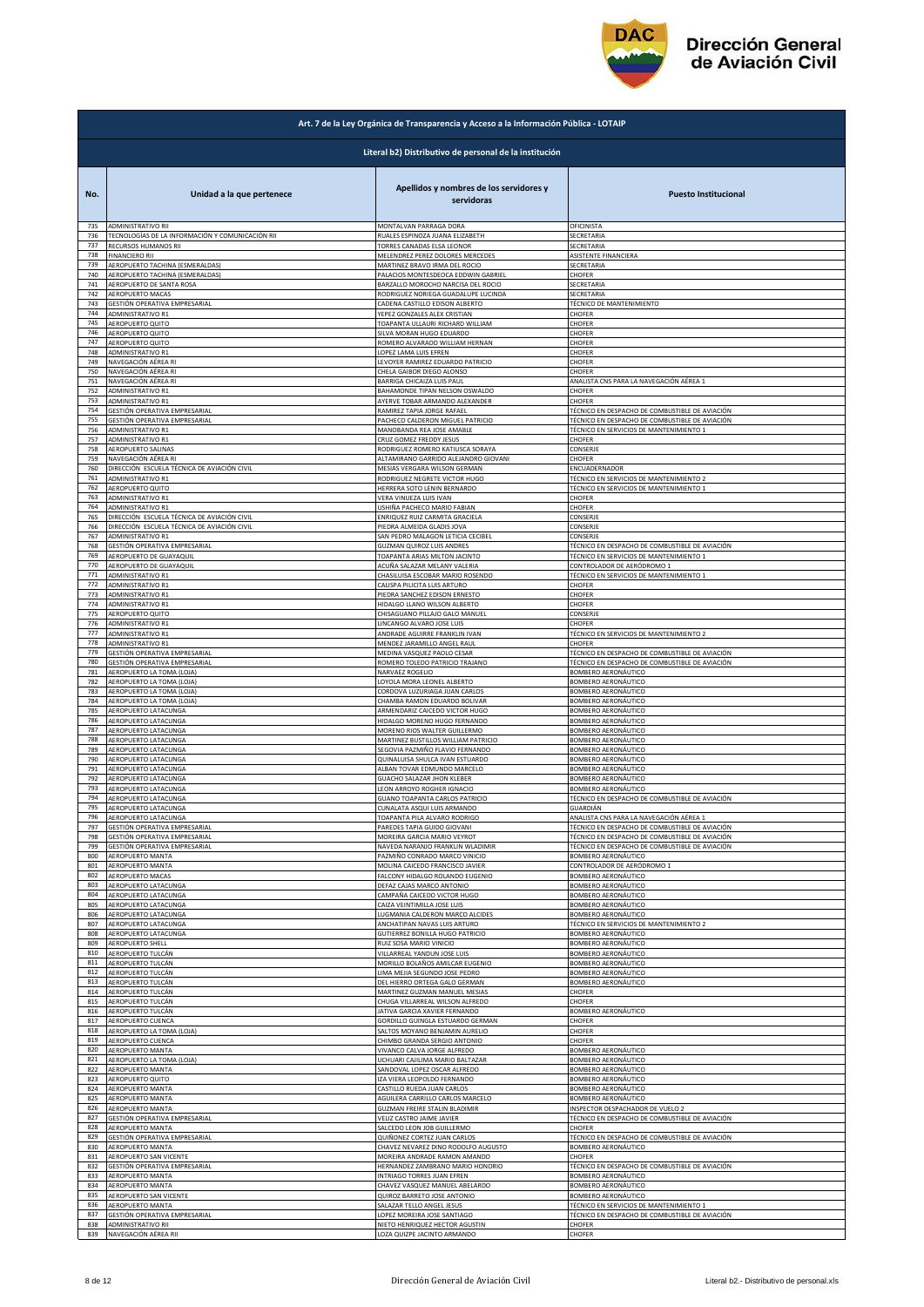## Art. 7 de la Ley Orgánica de Transparencia y Acceso a la Información Pública - LOTAIP

### Literal b2) Distributivo de personal de la institución

| No. | Unidad a la que pertenece | Apellidos y nombres de los servidores y servidoras | Puesto Institucional |
|---|---|---|---|
| 735 | ADMINISTRATIVO RII | MONTALVAN PARRAGA DORA | OFICINISTA |
| 736 | TECNOLOGÍAS DE LA INFORMACIÓN Y COMUNICACIÓN RII | RUALES ESPINOZA JUANA ELIZABETH | SECRETARIA |
| 737 | RECURSOS HUMANOS RII | TORRES CANADAS ELSA LEONOR | SECRETARIA |
| 738 | FINANCIERO RII | MELENDREZ PEREZ DOLORES MERCEDES | ASISTENTE FINANCIERA |
| 739 | AEROPUERTO TACHINA (ESMERALDAS) | MARTINEZ BRAVO IRMA DEL ROCIO | SECRETARIA |
| 740 | AEROPUERTO TACHINA (ESMERALDAS) | PALACIOS MONTESDEOCA EDDWIN GABRIEL | CHOFER |
| 741 | AEROPUERTO DE SANTA ROSA | BARZALLO MOROCHO NARCISA DEL ROCIO | SECRETARIA |
| 742 | AEROPUERTO MACAS | RODRIGUEZ NORIEGA GUADALUPE LUCINDA | SECRETARIA |
| 743 | GESTIÓN OPERATIVA EMPRESARIAL | CADENA CASTILLO EDISON ALBERTO | TÉCNICO DE MANTENIMIENTO |
| 744 | ADMINISTRATIVO R1 | YEPEZ GONZALES ALEX CRISTIAN | CHOFER |
| 745 | AEROPUERTO QUITO | TOAPANTA ULLAURI RICHARD WILLIAM | CHOFER |
| 746 | AEROPUERTO QUITO | SILVA MORAN HUGO EDUARDO | CHOFER |
| 747 | AEROPUERTO QUITO | ROMERO ALVARADO WILLIAM HERNAN | CHOFER |
| 748 | ADMINISTRATIVO R1 | LOPEZ LAMA LUIS EFREN | CHOFER |
| 749 | NAVEGACIÓN AÉREA RI | LEVOYER RAMIREZ EDUARDO PATRICIO | CHOFER |
| 750 | NAVEGACIÓN AÉREA RI | CHELA GAIBOR DIEGO ALONSO | CHOFER |
| 751 | NAVEGACIÓN AÉREA RI | BARRIGA CHICAIZA LUIS PAUL | ANALISTA CNS PARA LA NAVEGACIÓN AÉREA 1 |
| 752 | ADMINISTRATIVO R1 | BAHAMONDE TIPAN NELSON OSWALDO | CHOFER |
| 753 | ADMINISTRATIVO R1 | AYERVE TOBAR ARMANDO ALEXANDER | CHOFER |
| 754 | GESTIÓN OPERATIVA EMPRESARIAL | RAMIREZ TAPIA JORGE RAFAEL | TÉCNICO EN DESPACHO DE COMBUSTIBLE DE AVIACIÓN |
| 755 | GESTIÓN OPERATIVA EMPRESARIAL | PACHECO CALDERON MIGUEL PATRICIO | TÉCNICO EN DESPACHO DE COMBUSTIBLE DE AVIACIÓN |
| 756 | ADMINISTRATIVO R1 | MANOBANDA REA JOSE AMABLE | TÉCNICO EN SERVICIOS DE MANTENIMIENTO 1 |
| 757 | ADMINISTRATIVO R1 | CRUZ GOMEZ FREDDY JESUS | CHOFER |
| 758 | AEROPUERTO SALINAS | RODRIGUEZ ROMERO KATIUSCA SORAYA | CONSERJE |
| 759 | NAVEGACIÓN AÉREA RI | ALTAMIRANO GARRIDO ALEJANDRO GIOVANI | CHOFER |
| 760 | DIRECCIÓN ESCUELA TÉCNICA DE AVIACIÓN CIVIL | MESIAS VERGARA WILSON GERMAN | ENCUADERNADOR |
| 761 | ADMINISTRATIVO R1 | RODRIGUEZ NEGRETE VICTOR HUGO | TÉCNICO EN SERVICIOS DE MANTENIMIENTO 2 |
| 762 | AEROPUERTO QUITO | HERRERA SOTO LENIN BERNARDO | TÉCNICO EN SERVICIOS DE MANTENIMIENTO 1 |
| 763 | ADMINISTRATIVO R1 | VERA VINUEZA LUIS IVAN | CHOFER |
| 764 | ADMINISTRATIVO R1 | USHIÑA PACHECO MARIO FABIAN | CHOFER |
| 765 | DIRECCIÓN ESCUELA TÉCNICA DE AVIACIÓN CIVIL | ENRIQUEZ RUIZ CARMITA GRACIELA | CONSERJE |
| 766 | DIRECCIÓN ESCUELA TÉCNICA DE AVIACIÓN CIVIL | PIEDRA ALMEIDA GLADIS JOVA | CONSERJE |
| 767 | ADMINISTRATIVO R1 | SAN PEDRO MALAGON LETICIA CECIBEL | CONSERJE |
| 768 | GESTIÓN OPERATIVA EMPRESARIAL | GUZMAN QUIROZ LUIS ANDRES | TÉCNICO EN DESPACHO DE COMBUSTIBLE DE AVIACIÓN |
| 769 | AEROPUERTO DE GUAYAQUIL | TOAPANTA ARIAS MILTON JACINTO | TÉCNICO EN SERVICIOS DE MANTENIMIENTO 1 |
| 770 | AEROPUERTO DE GUAYAQUIL | ACUÑA SALAZAR MELANY VALERIA | CONTROLADOR DE AERÓDROMO 1 |
| 771 | ADMINISTRATIVO R1 | CHASILUISA ESCOBAR MARIO ROSENDO | TÉCNICO EN SERVICIOS DE MANTENIMIENTO 1 |
| 772 | ADMINISTRATIVO R1 | CAUSPA PILICITA LUIS ARTURO | CHOFER |
| 773 | ADMINISTRATIVO R1 | PIEDRA SANCHEZ EDISON ERNESTO | CHOFER |
| 774 | ADMINISTRATIVO R1 | HIDALGO LLANO WILSON ALBERTO | CHOFER |
| 775 | AEROPUERTO QUITO | CHISAGUANO PILLAJO GALO MANUEL | CONSERJE |
| 776 | ADMINISTRATIVO R1 | LINCANGO ALVARO JOSE LUIS | CHOFER |
| 777 | ADMINISTRATIVO R1 | ANDRADE AGUIRRE FRANKLIN IVAN | TÉCNICO EN SERVICIOS DE MANTENIMIENTO 2 |
| 778 | ADMINISTRATIVO R1 | MENDEZ JARAMILLO ANGEL RAUL | CHOFER |
| 779 | GESTIÓN OPERATIVA EMPRESARIAL | MEDINA VASQUEZ PAOLO CESAR | TÉCNICO EN DESPACHO DE COMBUSTIBLE DE AVIACIÓN |
| 780 | GESTIÓN OPERATIVA EMPRESARIAL | ROMERO TOLEDO PATRICIO TRAJANO | TÉCNICO EN DESPACHO DE COMBUSTIBLE DE AVIACIÓN |
| 781 | AEROPUERTO LA TOMA (LOJA) | NARVAEZ ROGELIO | BOMBERO AERONÁUTICO |
| 782 | AEROPUERTO LA TOMA (LOJA) | LOYOLA MORA LEONEL ALBERTO | BOMBERO AERONÁUTICO |
| 783 | AEROPUERTO LA TOMA (LOJA) | CORDOVA LUZURIAGA JUAN CARLOS | BOMBERO AERONÁUTICO |
| 784 | AEROPUERTO LA TOMA (LOJA) | CHAMBA RAMON EDUARDO BOLIVAR | BOMBERO AERONÁUTICO |
| 785 | AEROPUERTO LATACUNGA | ARMENDARIZ CAICEDO VICTOR HUGO | BOMBERO AERONÁUTICO |
| 786 | AEROPUERTO LATACUNGA | HIDALGO MORENO HUGO FERNANDO | BOMBERO AERONÁUTICO |
| 787 | AEROPUERTO LATACUNGA | MORENO RIOS WALTER GUILLERMO | BOMBERO AERONÁUTICO |
| 788 | AEROPUERTO LATACUNGA | MARTINEZ BUSTILLOS WILLIAM PATRICIO | BOMBERO AERONÁUTICO |
| 789 | AEROPUERTO LATACUNGA | SEGOVIA PAZMIÑO FLAVIO FERNANDO | BOMBERO AERONÁUTICO |
| 790 | AEROPUERTO LATACUNGA | QUINALUISA SHULCA IVAN ESTUARDO | BOMBERO AERONÁUTICO |
| 791 | AEROPUERTO LATACUNGA | ALBAN TOVAR EDMUNDO MARCELO | BOMBERO AERONÁUTICO |
| 792 | AEROPUERTO LATACUNGA | GUACHO SALAZAR JHON KLEBER | BOMBERO AERONÁUTICO |
| 793 | AEROPUERTO LATACUNGA | LEON ARROYO ROGHER IGNACIO | BOMBERO AERONÁUTICO |
| 794 | AEROPUERTO LATACUNGA | GUANO TOAPANTA CARLOS PATRICIO | TÉCNICO EN DESPACHO DE COMBUSTIBLE DE AVIACIÓN |
| 795 | AEROPUERTO LATACUNGA | CUNALATA ASQUI LUIS ARMANDO | GUARDIÁN |
| 796 | AEROPUERTO LATACUNGA | TOAPANTA PILA ALVARO RODRIGO | ANALISTA CNS PARA LA NAVEGACIÓN AÉREA 1 |
| 797 | GESTIÓN OPERATIVA EMPRESARIAL | PAREDES TAPIA GUIDO GIOVANI | TÉCNICO EN DESPACHO DE COMBUSTIBLE DE AVIACIÓN |
| 798 | GESTIÓN OPERATIVA EMPRESARIAL | MOREIRA GARCIA MARIO VEYROT | TÉCNICO EN DESPACHO DE COMBUSTIBLE DE AVIACIÓN |
| 799 | GESTIÓN OPERATIVA EMPRESARIAL | NAVEDA NARANJO FRANKLIN WLADIMIR | TÉCNICO EN DESPACHO DE COMBUSTIBLE DE AVIACIÓN |
| 800 | AEROPUERTO MANTA | PAZMIÑO CONRADO MARCO VINICIO | BOMBERO AERONÁUTICO |
| 801 | AEROPUERTO MANTA | MOLINA CAICEDO FRANCISCO JAVIER | CONTROLADOR DE AERÓDROMO 1 |
| 802 | AEROPUERTO MACAS | FALCONY HIDALGO ROLANDO EUGENIO | BOMBERO AERONÁUTICO |
| 803 | AEROPUERTO LATACUNGA | DEFAZ CAJAS MARCO ANTONIO | BOMBERO AERONÁUTICO |
| 804 | AEROPUERTO LATACUNGA | CAMPAÑA CAICEDO VICTOR HUGO | BOMBERO AERONÁUTICO |
| 805 | AEROPUERTO LATACUNGA | CAIZA VEINTIMILLA JOSE LUIS | BOMBERO AERONÁUTICO |
| 806 | AEROPUERTO LATACUNGA | LUGMANIA CALDERON MARCO ALCIDES | BOMBERO AERONÁUTICO |
| 807 | AEROPUERTO LATACUNGA | ANCHATIPAN NAVAS LUIS ARTURO | TÉCNICO EN SERVICIOS DE MANTENIMIENTO 2 |
| 808 | AEROPUERTO LATACUNGA | GUTIERREZ BONILLA HUGO PATRICIO | BOMBERO AERONÁUTICO |
| 809 | AEROPUERTO SHELL | RUIZ SOSA MARIO VINICIO | BOMBERO AERONÁUTICO |
| 810 | AEROPUERTO TULCÁN | VILLARREAL YANDUN JOSE LUIS | BOMBERO AERONÁUTICO |
| 811 | AEROPUERTO TULCÁN | MORILLO BOLAÑOS AMILCAR EUGENIO | BOMBERO AERONÁUTICO |
| 812 | AEROPUERTO TULCÁN | LIMA MEJIA SEGUNDO JOSE PEDRO | BOMBERO AERONÁUTICO |
| 813 | AEROPUERTO TULCÁN | DEL HIERRO ORTEGA GALO GERMAN | BOMBERO AERONÁUTICO |
| 814 | AEROPUERTO TULCÁN | MARTINEZ GUZMAN MANUEL MESIAS | CHOFER |
| 815 | AEROPUERTO TULCÁN | CHUGA VILLARREAL WILSON ALFREDO | CHOFER |
| 816 | AEROPUERTO TULCÁN | JATIVA GARCIA XAVIER FERNANDO | BOMBERO AERONÁUTICO |
| 817 | AEROPUERTO CUENCA | GORDILLO GUINGLA ESTUARDO GERMAN | CHOFER |
| 818 | AEROPUERTO LA TOMA (LOJA) | SALTOS MOYANO BENJAMIN AURELIO | CHOFER |
| 819 | AEROPUERTO CUENCA | CHIMBO GRANDA SERGIO ANTONIO | CHOFER |
| 820 | AEROPUERTO MANTA | VIVANCO CALVA JORGE ALFREDO | BOMBERO AERONÁUTICO |
| 821 | AEROPUERTO LA TOMA (LOJA) | UCHUARI CAJILIMA MARIO BALTAZAR | BOMBERO AERONÁUTICO |
| 822 | AEROPUERTO MANTA | SANDOVAL LOPEZ OSCAR ALFREDO | BOMBERO AERONÁUTICO |
| 823 | AEROPUERTO QUITO | IZA VIERA LEOPOLDO FERNANDO | BOMBERO AERONÁUTICO |
| 824 | AEROPUERTO MANTA | CASTILLO RUEDA JUAN CARLOS | BOMBERO AERONÁUTICO |
| 825 | AEROPUERTO MANTA | AGUILERA CARRILLO CARLOS MARCELO | BOMBERO AERONÁUTICO |
| 826 | AEROPUERTO MANTA | GUZMAN FREIRE STALIN BLADIMIR | INSPECTOR DESPACHADOR DE VUELO 2 |
| 827 | GESTIÓN OPERATIVA EMPRESARIAL | VELIZ CASTRO JAIME JAVIER | TÉCNICO EN DESPACHO DE COMBUSTIBLE DE AVIACIÓN |
| 828 | AEROPUERTO MANTA | SALCEDO LEON JOB GUILLERMO | CHOFER |
| 829 | GESTIÓN OPERATIVA EMPRESARIAL | QUIÑONEZ CORTEZ JUAN CARLOS | TÉCNICO EN DESPACHO DE COMBUSTIBLE DE AVIACIÓN |
| 830 | AEROPUERTO MANTA | CHAVEZ NEVAREZ DINO RODOLFO AUGUSTO | BOMBERO AERONÁUTICO |
| 831 | AEROPUERTO SAN VICENTE | MOREIRA ANDRADE RAMON AMANDO | CHOFER |
| 832 | GESTIÓN OPERATIVA EMPRESARIAL | HERNANDEZ ZAMBRANO MARIO HONORIO | TÉCNICO EN DESPACHO DE COMBUSTIBLE DE AVIACIÓN |
| 833 | AEROPUERTO MANTA | INTRIAGO TORRES JUAN EFREN | BOMBERO AERONÁUTICO |
| 834 | AEROPUERTO MANTA | CHAVEZ VASQUEZ MANUEL ABELARDO | BOMBERO AERONÁUTICO |
| 835 | AEROPUERTO SAN VICENTE | QUIROZ BARRETO JOSE ANTONIO | BOMBERO AERONÁUTICO |
| 836 | AEROPUERTO MANTA | SALAZAR TELLO ANGEL JESUS | TÉCNICO EN SERVICIOS DE MANTENIMIENTO 1 |
| 837 | GESTIÓN OPERATIVA EMPRESARIAL | LOPEZ MOREIRA JOSE SANTIAGO | TÉCNICO EN DESPACHO DE COMBUSTIBLE DE AVIACIÓN |
| 838 | ADMINISTRATIVO RII | NIETO HENRIQUEZ HECTOR AGUSTIN | CHOFER |
| 839 | NAVEGACIÓN AÉREA RII | LOZA QUIZPE JACINTO ARMANDO | CHOFER |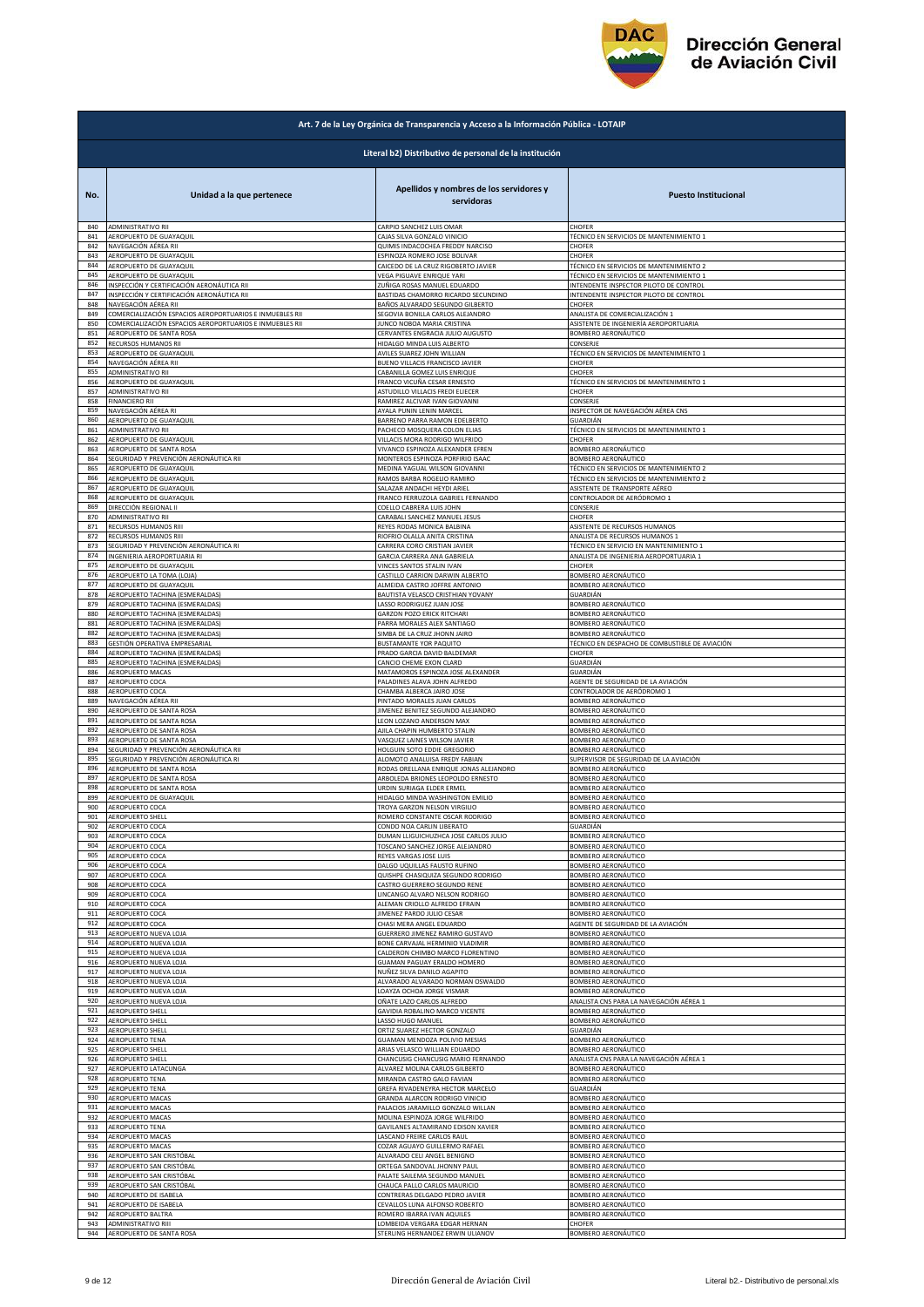## Art. 7 de la Ley Orgánica de Transparencia y Acceso a la Información Pública - LOTAIP

### Literal b2) Distributivo de personal de la institución

| No. | Unidad a la que pertenece | Apellidos y nombres de los servidores y servidoras | Puesto Institucional |
|---|---|---|---|
| 840 | ADMINISTRATIVO RII | CARPIO SANCHEZ LUIS OMAR | CHOFER |
| 841 | AEROPUERTO DE GUAYAQUIL | CAJAS SILVA GONZALO VINICIO | TÉCNICO EN SERVICIOS DE MANTENIMIENTO 1 |
| 842 | NAVEGACIÓN AÉREA RII | QUIMIS INDACOCHEA FREDDY NARCISO | CHOFER |
| 843 | AEROPUERTO DE GUAYAQUIL | ESPINOZA ROMERO JOSE BOLIVAR | CHOFER |
| 844 | AEROPUERTO DE GUAYAQUIL | CAICEDO DE LA CRUZ RIGOBERTO JAVIER | TÉCNICO EN SERVICIOS DE MANTENIMIENTO 2 |
| 845 | AEROPUERTO DE GUAYAQUIL | VEGA PIGUAVE ENRIQUE YARI | TÉCNICO EN SERVICIOS DE MANTENIMIENTO 1 |
| 846 | INSPECCIÓN Y CERTIFICACIÓN AERONÁUTICA RII | ZUÑIGA ROSAS MANUEL EDUARDO | INTENDENTE INSPECTOR PILOTO DE CONTROL |
| 847 | INSPECCIÓN Y CERTIFICACIÓN AERONÁUTICA RII | BASTIDAS CHAMORRO RICARDO SECUNDINO | INTENDENTE INSPECTOR PILOTO DE CONTROL |
| 848 | NAVEGACIÓN AÉREA RII | BAÑOS ALVARADO SEGUNDO GILBERTO | CHOFER |
| 849 | COMERCIALIZACIÓN ESPACIOS AEROPORTUARIOS E INMUEBLES RII | SEGOVIA BONILLA CARLOS ALEJANDRO | ANALISTA DE COMERCIALIZACIÓN 1 |
| 850 | COMERCIALIZACIÓN ESPACIOS AEROPORTUARIOS E INMUEBLES RII | JUNCO NOBOA MARIA CRISTINA | ASISTENTE DE INGENIERÍA AEROPORTUARIA |
| 851 | AEROPUERTO DE SANTA ROSA | CERVANTES ENGRACIA JULIO AUGUSTO | BOMBERO AERONÁUTICO |
| 852 | RECURSOS HUMANOS RII | HIDALGO MINDA LUIS ALBERTO | CONSERJE |
| 853 | AEROPUERTO DE GUAYAQUIL | AVILES SUAREZ JOHN WILLIAN | TÉCNICO EN SERVICIOS DE MANTENIMIENTO 1 |
| 854 | NAVEGACIÓN AÉREA RII | BUENO VILLACIS FRANCISCO JAVIER | CHOFER |
| 855 | ADMINISTRATIVO RII | CABANILLA GOMEZ LUIS ENRIQUE | CHOFER |
| 856 | AEROPUERTO DE GUAYAQUIL | FRANCO VICUÑA CESAR ERNESTO | TÉCNICO EN SERVICIOS DE MANTENIMIENTO 1 |
| 857 | ADMINISTRATIVO RII | ASTUDILLO VILLACIS FREDI EUECER | CHOFER |
| 858 | FINANCIERO RII | RAMIREZ ALCIVAR IVAN GIOVANNI | CONSERJE |
| 859 | NAVEGACIÓN AÉREA RI | AYALA PUNIN LENIN MARCEL | INSPECTOR DE NAVEGACIÓN AÉREA CNS |
| 860 | AEROPUERTO DE GUAYAQUIL | BARRENO PARRA RAMON EDELBERTO | GUARDIÁN |
| 861 | ADMINISTRATIVO RII | PACHECO MOSQUERA COLON ELIAS | TÉCNICO EN SERVICIOS DE MANTENIMIENTO 1 |
| 862 | AEROPUERTO DE GUAYAQUIL | VILLACIS MORA RODRIGO WILFRIDO | CHOFER |
| 863 | AEROPUERTO DE SANTA ROSA | VIVANCO ESPINOZA ALEXANDER EFREN | BOMBERO AERONÁUTICO |
| 864 | SEGURIDAD Y PREVENCIÓN AERONÁUTICA RII | MONTEROS ESPINOZA PORFIRIO ISAAC | BOMBERO AERONÁUTICO |
| 865 | AEROPUERTO DE GUAYAQUIL | MEDINA YAGUAL WILSON GIOVANNI | TÉCNICO EN SERVICIOS DE MANTENIMIENTO 2 |
| 866 | AEROPUERTO DE GUAYAQUIL | RAMOS BARBA ROGELIO RAMIRO | TÉCNICO EN SERVICIOS DE MANTENIMIENTO 2 |
| 867 | AEROPUERTO DE GUAYAQUIL | SALAZAR ANDACHI HEYDI ARIEL | ASISTENTE DE TRANSPORTE AÉREO |
| 868 | AEROPUERTO DE GUAYAQUIL | FRANCO FERRUZOLA GABRIEL FERNANDO | CONTROLADOR DE AERÓDROMO 1 |
| 869 | DIRECCIÓN REGIONAL II | COELLO CABRERA LUIS JOHN | CONSERJE |
| 870 | ADMINISTRATIVO RII | CARABALI SANCHEZ MANUEL JESUS | CHOFER |
| 871 | RECURSOS HUMANOS RIII | REYES RODAS MONICA BALBINA | ASISTENTE DE RECURSOS HUMANOS |
| 872 | RECURSOS HUMANOS RIII | RIOFRIO OLALLA ANITA CRISTINA | ANALISTA DE RECURSOS HUMANOS 1 |
| 873 | SEGURIDAD Y PREVENCIÓN AERONÁUTICA RI | CARRERA CORO CRISTIAN JAVIER | TÉCNICO EN SERVICIO EN MANTENIMIENTO 1 |
| 874 | INGENIERIA AEROPORTUARIA RI | GARCIA CARRERA ANA GABRIELA | ANALISTA DE INGENIERIA AEROPORTUARIA 1 |
| 875 | AEROPUERTO DE GUAYAQUIL | VINCES SANTOS STALIN IVAN | CHOFER |
| 876 | AEROPUERTO LA TOMA (LOJA) | CASTILLO CARRION DARWIN ALBERTO | BOMBERO AERONÁUTICO |
| 877 | AEROPUERTO DE GUAYAQUIL | ALMEIDA CASTRO JOFFRE ANTONIO | BOMBERO AERONÁUTICO |
| 878 | AEROPUERTO TACHINA (ESMERALDAS) | BAUTISTA VELASCO CRISTHIAN YOVANY | GUARDIÁN |
| 879 | AEROPUERTO TACHINA (ESMERALDAS) | LASSO RODRIGUEZ JUAN JOSE | BOMBERO AERONÁUTICO |
| 880 | AEROPUERTO TACHINA (ESMERALDAS) | GARZON POZO ERICK RITCHARI | BOMBERO AERONÁUTICO |
| 881 | AEROPUERTO TACHINA (ESMERALDAS) | PARRA MORALES ALEX SANTIAGO | BOMBERO AERONÁUTICO |
| 882 | AEROPUERTO TACHINA (ESMERALDAS) | SIMBA DE LA CRUZ JHONN JAIRO | BOMBERO AERONÁUTICO |
| 883 | GESTIÓN OPERATIVA EMPRESARIAL | BUSTAMANTE YOR PAQUITO | TÉCNICO EN DESPACHO DE COMBUSTIBLE DE AVIACIÓN |
| 884 | AEROPUERTO TACHINA (ESMERALDAS) | PRADO GARCIA DAVID BALDEMAR | CHOFER |
| 885 | AEROPUERTO TACHINA (ESMERALDAS) | CANCIO CHEME EXON CLARD | GUARDIÁN |
| 886 | AEROPUERTO MACAS | MATAMOROS ESPINOZA JOSE ALEXANDER | GUARDIÁN |
| 887 | AEROPUERTO COCA | PALADINES ALAVA JOHN ALFREDO | AGENTE DE SEGURIDAD DE LA AVIACIÓN |
| 888 | AEROPUERTO COCA | CHAMBA ALBERCA JAIRO JOSE | CONTROLADOR DE AERÓDROMO 1 |
| 889 | NAVEGACIÓN AÉREA RII | PINTADO MORALES JUAN CARLOS | BOMBERO AERONÁUTICO |
| 890 | AEROPUERTO DE SANTA ROSA | JIMENEZ BENITEZ SEGUNDO ALEJANDRO | BOMBERO AERONÁUTICO |
| 891 | AEROPUERTO DE SANTA ROSA | LEON LOZANO ANDERSON MAX | BOMBERO AERONÁUTICO |
| 892 | AEROPUERTO DE SANTA ROSA | AJILA CHAPIN HUMBERTO STALIN | BOMBERO AERONÁUTICO |
| 893 | AEROPUERTO DE SANTA ROSA | VASQUEZ LAINES WILSON JAVIER | BOMBERO AERONÁUTICO |
| 894 | SEGURIDAD Y PREVENCIÓN AERONÁUTICA RII | HOLGUIN SOTO EDDIE GREGORIO | BOMBERO AERONÁUTICO |
| 895 | SEGURIDAD Y PREVENCIÓN AERONÁUTICA RI | ALOMOTO ANALUISA FREDY FABIAN | SUPERVISOR DE SEGURIDAD DE LA AVIACIÓN |
| 896 | AEROPUERTO DE SANTA ROSA | RODAS ORELLANA ENRIQUE JONAS ALEJANDRO | BOMBERO AERONÁUTICO |
| 897 | AEROPUERTO DE SANTA ROSA | ARBOLEDA BRIONES LEOPOLDO ERNESTO | BOMBERO AERONÁUTICO |
| 898 | AEROPUERTO DE SANTA ROSA | URDIN SURIAGA ELDER ERMEL | BOMBERO AERONÁUTICO |
| 899 | AEROPUERTO DE GUAYAQUIL | HIDALGO MINDA WASHINGTON EMILIO | BOMBERO AERONÁUTICO |
| 900 | AEROPUERTO COCA | TROYA GARZON NELSON VIRGILIO | BOMBERO AERONÁUTICO |
| 901 | AEROPUERTO SHELL | ROMERO CONSTANTE OSCAR RODRIGO | BOMBERO AERONÁUTICO |
| 902 | AEROPUERTO COCA | CONDO NOA CARLIN LIBERATO | GUARDIÁN |
| 903 | AEROPUERTO COCA | DUMAN LLIGUICHUZHCA JOSE CARLOS JULIO | BOMBERO AERONÁUTICO |
| 904 | AEROPUERTO COCA | TOSCANO SANCHEZ JORGE ALEJANDRO | BOMBERO AERONÁUTICO |
| 905 | AEROPUERTO COCA | REYES VARGAS JOSE LUIS | BOMBERO AERONÁUTICO |
| 906 | AEROPUERTO COCA | DALGO UQUILLAS FAUSTO RUFINO | BOMBERO AERONÁUTICO |
| 907 | AEROPUERTO COCA | QUISHPE CHASIQUIZA SEGUNDO RODRIGO | BOMBERO AERONÁUTICO |
| 908 | AEROPUERTO COCA | CASTRO GUERRERO SEGUNDO RENE | BOMBERO AERONÁUTICO |
| 909 | AEROPUERTO COCA | LINCANGO ALVARO NELSON RODRIGO | BOMBERO AERONÁUTICO |
| 910 | AEROPUERTO COCA | ALEMAN CRIOLLO ALFREDO EFRAIN | BOMBERO AERONÁUTICO |
| 911 | AEROPUERTO COCA | JIMENEZ PARDO JULIO CESAR | BOMBERO AERONÁUTICO |
| 912 | AEROPUERTO COCA | CHASI MERA ANGEL EDUARDO | AGENTE DE SEGURIDAD DE LA AVIACIÓN |
| 913 | AEROPUERTO NUEVA LOJA | GUERRERO JIMENEZ RAMIRO GUSTAVO | BOMBERO AERONÁUTICO |
| 914 | AEROPUERTO NUEVA LOJA | BONE CARVAJAL HERMINIO VLADIMIR | BOMBERO AERONÁUTICO |
| 915 | AEROPUERTO NUEVA LOJA | CALDERON CHIMBO MARCO FLORENTINO | BOMBERO AERONÁUTICO |
| 916 | AEROPUERTO NUEVA LOJA | GUAMAN PAGUAY ERALDO HOMERO | BOMBERO AERONÁUTICO |
| 917 | AEROPUERTO NUEVA LOJA | NUÑEZ SILVA DANILO AGAPITO | BOMBERO AERONÁUTICO |
| 918 | AEROPUERTO NUEVA LOJA | ALVARADO ALVARADO NORMAN OSWALDO | BOMBERO AERONÁUTICO |
| 919 | AEROPUERTO NUEVA LOJA | LOAYZA OCHOA JORGE VISMAR | BOMBERO AERONÁUTICO |
| 920 | AEROPUERTO NUEVA LOJA | OÑATE LAZO CARLOS ALFREDO | ANALISTA CNS PARA LA NAVEGACIÓN AÉREA 1 |
| 921 | AEROPUERTO SHELL | GAVIDIA ROBALINO MARCO VICENTE | BOMBERO AERONÁUTICO |
| 922 | AEROPUERTO SHELL | LASSO HUGO MANUEL | BOMBERO AERONÁUTICO |
| 923 | AEROPUERTO SHELL | ORTIZ SUAREZ HECTOR GONZALO | GUARDIÁN |
| 924 | AEROPUERTO TENA | GUAMAN MENDOZA POLIVIO MESIAS | BOMBERO AERONÁUTICO |
| 925 | AEROPUERTO SHELL | ARIAS VELASCO WILLIAN EDUARDO | BOMBERO AERONÁUTICO |
| 926 | AEROPUERTO SHELL | CHANCUSIG CHANCUSIG MARIO FERNANDO | ANALISTA CNS PARA LA NAVEGACIÓN AÉREA 1 |
| 927 | AEROPUERTO LATACUNGA | ALVAREZ MOLINA CARLOS GILBERTO | BOMBERO AERONÁUTICO |
| 928 | AEROPUERTO TENA | MIRANDA CASTRO GALO FAVIAN | BOMBERO AERONÁUTICO |
| 929 | AEROPUERTO TENA | GREFA RIVADENEYRA HECTOR MARCELO | GUARDIÁN |
| 930 | AEROPUERTO MACAS | GRANDA ALARCON RODRIGO VINICIO | BOMBERO AERONÁUTICO |
| 931 | AEROPUERTO MACAS | PALACIOS JARAMILLO GONZALO WILLAN | BOMBERO AERONÁUTICO |
| 932 | AEROPUERTO MACAS | MOLINA ESPINOZA JORGE WILFRIDO | BOMBERO AERONÁUTICO |
| 933 | AEROPUERTO TENA | GAVILANES ALTAMIRANO EDISON XAVIER | BOMBERO AERONÁUTICO |
| 934 | AEROPUERTO MACAS | LASCANO FREIRE CARLOS RAUL | BOMBERO AERONÁUTICO |
| 935 | AEROPUERTO MACAS | COZAR AGUAYO GUILLERMO RAFAEL | BOMBERO AERONÁUTICO |
| 936 | AEROPUERTO SAN CRISTÓBAL | ALVARADO CELI ANGEL BENIGNO | BOMBERO AERONÁUTICO |
| 937 | AEROPUERTO SAN CRISTÓBAL | ORTEGA SANDOVAL JHONNY PAUL | BOMBERO AERONÁUTICO |
| 938 | AEROPUERTO SAN CRISTÓBAL | PALATE SAILEMA SEGUNDO MANUEL | BOMBERO AERONÁUTICO |
| 939 | AEROPUERTO SAN CRISTÓBAL | CHAUCA PALLO CARLOS MAURICIO | BOMBERO AERONÁUTICO |
| 940 | AEROPUERTO DE ISABELA | CONTRERAS DELGADO PEDRO JAVIER | BOMBERO AERONÁUTICO |
| 941 | AEROPUERTO DE ISABELA | CEVALLOS LUNA ALFONSO ROBERTO | BOMBERO AERONÁUTICO |
| 942 | AEROPUERTO BALTRA | ROMERO IBARRA IVAN AQUILES | BOMBERO AERONÁUTICO |
| 943 | ADMINISTRATIVO RIII | LOMBEIDA VERGARA EDGAR HERNAN | CHOFER |
| 944 | AEROPUERTO DE SANTA ROSA | STERLING HERNANDEZ ERWIN ULIANOV | BOMBERO AERONÁUTICO |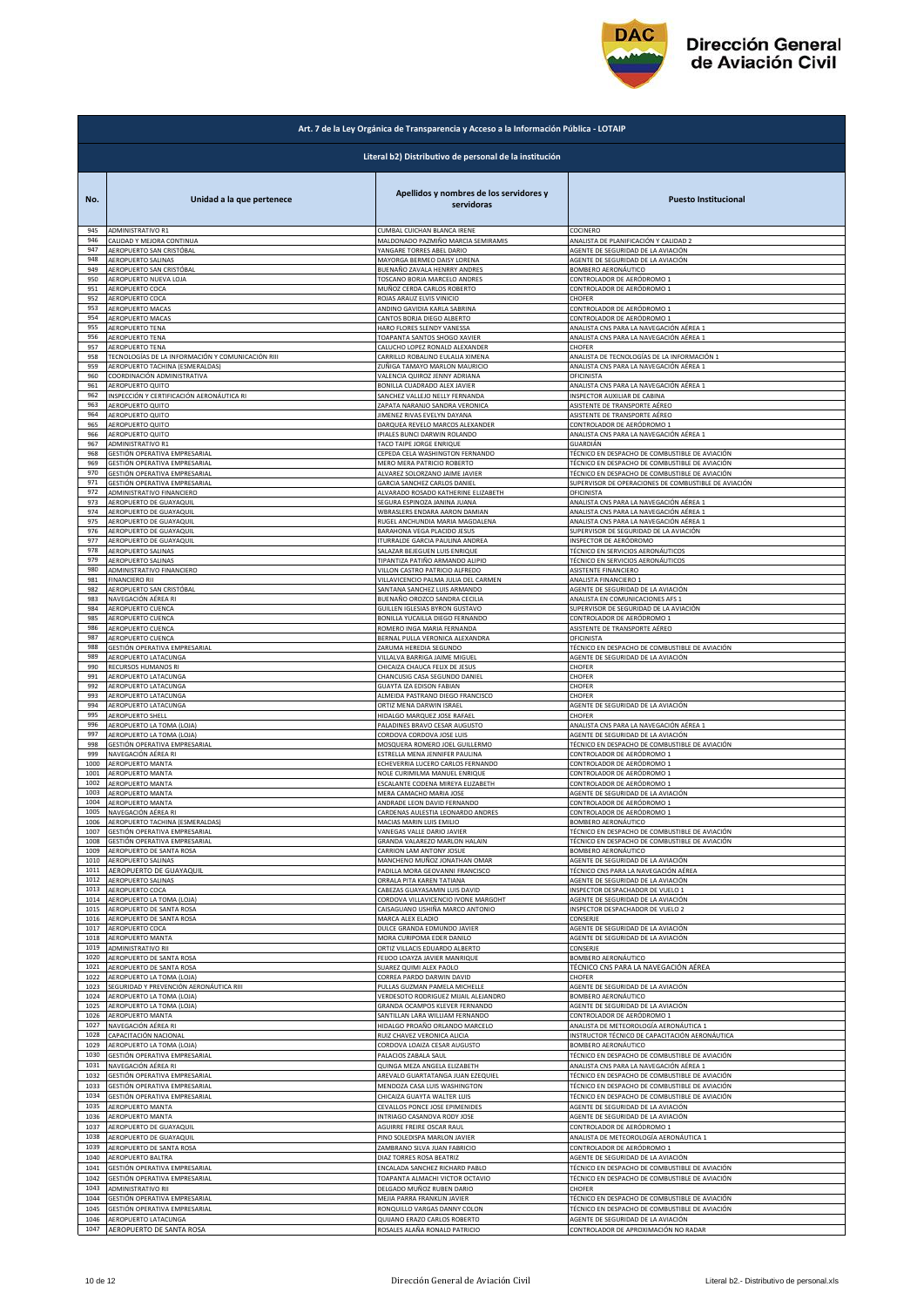## Art. 7 de la Ley Orgánica de Transparencia y Acceso a la Información Pública - LOTAIP

### Literal b2) Distributivo de personal de la institución

| No. | Unidad a la que pertenece | Apellidos y nombres de los servidores y servidoras | Puesto Institucional |
|---|---|---|---|
| 945 | ADMINISTRATIVO R1 | CUMBAL CUICHAN BLANCA IRENE | COCINERO |
| 946 | CALIDAD Y MEJORA CONTINUA | MALDONADO PAZMIÑO MARCIA SEMIRAMIS | ANALISTA DE PLANIFICACIÓN Y CALIDAD 2 |
| 947 | AEROPUERTO SAN CRISTÓBAL | YANGARE TORRES ABEL DARIO | AGENTE DE SEGURIDAD DE LA AVIACIÓN |
| 948 | AEROPUERTO SALINAS | MAYORGA BERMEO DAISY LORENA | AGENTE DE SEGURIDAD DE LA AVIACIÓN |
| 949 | AEROPUERTO SAN CRISTÓBAL | BUENAÑO ZAVALA HENRRY ANDRES | BOMBERO AERONÁUTICO |
| 950 | AEROPUERTO NUEVA LOJA | TOSCANO BORJA MARCELO ANDRES | CONTROLADOR DE AERÓDROMO 1 |
| 951 | AEROPUERTO COCA | MUÑOZ CERDA CARLOS ROBERTO | CONTROLADOR DE AERÓDROMO 1 |
| 952 | AEROPUERTO COCA | ROJAS ARAUZ ELVIS VINICIO | CHOFER |
| 953 | AEROPUERTO MACAS | ANDINO GAVIDIA KARLA SABRINA | CONTROLADOR DE AERÓDROMO 1 |
| 954 | AEROPUERTO MACAS | CANTOS BORJA DIEGO ALBERTO | CONTROLADOR DE AERÓDROMO 1 |
| 955 | AEROPUERTO TENA | HARO FLORES SLENDY VANESSA | ANALISTA CNS PARA LA NAVEGACIÓN AÉREA 1 |
| 956 | AEROPUERTO TENA | TOAPANTA SANTOS SHOGO XAVIER | ANALISTA CNS PARA LA NAVEGACIÓN AÉREA 1 |
| 957 | AEROPUERTO TENA | CALUCHO LOPEZ RONALD ALEXANDER | CHOFER |
| 958 | TECNOLOGÍAS DE LA INFORMACIÓN Y COMUNICACIÓN RIII | CARRILLO ROBALINO EULALIA XIMENA | ANALISTA DE TECNOLOGÍAS DE LA INFORMACIÓN 1 |
| 959 | AEROPUERTO TACHINA (ESMERALDAS) | ZUÑIGA TAMAYO MARLON MAURICIO | ANALISTA CNS PARA LA NAVEGACIÓN AÉREA 1 |
| 960 | COORDINACIÓN ADMINISTRATIVA | VALENCIA QUIROZ JENNY ADRIANA | OFICINISTA |
| 961 | AEROPUERTO QUITO | BONILLA CUADRADO ALEX JAVIER | ANALISTA CNS PARA LA NAVEGACIÓN AÉREA 1 |
| 962 | INSPECCIÓN Y CERTIFICACIÓN AERONÁUTICA RI | SANCHEZ VALLEJO NELLY FERNANDA | INSPECTOR AUXILIAR DE CABINA |
| 963 | AEROPUERTO QUITO | ZAPATA NARANJO SANDRA VERONICA | ASISTENTE DE TRANSPORTE AÉREO |
| 964 | AEROPUERTO QUITO | JIMENEZ RIVAS EVELYN DAYANA | ASISTENTE DE TRANSPORTE AÉREO |
| 965 | AEROPUERTO QUITO | DARQUEA REVELO MARCOS ALEXANDER | CONTROLADOR DE AERÓDROMO 1 |
| 966 | AEROPUERTO QUITO | IPIALES BUNCI DARWIN ROLANDO | ANALISTA CNS PARA LA NAVEGACIÓN AÉREA 1 |
| 967 | ADMINISTRATIVO R1 | TACO TAIPE JORGE ENRIQUE | GUARDIÁN |
| 968 | GESTIÓN OPERATIVA EMPRESARIAL | CEPEDA CELA WASHINGTON FERNANDO | TÉCNICO EN DESPACHO DE COMBUSTIBLE DE AVIACIÓN |
| 969 | GESTIÓN OPERATIVA EMPRESARIAL | MERO MERA PATRICIO ROBERTO | TÉCNICO EN DESPACHO DE COMBUSTIBLE DE AVIACIÓN |
| 970 | GESTIÓN OPERATIVA EMPRESARIAL | ALVAREZ SOLORZANO JAIME JAVIER | TÉCNICO EN DESPACHO DE COMBUSTIBLE DE AVIACIÓN |
| 971 | GESTIÓN OPERATIVA EMPRESARIAL | GARCIA SANCHEZ CARLOS DANIEL | SUPERVISOR DE OPERACIONES DE COMBUSTIBLE DE AVIACIÓN |
| 972 | ADMINISTRATIVO FINANCIERO | ALVARADO ROSADO KATHERINE ELIZABETH | OFICINISTA |
| 973 | AEROPUERTO DE GUAYAQUIL | SEGURA ESPINOZA JANINA JUANA | ANALISTA CNS PARA LA NAVEGACIÓN AÉREA 1 |
| 974 | AEROPUERTO DE GUAYAQUIL | WBRASLERS ENDARA AARON DAMIAN | ANALISTA CNS PARA LA NAVEGACIÓN AÉREA 1 |
| 975 | AEROPUERTO DE GUAYAQUIL | RUGEL ANCHUNDIA MARIA MAGDALENA | ANALISTA CNS PARA LA NAVEGACIÓN AÉREA 1 |
| 976 | AEROPUERTO DE GUAYAQUIL | BARAHONA VEGA PLACIDO JESUS | SUPERVISOR DE SEGURIDAD DE LA AVIACIÓN |
| 977 | AEROPUERTO DE GUAYAQUIL | ITURRALDE GARCIA PAULINA ANDREA | INSPECTOR DE AERÓDROMO |
| 978 | AEROPUERTO SALINAS | SALAZAR BEJEGUEN LUIS ENRIQUE | TÉCNICO EN SERVICIOS AERONÁUTICOS |
| 979 | AEROPUERTO SALINAS | TIPANTIZA PATIÑO ARMANDO ALIPIO | TÉCNICO EN SERVICIOS AERONÁUTICOS |
| 980 | ADMINISTRATIVO FINANCIERO | VILLON CASTRO PATRICIO ALFREDO | ASISTENTE FINANCIERO |
| 981 | FINANCIERO RII | VILLAVICENCIO PALMA JULIA DEL CARMEN | ANALISTA FINANCIERO 1 |
| 982 | AEROPUERTO SAN CRISTÓBAL | SANTANA SANCHEZ LUIS ARMANDO | AGENTE DE SEGURIDAD DE LA AVIACIÓN |
| 983 | NAVEGACIÓN AÉREA RI | BUENAÑO OROZCO SANDRA CECILIA | ANALISTA EN COMUNICACIONES AFS 1 |
| 984 | AEROPUERTO CUENCA | GUILLEN IGLESIAS BYRON GUSTAVO | SUPERVISOR DE SEGURIDAD DE LA AVIACIÓN |
| 985 | AEROPUERTO CUENCA | BONILLA YUCAILLA DIEGO FERNANDO | CONTROLADOR DE AERÓDROMO 1 |
| 986 | AEROPUERTO CUENCA | ROMERO INGA MARIA FERNANDA | ASISTENTE DE TRANSPORTE AÉREO |
| 987 | AEROPUERTO CUENCA | BERNAL PULLA VERONICA ALEXANDRA | OFICINISTA |
| 988 | GESTIÓN OPERATIVA EMPRESARIAL | ZARUMA HEREDIA SEGUNDO | TÉCNICO EN DESPACHO DE COMBUSTIBLE DE AVIACIÓN |
| 989 | AEROPUERTO LATACUNGA | VILLALVA BARRIGA JAIME MIGUEL | AGENTE DE SEGURIDAD DE LA AVIACIÓN |
| 990 | RECURSOS HUMANOS RI | CHICAIZA CHAUCA FELIX DE JESUS | CHOFER |
| 991 | AEROPUERTO LATACUNGA | CHANCUSIG CASA SEGUNDO DANIEL | CHOFER |
| 992 | AEROPUERTO LATACUNGA | GUAYTA IZA EDISON FABIAN | CHOFER |
| 993 | AEROPUERTO LATACUNGA | ALMEIDA PASTRANO DIEGO FRANCISCO | CHOFER |
| 994 | AEROPUERTO LATACUNGA | ORTIZ MENA DARWIN ISRAEL | AGENTE DE SEGURIDAD DE LA AVIACIÓN |
| 995 | AEROPUERTO SHELL | HIDALGO MARQUEZ JOSE RAFAEL | CHOFER |
| 996 | AEROPUERTO LA TOMA (LOJA) | PALADINES BRAVO CESAR AUGUSTO | ANALISTA CNS PARA LA NAVEGACIÓN AÉREA 1 |
| 997 | AEROPUERTO LA TOMA (LOJA) | CORDOVA CORDOVA JOSE LUIS | AGENTE DE SEGURIDAD DE LA AVIACIÓN |
| 998 | GESTIÓN OPERATIVA EMPRESARIAL | MOSQUERA ROMERO JOEL GUILLERMO | TÉCNICO EN DESPACHO DE COMBUSTIBLE DE AVIACIÓN |
| 999 | NAVEGACIÓN AÉREA RI | ESTRELLA MENA JENNIFER PAULINA | CONTROLADOR DE AERÓDROMO 1 |
| 1000 | AEROPUERTO MANTA | ECHEVERRIA LUCERO CARLOS FERNANDO | CONTROLADOR DE AERÓDROMO 1 |
| 1001 | AEROPUERTO MANTA | NOLE CURIMILMA MANUEL ENRIQUE | CONTROLADOR DE AERÓDROMO 1 |
| 1002 | AEROPUERTO MANTA | ESCALANTE CODENA MIREYA ELIZABETH | CONTROLADOR DE AERÓDROMO 1 |
| 1003 | AEROPUERTO MANTA | MERA CAMACHO MARIA JOSE | AGENTE DE SEGURIDAD DE LA AVIACIÓN |
| 1004 | AEROPUERTO MANTA | ANDRADE LEON DAVID FERNANDO | CONTROLADOR DE AERÓDROMO 1 |
| 1005 | NAVEGACIÓN AÉREA RI | CARDENAS AULESTIA LEONARDO ANDRES | CONTROLADOR DE AERÓDROMO 1 |
| 1006 | AEROPUERTO TACHINA (ESMERALDAS) | MACIAS MARIN LUIS EMILIO | BOMBERO AERONÁUTICO |
| 1007 | GESTIÓN OPERATIVA EMPRESARIAL | VANEGAS VALLE DARIO JAVIER | TÉCNICO EN DESPACHO DE COMBUSTIBLE DE AVIACIÓN |
| 1008 | GESTIÓN OPERATIVA EMPRESARIAL | GRANDA VALAREZO MARLON HALAIN | TÉCNICO EN DESPACHO DE COMBUSTIBLE DE AVIACIÓN |
| 1009 | AEROPUERTO DE SANTA ROSA | CARRION LAM ANTONY JOSUE | BOMBERO AERONÁUTICO |
| 1010 | AEROPUERTO SALINAS | MANCHENO MUÑOZ JONATHAN OMAR | AGENTE DE SEGURIDAD DE LA AVIACIÓN |
| 1011 | AEROPUERTO DE GUAYAQUIL | PADILLA MORA GEOVANNI FRANCISCO | TÉCNICO CNS PARA LA NAVEGACIÓN AÉREA |
| 1012 | AEROPUERTO SALINAS | ORRALA PITA KAREN TATIANA | AGENTE DE SEGURIDAD DE LA AVIACIÓN |
| 1013 | AEROPUERTO COCA | CABEZAS GUAYASAMIN LUIS DAVID | INSPECTOR DESPACHADOR DE VUELO 1 |
| 1014 | AEROPUERTO LA TOMA (LOJA) | CORDOVA VILLAVICENCIO IVONE MARGOHT | AGENTE DE SEGURIDAD DE LA AVIACIÓN |
| 1015 | AEROPUERTO DE SANTA ROSA | CAISAGUANO USHIÑA MARCO ANTONIO | INSPECTOR DESPACHADOR DE VUELO 2 |
| 1016 | AEROPUERTO DE SANTA ROSA | MARCA ALEX ELADIO | CONSERJE |
| 1017 | AEROPUERTO COCA | DULCE GRANDA EDMUNDO JAVIER | AGENTE DE SEGURIDAD DE LA AVIACIÓN |
| 1018 | AEROPUERTO MANTA | MORA CURIPOMA EDER DANILO | AGENTE DE SEGURIDAD DE LA AVIACIÓN |
| 1019 | ADMINISTRATIVO RII | ORTIZ VILLACIS EDUARDO ALBERTO | CONSERJE |
| 1020 | AEROPUERTO DE SANTA ROSA | FEIJOO LOAYZA JAVIER MANRIQUE | BOMBERO AERONÁUTICO |
| 1021 | AEROPUERTO DE SANTA ROSA | SUAREZ QUIMI ALEX PAOLO | TÉCNICO CNS PARA LA NAVEGACIÓN AÉREA |
| 1022 | AEROPUERTO LA TOMA (LOJA) | CORREA PARDO DARWIN DAVID | CHOFER |
| 1023 | SEGURIDAD Y PREVENCIÓN AERONÁUTICA RIII | PULLAS GUZMAN PAMELA MICHELLE | AGENTE DE SEGURIDAD DE LA AVIACIÓN |
| 1024 | AEROPUERTO LA TOMA (LOJA) | VERDESOTO RODRIGUEZ MIJAIL ALEJANDRO | BOMBERO AERONÁUTICO |
| 1025 | AEROPUERTO LA TOMA (LOJA) | GRANDA OCAMPOS KLEVER FERNANDO | AGENTE DE SEGURIDAD DE LA AVIACIÓN |
| 1026 | AEROPUERTO MANTA | SANTILLAN LARA WILLIAM FERNANDO | CONTROLADOR DE AERÓDROMO 1 |
| 1027 | NAVEGACIÓN AÉREA RI | HIDALGO PROAÑO ORLANDO MARCELO | ANALISTA DE METEOROLOGÍA AERONÁUTICA 1 |
| 1028 | CAPACITACIÓN NACIONAL | RUIZ CHAVEZ VERONICA ALICIA | INSTRUCTOR TÉCNICO DE CAPACITACIÓN AERONÁUTICA |
| 1029 | AEROPUERTO LA TOMA (LOJA) | CORDOVA LOAIZA CESAR AUGUSTO | BOMBERO AERONÁUTICO |
| 1030 | GESTIÓN OPERATIVA EMPRESARIAL | PALACIOS ZABALA SAUL | TÉCNICO EN DESPACHO DE COMBUSTIBLE DE AVIACIÓN |
| 1031 | NAVEGACIÓN AÉREA RI | QUINGA MEZA ANGELA ELIZABETH | ANALISTA CNS PARA LA NAVEGACIÓN AÉREA 1 |
| 1032 | GESTIÓN OPERATIVA EMPRESARIAL | AREVALO GUARTATANGA JUAN EZEQUIEL | TÉCNICO EN DESPACHO DE COMBUSTIBLE DE AVIACIÓN |
| 1033 | GESTIÓN OPERATIVA EMPRESARIAL | MENDOZA CASA LUIS WASHINGTON | TÉCNICO EN DESPACHO DE COMBUSTIBLE DE AVIACIÓN |
| 1034 | GESTIÓN OPERATIVA EMPRESARIAL | CHICAIZA GUAYTA WALTER LUIS | TÉCNICO EN DESPACHO DE COMBUSTIBLE DE AVIACIÓN |
| 1035 | AEROPUERTO MANTA | CEVALLOS PONCE JOSE EPIMENIDES | AGENTE DE SEGURIDAD DE LA AVIACIÓN |
| 1036 | AEROPUERTO MANTA | INTRIAGO CASANOVA RODY JOSE | AGENTE DE SEGURIDAD DE LA AVIACIÓN |
| 1037 | AEROPUERTO DE GUAYAQUIL | AGUIRRE FREIRE OSCAR RAUL | CONTROLADOR DE AERÓDROMO 1 |
| 1038 | AEROPUERTO DE GUAYAQUIL | PINO SOLEDISPA MARLON JAVIER | ANALISTA DE METEOROLOGÍA AERONÁUTICA 1 |
| 1039 | AEROPUERTO DE SANTA ROSA | ZAMBRANO SILVA JUAN FABRICIO | CONTROLADOR DE AERÓDROMO 1 |
| 1040 | AEROPUERTO BALTRA | DIAZ TORRES ROSA BEATRIZ | AGENTE DE SEGURIDAD DE LA AVIACIÓN |
| 1041 | GESTIÓN OPERATIVA EMPRESARIAL | ENCALADA SANCHEZ RICHARD PABLO | TÉCNICO EN DESPACHO DE COMBUSTIBLE DE AVIACIÓN |
| 1042 | GESTIÓN OPERATIVA EMPRESARIAL | TOAPANTA ALMACHI VICTOR OCTAVIO | TÉCNICO EN DESPACHO DE COMBUSTIBLE DE AVIACIÓN |
| 1043 | ADMINISTRATIVO RII | DELGADO MUÑOZ RUBEN DARIO | CHOFER |
| 1044 | GESTIÓN OPERATIVA EMPRESARIAL | MEJIA PARRA FRANKLIN JAVIER | TÉCNICO EN DESPACHO DE COMBUSTIBLE DE AVIACIÓN |
| 1045 | GESTIÓN OPERATIVA EMPRESARIAL | RONQUILLO VARGAS DANNY COLON | TÉCNICO EN DESPACHO DE COMBUSTIBLE DE AVIACIÓN |
| 1046 | AEROPUERTO LATACUNGA | QUIJANO ERAZO CARLOS ROBERTO | AGENTE DE SEGURIDAD DE LA AVIACIÓN |
| 1047 | AEROPUERTO DE SANTA ROSA | ROSALES ALAÑA RONALD PATRICIO | CONTROLADOR DE APROXIMACIÓN NO RADAR |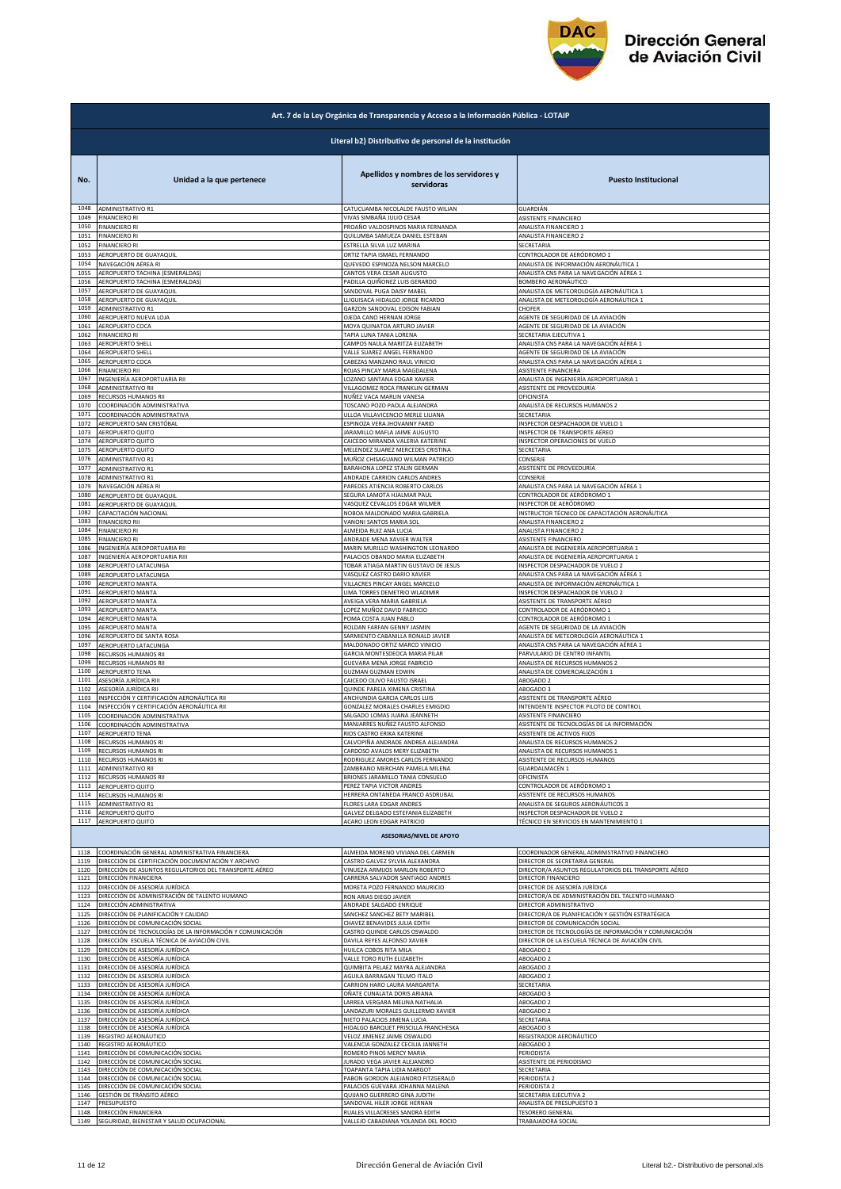## Art. 7 de la Ley Orgánica de Transparencia y Acceso a la Información Pública - LOTAIP

### Literal b2) Distributivo de personal de la institución

| No. | Unidad a la que pertenece | Apellidos y nombres de los servidores y servidoras | Puesto Institucional |
|---|---|---|---|
| 1048 | ADMINISTRATIVO R1 | CATUCUAMBA NICOLALDE FAUSTO WILIAN | GUARDIÁN |
| 1049 | FINANCIERO RI | VIVAS SIMBAÑA JULIO CESAR | ASISTENTE FINANCIERO |
| 1050 | FINANCIERO RI | PROAÑO VALDOSPINOS MARIA FERNANDA | ANALISTA FINANCIERO 1 |
| 1051 | FINANCIERO RI | QUILUMBA SAMUEZA DANIEL ESTEBAN | ANALISTA FINANCIERO 2 |
| 1052 | FINANCIERO RI | ESTRELLA SILVA LUZ MARINA | SECRETARIA |
| 1053 | AEROPUERTO DE GUAYAQUIL | ORTIZ TAPIA ISMAEL FERNANDO | CONTROLADOR DE AERÓDROMO 1 |
| 1054 | NAVEGACIÓN AÉREA RI | QUEVEDO ESPINOZA NELSON MARCELO | ANALISTA DE INFORMACIÓN AERONÁUTICA 1 |
| 1055 | AEROPUERTO TACHINA (ESMERALDAS) | CANTOS VERA CESAR AUGUSTO | ANALISTA CNS PARA LA NAVEGACIÓN AÉREA 1 |
| 1056 | AEROPUERTO TACHINA (ESMERALDAS) | PADILLA QUIÑONEZ LUIS GERARDO | BOMBERO AERONÁUTICO |
| 1057 | AEROPUERTO DE GUAYAQUIL | SANDOVAL PUGA DAISY MABEL | ANALISTA DE METEOROLOGÍA AERONÁUTICA 1 |
| 1058 | AEROPUERTO DE GUAYAQUIL | LLIGUISACA HIDALGO JORGE RICARDO | ANALISTA DE METEOROLOGÍA AERONÁUTICA 1 |
| 1059 | ADMINISTRATIVO R1 | GARZON SANDOVAL EDISON FABIAN | CHOFER |
| 1060 | AEROPUERTO NUEVA LOJA | OJEDA CANO HERNAN JORGE | AGENTE DE SEGURIDAD DE LA AVIACIÓN |
| 1061 | AEROPUERTO COCA | MOYA QUINATOA ARTURO JAVIER | AGENTE DE SEGURIDAD DE LA AVIACIÓN |
| 1062 | FINANCIERO RI | TAPIA LUNA TANIA LORENA | SECRETARIA EJECUTIVA 1 |
| 1063 | AEROPUERTO SHELL | CAMPOS NAULA MARITZA ELIZABETH | ANALISTA CNS PARA LA NAVEGACIÓN AÉREA 1 |
| 1064 | AEROPUERTO SHELL | VALLE SUAREZ ANGEL FERNANDO | AGENTE DE SEGURIDAD DE LA AVIACIÓN |
| 1065 | AEROPUERTO COCA | CABEZAS MANZANO RAUL VINICIO | ANALISTA CNS PARA LA NAVEGACIÓN AÉREA 1 |
| 1066 | FINANCIERO RII | ROJAS PINCAY MARIA MAGDALENA | ASISTENTE FINANCIERA |
| 1067 | INGENIERÍA AEROPORTUARIA RII | LOZANO SANTANA EDGAR XAVIER | ANALISTA DE INGENIERÍA AEROPORTUARIA 1 |
| 1068 | ADMINISTRATIVO RII | VILLAGOMEZ ROCA FRANKLIN GERMAN | ASISTENTE DE PROVEEDURÍA |
| 1069 | RECURSOS HUMANOS RII | NUÑEZ VACA MARLIN VANESA | OFICINISTA |
| 1070 | COORDINACIÓN ADMINISTRATIVA | TOSCANO POZO PAOLA ALEJANDRA | ANALISTA DE RECURSOS HUMANOS 2 |
| 1071 | COORDINACIÓN ADMINISTRATIVA | ULLOA VILLAVICENCIO MERLE LILIANA | SECRETARIA |
| 1072 | AEROPUERTO SAN CRISTÓBAL | ESPINOZA VERA JHOVANNY FARID | INSPECTOR DESPACHADOR DE VUELO 1 |
| 1073 | AEROPUERTO QUITO | JARAMILLO MAFLA JAIME AUGUSTO | INSPECTOR DE TRANSPORTE AÉREO |
| 1074 | AEROPUERTO QUITO | CAICEDO MIRANDA VALERIA KATERINE | INSPECTOR OPERACIONES DE VUELO |
| 1075 | AEROPUERTO QUITO | MELENDEZ SUAREZ MERCEDES CRISTINA | SECRETARIA |
| 1076 | ADMINISTRATIVO R1 | MUÑOZ CHISAGUANO WILMAN PATRICIO | CONSERJE |
| 1077 | ADMINISTRATIVO R1 | BARAHONA LOPEZ STALIN GERMAN | ASISTENTE DE PROVEEDURÍA |
| 1078 | ADMINISTRATIVO R1 | ANDRADE CARRION CARLOS ANDRES | CONSERJE |
| 1079 | NAVEGACIÓN AÉREA RI | PAREDES ATIENCIA ROBERTO CARLOS | ANALISTA CNS PARA LA NAVEGACIÓN AÉREA 1 |
| 1080 | AEROPUERTO DE GUAYAQUIL | SEGURA LAMOTA HJALMAR PAUL | CONTROLADOR DE AERÓDROMO 1 |
| 1081 | AEROPUERTO DE GUAYAQUIL | VASQUEZ CEVALLOS EDGAR WILMER | INSPECTOR DE AERÓDROMO |
| 1082 | CAPACITACIÓN NACIONAL | NOBOA MALDONADO MARIA GABRIELA | INSTRUCTOR TÉCNICO DE CAPACITACIÓN AERONÁUTICA |
| 1083 | FINANCIERO RII | VANONI SANTOS MARIA SOL | ANALISTA FINANCIERO 2 |
| 1084 | FINANCIERO RI | ALMEIDA RUIZ ANA LUCIA | ANALISTA FINANCIERO 2 |
| 1085 | FINANCIERO RI | ANDRADE MENA XAVIER WALTER | ASISTENTE FINANCIERO |
| 1086 | INGENIERÍA AEROPORTUARIA RII | MARIN MURILLO WASHINGTON LEONARDO | ANALISTA DE INGENIERÍA AEROPORTUARIA 1 |
| 1087 | INGENIERÍA AEROPORTUARIA RIII | PALACIOS OBANDO MARIA ELIZABETH | ANALISTA DE INGENIERÍA AEROPORTUARIA 1 |
| 1088 | AEROPUERTO LATACUNGA | TOBAR ATIAGA MARTIN GUSTAVO DE JESUS | INSPECTOR DESPACHADOR DE VUELO 2 |
| 1089 | AEROPUERTO LATACUNGA | VASQUEZ CASTRO DARIO XAVIER | ANALISTA CNS PARA LA NAVEGACIÓN AÉREA 1 |
| 1090 | AEROPUERTO MANTA | VILLACRES PINCAY ANGEL MARCELO | ANALISTA DE INFORMACIÓN AERONÁUTICA 1 |
| 1091 | AEROPUERTO MANTA | LIMA TORRES DEMETRIO WLADIMIR | INSPECTOR DESPACHADOR DE VUELO 2 |
| 1092 | AEROPUERTO MANTA | AVEIGA VERA MARIA GABRIELA | ASISTENTE DE TRANSPORTE AÉREO |
| 1093 | AEROPUERTO MANTA | LOPEZ MUÑOZ DAVID FABRICIO | CONTROLADOR DE AERÓDROMO 1 |
| 1094 | AEROPUERTO MANTA | POMA COSTA JUAN PABLO | CONTROLADOR DE AERÓDROMO 1 |
| 1095 | AEROPUERTO MANTA | ROLDAN FARFAN GENNY JASMIN | AGENTE DE SEGURIDAD DE LA AVIACIÓN |
| 1096 | AEROPUERTO DE SANTA ROSA | SARMIENTO CABANILLA RONALD JAVIER | ANALISTA DE METEOROLOGÍA AERONÁUTICA 1 |
| 1097 | AEROPUERTO LATACUNGA | MALDONADO ORTIZ MARCO VINICIO | ANALISTA CNS PARA LA NAVEGACIÓN AÉREA 1 |
| 1098 | RECURSOS HUMANOS RII | GARCIA MONTESDEOCA MARIA PILAR | PARVULARIO DE CENTRO INFANTIL |
| 1099 | RECURSOS HUMANOS RII | GUEVARA MENA JORGE FABRICIO | ANALISTA DE RECURSOS HUMANOS 2 |
| 1100 | AEROPUERTO TENA | GUZMAN GUZMAN EDWIN | ANALISTA DE COMERCIALIZACIÓN 1 |
| 1101 | ASESORÍA JURÍDICA RIII | CAICEDO OLIVO FAUSTO ISRAEL | ABOGADO 2 |
| 1102 | ASESORÍA JURÍDICA RII | QUINDE PAREJA XIMENA CRISTINA | ABOGADO 3 |
| 1103 | INSPECCIÓN Y CERTIFICACIÓN AERONÁUTICA RII | ANCHUNDIA GARCIA CARLOS LUIS | ASISTENTE DE TRANSPORTE AÉREO |
| 1104 | INSPECCIÓN Y CERTIFICACIÓN AERONÁUTICA RII | GONZALEZ MORALES CHARLES EMIGDIO | INTENDENTE INSPECTOR PILOTO DE CONTROL |
| 1105 | COORDINACIÓN ADMINISTRATIVA | SALGADO LOMAS JUANA JEANNETH | ASISTENTE FINANCIERO |
| 1106 | COORDINACIÓN ADMINISTRATIVA | MANJARRES NUÑEZ FAUSTO ALFONSO | ASISTENTE DE TECNOLOGÍAS DE LA INFORMACIÓN |
| 1107 | AEROPUERTO TENA | RIOS CASTRO ERIKA KATERINE | ASISTENTE DE ACTIVOS FIJOS |
| 1108 | RECURSOS HUMANOS RI | CALVOPIÑA ANDRADE ANDREA ALEJANDRA | ANALISTA DE RECURSOS HUMANOS 2 |
| 1109 | RECURSOS HUMANOS RI | CARDOSO AVALOS MERY ELIZABETH | ANALISTA DE RECURSOS HUMANOS 1 |
| 1110 | RECURSOS HUMANOS RI | RODRIGUEZ AMORES CARLOS FERNANDO | ASISTENTE DE RECURSOS HUMANOS |
| 1111 | ADMINISTRATIVO RII | ZAMBRANO MERCHAN PAMELA MILENA | GUARDALMACÉN 1 |
| 1112 | RECURSOS HUMANOS RII | BRIONES JARAMILLO TANIA CONSUELO | OFICINISTA |
| 1113 | AEROPUERTO QUITO | PEREZ TAPIA VICTOR ANDRES | CONTROLADOR DE AERÓDROMO 1 |
| 1114 | RECURSOS HUMANOS RI | HERRERA ONTANEDA FRANCO ASDRUBAL | ASISTENTE DE RECURSOS HUMANOS |
| 1115 | ADMINISTRATIVO R1 | FLORES LARA EDGAR ANDRES | ANALISTA DE SEGUROS AERONÁUTICOS 3 |
| 1116 | AEROPUERTO QUITO | GALVEZ DELGADO ESTEFANIA ELIZABETH | INSPECTOR DESPACHADOR DE VUELO 2 |
| 1117 | AEROPUERTO QUITO | ACARO LEON EDGAR PATRICIO | TÉCNICO EN SERVICIOS EN MANTENIMIENTO 1 |
| | **ASESORIAS/NIVEL DE APOYO** | | |
| 1118 | COORDINACIÓN GENERAL ADMINISTRATIVA FINANCIERA | ALMEIDA MORENO VIVIANA DEL CARMEN | COORDINADOR GENERAL ADMINISTRATIVO FINANCIERO |
| 1119 | DIRECCIÓN DE CERTIFICACIÓN DOCUMENTACIÓN Y ARCHIVO | CASTRO GALVEZ SYLVIA ALEXANDRA | DIRECTOR DE SECRETARIA GENERAL |
| 1120 | DIRECCIÓN DE ASUNTOS REGULATORIOS DEL TRANSPORTE AÉREO | VINUEZA ARMIJOS MARLON ROBERTO | DIRECTOR/A ASUNTOS REGULATORIOS DEL TRANSPORTE AÉREO |
| 1121 | DIRECCIÓN FINANCIERA | CARRERA SALVADOR SANTIAGO ANDRES | DIRECTOR FINANCIERO |
| 1122 | DIRECCIÓN DE ASESORÍA JURÍDICA | MORETA POZO FERNANDO MAURICIO | DIRECTOR DE ASESORÍA JURÍDICA |
| 1123 | DIRECCIÓN DE ADMINISTRACIÓN DE TALENTO HUMANO | RON ARIAS DIEGO JAVIER | DIRECTOR/A DE ADMINISTRACIÓN DEL TALENTO HUMANO |
| 1124 | DIRECCIÓN ADMINISTRATIVA | ANDRADE SALGADO ENRIQUE | DIRECTOR ADMINISTRATIVO |
| 1125 | DIRECCIÓN DE PLANIFICACIÓN Y CALIDAD | SANCHEZ SANCHEZ BETY MARIBEL | DIRECTOR/A DE PLANIFICACIÓN Y GESTIÓN ESTRATÉGICA |
| 1126 | DIRECCIÓN DE COMUNICACIÓN SOCIAL | CHAVEZ BENAVIDES JULIA EDITH | DIRECTOR DE COMUNICACIÓN SOCIAL |
| 1127 | DIRECCIÓN DE TECNOLOGÍAS DE LA INFORMACIÓN Y COMUNICACIÓN | CASTRO QUINDE CARLOS OSWALDO | DIRECTOR DE TECNOLOGÍAS DE INFORMACIÓN Y COMUNICACIÓN |
| 1128 | DIRECCIÓN ESCUELA TÉCNICA DE AVIACIÓN CIVIL | DAVILA REYES ALFONSO XAVIER | DIRECTOR DE LA ESCUELA TÉCNICA DE AVIACIÓN CIVIL |
| 1129 | DIRECCIÓN DE ASESORÍA JURÍDICA | HUILCA COBOS RITA MILA | ABOGADO 2 |
| 1130 | DIRECCIÓN DE ASESORÍA JURÍDICA | VALLE TORO RUTH ELIZABETH | ABOGADO 2 |
| 1131 | DIRECCIÓN DE ASESORÍA JURÍDICA | QUIMBITA PELAEZ MAYRA ALEJANDRA | ABOGADO 2 |
| 1132 | DIRECCIÓN DE ASESORÍA JURÍDICA | AGUILA BARRAGAN TELMO ITALO | ABOGADO 2 |
| 1133 | DIRECCIÓN DE ASESORÍA JURÍDICA | CARRION HARO LAURA MARGARITA | SECRETARIA |
| 1134 | DIRECCIÓN DE ASESORÍA JURÍDICA | OÑATE CUNALATA DORIS ARIANA | ABOGADO 3 |
| 1135 | DIRECCIÓN DE ASESORÍA JURÍDICA | LARREA VERGARA MELINA NATHALIA | ABOGADO 2 |
| 1136 | DIRECCIÓN DE ASESORÍA JURÍDICA | LANDAZURI MORALES GUILLERMO XAVIER | ABOGADO 2 |
| 1137 | DIRECCIÓN DE ASESORÍA JURÍDICA | NIETO PALACIOS JIMENA LUCIA | SECRETARIA |
| 1138 | DIRECCIÓN DE ASESORÍA JURÍDICA | HIDALGO BARQUET PRISCILLA FRANCHESKA | ABOGADO 3 |
| 1139 | REGISTRO AERONÁUTICO | VELOZ JIMENEZ JAIME OSWALDO | REGISTRADOR AERONÁUTICO |
| 1140 | REGISTRO AERONÁUTICO | VALENCIA GONZALEZ CECILIA JANNETH | ABOGADO 2 |
| 1141 | DIRECCIÓN DE COMUNICACIÓN SOCIAL | ROMERO PINOS MERCY MARIA | PERIODISTA |
| 1142 | DIRECCIÓN DE COMUNICACIÓN SOCIAL | JURADO VEGA JAVIER ALEJANDRO | ASISTENTE DE PERIODISMO |
| 1143 | DIRECCIÓN DE COMUNICACIÓN SOCIAL | TOAPANTA TAPIA LIDIA MARGOT | SECRETARIA |
| 1144 | DIRECCIÓN DE COMUNICACIÓN SOCIAL | PABON GORDON ALEJANDRO FITZGERALD | PERIODISTA 2 |
| 1145 | DIRECCIÓN DE COMUNICACIÓN SOCIAL | PALACIOS GUEVARA JOHANNA MALENA | PERIODISTA 2 |
| 1146 | GESTIÓN DE TRÁNSITO AÉREO | QUIJANO GUERRERO GINA JUDITH | SECRETARIA EJECUTIVA 2 |
| 1147 | PRESUPUESTO | SANDOVAL HILER JORGE HERNAN | ANALISTA DE PRESUPUESTO 3 |
| 1148 | DIRECCIÓN FINANCIERA | RUALES VILLACRESES SANDRA EDITH | TESORERO GENERAL |
| 1149 | SEGURIDAD, BIENESTAR Y SALUD OCUPACIONAL | VALLEJO CABADIANA YOLANDA DEL ROCIO | TRABAJADORA SOCIAL |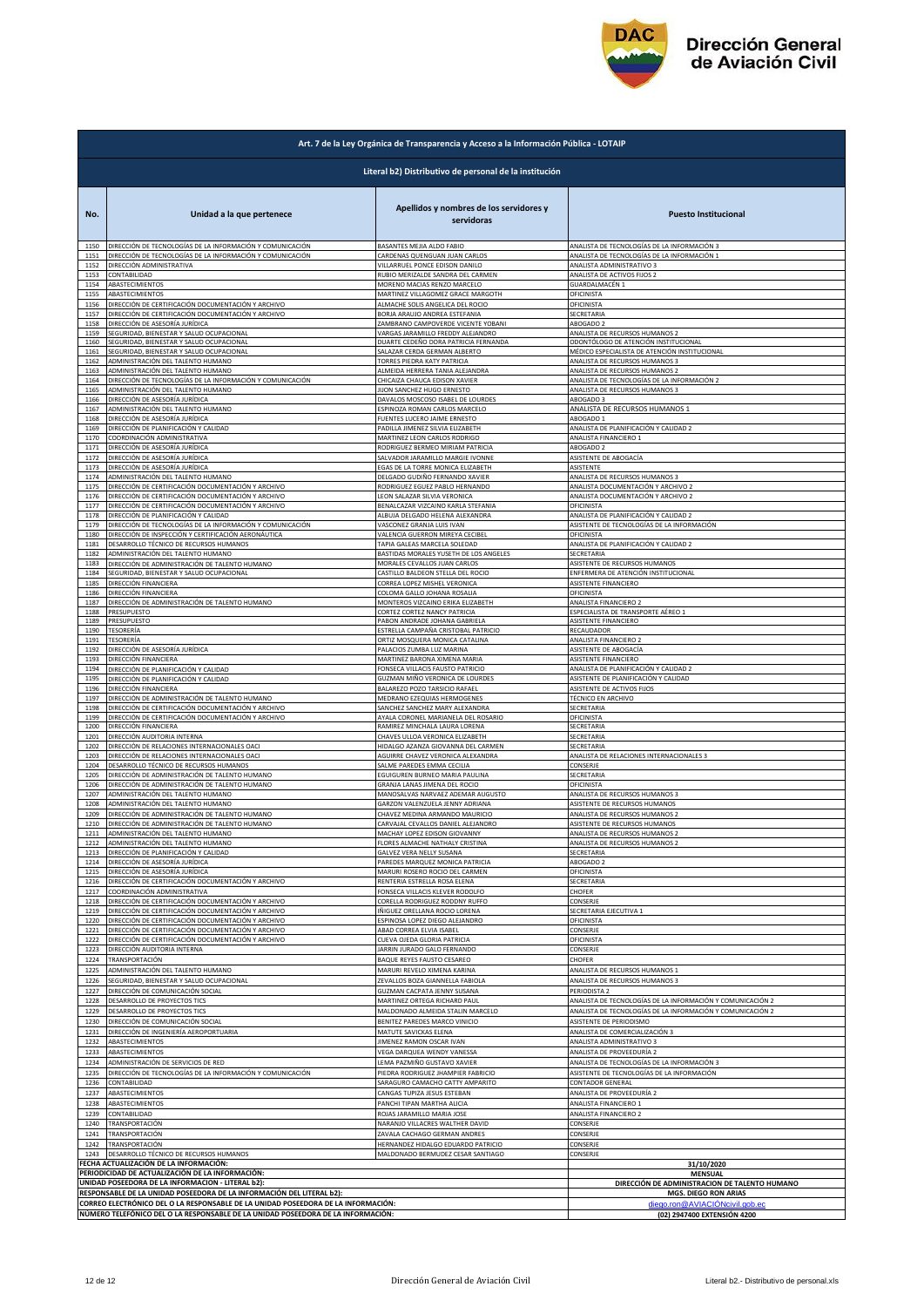Dirección General de Aviación Civil

| Art. 7 de la Ley Orgánica de Transparencia y Acceso a la Información Pública - LOTAIP | | | |
|---|---|---|---|
| Literal b2) Distributivo de personal de la institución | | | |
| No. | Unidad a la que pertenece | Apellidos y nombres de los servidores y servidoras | Puesto Institucional |
| 1150 | DIRECCIÓN DE TECNOLOGÍAS DE LA INFORMACIÓN Y COMUNICACIÓN | BASANTES MEJIA ALDO FABIO | ANALISTA DE TECNOLOGÍAS DE LA INFORMACIÓN 3 |
| 1151 | DIRECCIÓN DE TECNOLOGÍAS DE LA INFORMACIÓN Y COMUNICACIÓN | CARDENAS QUENGUAN JUAN CARLOS | ANALISTA DE TECNOLOGÍAS DE LA INFORMACIÓN 1 |
| 1152 | DIRECCIÓN ADMINISTRATIVA | VILLARRUEL PONCE EDISON DANILO | ANALISTA ADMINISTRATIVO 3 |
| 1153 | CONTABILIDAD | RUBIO MERIZALDE SANDRA DEL CARMEN | ANALISTA DE ACTIVOS FIJOS 2 |
| 1154 | ABASTECIMIENTOS | MORENO MACIAS RENZO MARCELO | GUARDALMACÉN 1 |
| 1155 | ABASTECIMIENTOS | MARTINEZ VILLAGOMEZ GRACE MARGOTH | OFICINISTA |
| 1156 | DIRECCIÓN DE CERTIFICACIÓN DOCUMENTACIÓN Y ARCHIVO | ALMACHE SOLIS ANGELICA DEL ROCIO | OFICINISTA |
| 1157 | DIRECCIÓN DE CERTIFICACIÓN DOCUMENTACIÓN Y ARCHIVO | BORJA ARAUJO ANDREA ESTEFANIA | SECRETARIA |
| 1158 | DIRECCIÓN DE ASESORÍA JURÍDICA | ZAMBRANO CAMPOVERDE VICENTE YOBANI | ABOGADO 2 |
| 1159 | SEGURIDAD, BIENESTAR Y SALUD OCUPACIONAL | VARGAS JARAMILLO FREDDY ALEJANDRO | ANALISTA DE RECURSOS HUMANOS 2 |
| 1160 | SEGURIDAD, BIENESTAR Y SALUD OCUPACIONAL | DUARTE CEDEÑO DORA PATRICIA FERNANDA | ODONTÓLOGO DE ATENCIÓN INSTITUCIONAL |
| 1161 | SEGURIDAD, BIENESTAR Y SALUD OCUPACIONAL | SALAZAR CERDA GERMAN ALBERTO | MÉDICO ESPECIALISTA DE ATENCIÓN INSTITUCIONAL |
| 1162 | ADMINISTRACIÓN DEL TALENTO HUMANO | TORRES PIEDRA KATY PATRICIA | ANALISTA DE RECURSOS HUMANOS 3 |
| 1163 | ADMINISTRACIÓN DEL TALENTO HUMANO | ALMEIDA HERRERA TANIA ALEJANDRA | ANALISTA DE RECURSOS HUMANOS 2 |
| 1164 | DIRECCIÓN DE TECNOLOGÍAS DE LA INFORMACIÓN Y COMUNICACIÓN | CHICAIZA CHAUCA EDISON XAVIER | ANALISTA DE TECNOLOGÍAS DE LA INFORMACIÓN 2 |
| 1165 | ADMINISTRACIÓN DEL TALENTO HUMANO | JIJON SANCHEZ HUGO ERNESTO | ANALISTA DE RECURSOS HUMANOS 3 |
| 1166 | DIRECCIÓN DE ASESORÍA JURÍDICA | DAVALOS MOSCOSO ISABEL DE LOURDES | ABOGADO 3 |
| 1167 | ADMINISTRACIÓN DEL TALENTO HUMANO | ESPINOZA ROMAN CARLOS MARCELO | ANALISTA DE RECURSOS HUMANOS 1 |
| 1168 | DIRECCIÓN DE ASESORÍA JURÍDICA | FUENTES LUCERO JAIME ERNESTO | ABOGADO 1 |
| 1169 | DIRECCIÓN DE PLANIFICACIÓN Y CALIDAD | PADILLA JIMENEZ SILVIA ELIZABETH | ANALISTA DE PLANIFICACIÓN Y CALIDAD 2 |
| 1170 | COORDINACIÓN ADMINISTRATIVA | MARTINEZ LEON CARLOS RODRIGO | ANALISTA FINANCIERO 1 |
| 1171 | DIRECCIÓN DE ASESORÍA JURÍDICA | RODRIGUEZ BERMEO MIRIAM PATRICIA | ABOGADO 2 |
| 1172 | DIRECCIÓN DE ASESORÍA JURÍDICA | SALVADOR JARAMILLO MARGIE IVONNE | ASISTENTE DE ABOGACÍA |
| 1173 | DIRECCIÓN DE ASESORÍA JURÍDICA | EGAS DE LA TORRE MONICA ELIZABETH | ASISTENTE |
| 1174 | ADMINISTRACIÓN DEL TALENTO HUMANO | DELGADO GUDIÑO FERNANDO XAVIER | ANALISTA DE RECURSOS HUMANOS 3 |
| 1175 | DIRECCIÓN DE CERTIFICACIÓN DOCUMENTACIÓN Y ARCHIVO | RODRIGUEZ EGUEZ PABLO HERNANDO | ANALISTA DOCUMENTACIÓN Y ARCHIVO 2 |
| 1176 | DIRECCIÓN DE CERTIFICACIÓN DOCUMENTACIÓN Y ARCHIVO | LEON SALAZAR SILVIA VERONICA | ANALISTA DOCUMENTACIÓN Y ARCHIVO 2 |
| 1177 | DIRECCIÓN DE CERTIFICACIÓN DOCUMENTACIÓN Y ARCHIVO | BENALCAZAR VIZCAINO KARLA STEFANIA | OFICINISTA |
| 1178 | DIRECCIÓN DE PLANIFICACIÓN Y CALIDAD | ALBUJA DELGADO HELENA ALEXANDRA | ANALISTA DE PLANIFICACIÓN Y CALIDAD 2 |
| 1179 | DIRECCIÓN DE TECNOLOGÍAS DE LA INFORMACIÓN Y COMUNICACIÓN | VASCONEZ GRANJA LUIS IVAN | ASISTENTE DE TECNOLOGÍAS DE LA INFORMACIÓN |
| 1180 | DIRECCIÓN DE INSPECCIÓN Y CERTIFICACIÓN AERONÁUTICA | VALENCIA GUERRON MIREYA CECIBEL | OFICINISTA |
| 1181 | DESARROLLO TÉCNICO DE RECURSOS HUMANOS | TAPIA GALEAS MARCELA SOLEDAD | ANALISTA DE PLANIFICACIÓN Y CALIDAD 2 |
| 1182 | ADMINISTRACIÓN DEL TALENTO HUMANO | BASTIDAS MORALES YUSETH DE LOS ANGELES | SECRETARIA |
| 1183 | DIRECCIÓN DE ADMINISTRACIÓN DE TALENTO HUMANO | MORALES CEVALLOS JUAN CARLOS | ASISTENTE DE RECURSOS HUMANOS |
| 1184 | SEGURIDAD, BIENESTAR Y SALUD OCUPACIONAL | CASTILLO BALDEON STELLA DEL ROCIO | ENFERMERA DE ATENCIÓN INSTITUCIONAL |
| 1185 | DIRECCIÓN FINANCIERA | CORREA LOPEZ MISHEL VERONICA | ASISTENTE FINANCIERO |
| 1186 | DIRECCIÓN FINANCIERA | COLOMA GALLO JOHANA ROSALIA | OFICINISTA |
| 1187 | DIRECCIÓN DE ADMINISTRACIÓN DE TALENTO HUMANO | MONTEROS VIZCAINO ERIKA ELIZABETH | ANALISTA FINANCIERO 2 |
| 1188 | PRESUPUESTO | CORTEZ CORTEZ NANCY PATRICIA | ESPECIALISTA DE TRANSPORTE AÉREO 1 |
| 1189 | PRESUPUESTO | PABON ANDRADE JOHANA GABRIELA | ASISTENTE FINANCIERO |
| 1190 | TESORERÍA | ESTRELLA CAMPAÑA CRISTOBAL PATRICIO | RECAUDADOR |
| 1191 | TESORERÍA | ORTIZ MOSQUERA MONICA CATALINA | ANALISTA FINANCIERO 2 |
| 1192 | DIRECCIÓN DE ASESORÍA JURÍDICA | PALACIOS ZUMBA LUZ MARINA | ASISTENTE DE ABOGACÍA |
| 1193 | DIRECCIÓN FINANCIERA | MARTINEZ BARONA XIMENA MARIA | ASISTENTE FINANCIERO |
| 1194 | DIRECCIÓN DE PLANIFICACIÓN Y CALIDAD | FONSECA VILLACIS FAUSTO PATRICIO | ANALISTA DE PLANIFICACIÓN Y CALIDAD 2 |
| 1195 | DIRECCIÓN DE PLANIFICACIÓN Y CALIDAD | GUZMAN MIÑO VERONICA DE LOURDES | ASISTENTE DE PLANIFICACIÓN Y CALIDAD |
| 1196 | DIRECCIÓN FINANCIERA | BALAREZO POZO TARSICIO RAFAEL | ASISTENTE DE ACTIVOS FIJOS |
| 1197 | DIRECCIÓN DE ADMINISTRACIÓN DE TALENTO HUMANO | MEDRANO EZEQUIAS HERMOGENES | TÉCNICO EN ARCHIVO |
| 1198 | DIRECCIÓN DE CERTIFICACIÓN DOCUMENTACIÓN Y ARCHIVO | SANCHEZ SANCHEZ MARY ALEXANDRA | SECRETARIA |
| 1199 | DIRECCIÓN DE CERTIFICACIÓN DOCUMENTACIÓN Y ARCHIVO | AYALA CORONEL MARIANELA DEL ROSARIO | OFICINISTA |
| 1200 | DIRECCIÓN FINANCIERA | RAMIREZ MINCHALA LAURA LORENA | SECRETARIA |
| 1201 | DIRECCIÓN AUDITORIA INTERNA | CHAVES ULLOA VERONICA ELIZABETH | SECRETARIA |
| 1202 | DIRECCIÓN DE RELACIONES INTERNACIONALES OACI | HIDALGO AZANZA GIOVANNA DEL CARMEN | SECRETARIA |
| 1203 | DIRECCIÓN DE RELACIONES INTERNACIONALES OACI | AGUIRRE CHAVEZ VERONICA ALEXANDRA | ANALISTA DE RELACIONES INTERNACIONALES 3 |
| 1204 | DESARROLLO TÉCNICO DE RECURSOS HUMANOS | SALME PAREDES EMMA CECILIA | CONSERJE |
| 1205 | DIRECCIÓN DE ADMINISTRACIÓN DE TALENTO HUMANO | EGUIGUREN BURNEO MARIA PAULINA | SECRETARIA |
| 1206 | DIRECCIÓN DE ADMINISTRACIÓN DE TALENTO HUMANO | GRANJA LANAS JIMENA DEL ROCIO | OFICINISTA |
| 1207 | ADMINISTRACIÓN DEL TALENTO HUMANO | MANOSALVAS NARVAEZ ADEMAR AUGUSTO | ANALISTA DE RECURSOS HUMANOS 3 |
| 1208 | ADMINISTRACIÓN DEL TALENTO HUMANO | GARZON VALENZUELA JENNY ADRIANA | ASISTENTE DE RECURSOS HUMANOS |
| 1209 | DIRECCIÓN DE ADMINISTRACIÓN DE TALENTO HUMANO | CHAVEZ MEDINA ARMANDO MAURICIO | ANALISTA DE RECURSOS HUMANOS 2 |
| 1210 | DIRECCIÓN DE ADMINISTRACIÓN DE TALENTO HUMANO | CARVAJAL CEVALLOS DANIEL ALEJANDRO | ASISTENTE DE RECURSOS HUMANOS |
| 1211 | ADMINISTRACIÓN DEL TALENTO HUMANO | MACHAY LOPEZ EDISON GIOVANNY | ANALISTA DE RECURSOS HUMANOS 2 |
| 1212 | ADMINISTRACIÓN DEL TALENTO HUMANO | FLORES ALMACHE NATHALY CRISTINA | ANALISTA DE RECURSOS HUMANOS 2 |
| 1213 | DIRECCIÓN DE PLANIFICACIÓN Y CALIDAD | GALVEZ VERA NELLY SUSANA | SECRETARIA |
| 1214 | DIRECCIÓN DE ASESORÍA JURÍDICA | PAREDES MARQUEZ MONICA PATRICIA | ABOGADO 2 |
| 1215 | DIRECCIÓN DE ASESORÍA JURÍDICA | MARURI ROSERO ROCIO DEL CARMEN | OFICINISTA |
| 1216 | DIRECCIÓN DE CERTIFICACIÓN DOCUMENTACIÓN Y ARCHIVO | RENTERIA ESTRELLA ROSA ELENA | SECRETARIA |
| 1217 | COORDINACIÓN ADMINISTRATIVA | FONSECA VILLACIS KLEVER RODOLFO | CHOFER |
| 1218 | DIRECCIÓN DE CERTIFICACIÓN DOCUMENTACIÓN Y ARCHIVO | CORELLA RODRIGUEZ RODDNY RUFFO | CONSERJE |
| 1219 | DIRECCIÓN DE CERTIFICACIÓN DOCUMENTACIÓN Y ARCHIVO | IÑIGUEZ ORELLANA ROCIO LORENA | SECRETARIA EJECUTIVA 1 |
| 1220 | DIRECCIÓN DE CERTIFICACIÓN DOCUMENTACIÓN Y ARCHIVO | ESPINOSA LOPEZ DIEGO ALEJANDRO | OFICINISTA |
| 1221 | DIRECCIÓN DE CERTIFICACIÓN DOCUMENTACIÓN Y ARCHIVO | ABAD CORREA ELVIA ISABEL | CONSERJE |
| 1222 | DIRECCIÓN DE CERTIFICACIÓN DOCUMENTACIÓN Y ARCHIVO | CUEVA OJEDA GLORIA PATRICIA | OFICINISTA |
| 1223 | DIRECCIÓN AUDITORIA INTERNA | JARRIN JURADO GALO FERNANDO | CONSERJE |
| 1224 | TRANSPORTACIÓN | BAQUE REYES FAUSTO CESAREO | CHOFER |
| 1225 | ADMINISTRACIÓN DEL TALENTO HUMANO | MARURI REVELO XIMENA KARINA | ANALISTA DE RECURSOS HUMANOS 1 |
| 1226 | SEGURIDAD, BIENESTAR Y SALUD OCUPACIONAL | ZEVALLOS BOZA GIANNELLA FABIOLA | ANALISTA DE RECURSOS HUMANOS 3 |
| 1227 | DIRECCIÓN DE COMUNICACIÓN SOCIAL | GUZMAN CACPATA JENNY SUSANA | PERIODISTA 2 |
| 1228 | DESARROLLO DE PROYECTOS TICS | MARTINEZ ORTEGA RICHARD PAUL | ANALISTA DE TECNOLOGÍAS DE LA INFORMACIÓN Y COMUNICACIÓN 2 |
| 1229 | DESARROLLO DE PROYECTOS TICS | MALDONADO ALMEIDA STALIN MARCELO | ANALISTA DE TECNOLOGÍAS DE LA INFORMACIÓN Y COMUNICACIÓN 2 |
| 1230 | DIRECCIÓN DE COMUNICACIÓN SOCIAL | BENITEZ PAREDES MARCO VINICIO | ASISTENTE DE PERIODISMO |
| 1231 | DIRECCIÓN DE INGENIERÍA AEROPORTUARIA | MATUTE SAVICKAS ELENA | ANALISTA DE COMERCIALIZACIÓN 3 |
| 1232 | ABASTECIMIENTOS | JIMENEZ RAMON OSCAR IVAN | ANALISTA ADMINISTRATIVO 3 |
| 1233 | ABASTECIMIENTOS | VEGA DARQUEA WENDY VANESSA | ANALISTA DE PROVEEDURÍA 2 |
| 1234 | ADMINISTRACIÓN DE SERVICIOS DE RED | LEMA PAZMIÑO GUSTAVO XAVIER | ANALISTA DE TECNOLOGÍAS DE LA INFORMACIÓN 3 |
| 1235 | DIRECCIÓN DE TECNOLOGÍAS DE LA INFORMACIÓN Y COMUNICACIÓN | PIEDRA RODRIGUEZ JHAMPIER FABRICIO | ASISTENTE DE TECNOLOGÍAS DE LA INFORMACIÓN |
| 1236 | CONTABILIDAD | SARAGURO CAMACHO CATTY AMPARITO | CONTADOR GENERAL |
| 1237 | ABASTECIMIENTOS | CANGAS TUPIZA JESUS ESTEBAN | ANALISTA DE PROVEEDURÍA 2 |
| 1238 | ABASTECIMIENTOS | PANCHI TIPAN MARTHA ALICIA | ANALISTA FINANCIERO 1 |
| 1239 | CONTABILIDAD | ROJAS JARAMILLO MARIA JOSE | ANALISTA FINANCIERO 2 |
| 1240 | TRANSPORTACIÓN | NARANJO VILLACRES WALTHER DAVID | CONSERJE |
| 1241 | TRANSPORTACIÓN | ZAVALA CACHAGO GERMAN ANDRES | CONSERJE |
| 1242 | TRANSPORTACIÓN | HERNANDEZ HIDALGO EDUARDO PATRICIO | CONSERJE |
| 1243 | DESARROLLO TÉCNICO DE RECURSOS HUMANOS | MALDONADO BERMUDEZ CESAR SANTIAGO | CONSERJE |
| FECHA ACTUALIZACIÓN DE LA INFORMACIÓN: | | | 31/10/2020 |
| PERIODICIDAD DE ACTUALIZACIÓN DE LA INFORMACIÓN: | | | MENSUAL |
| UNIDAD POSEEDORA DE LA INFORMACION - LITERAL b2): | | | DIRECCIÓN DE ADMINISTRACION DE TALENTO HUMANO |
| RESPONSABLE DE LA UNIDAD POSEEDORA DE LA INFORMACIÓN DEL LITERAL b2): | | | MGS. DIEGO RON ARIAS |
| CORREO ELECTRÓNICO DEL O LA RESPONSABLE DE LA UNIDAD POSEEDORA DE LA INFORMACIÓN: | | | diego.ron@AVIACIÓNcivil.gob.ec |
| NÚMERO TELEFÓNICO DEL O LA RESPONSABLE DE LA UNIDAD POSEEDORA DE LA INFORMACIÓN: | | | (02) 2947400 EXTENSIÓN 4200 |